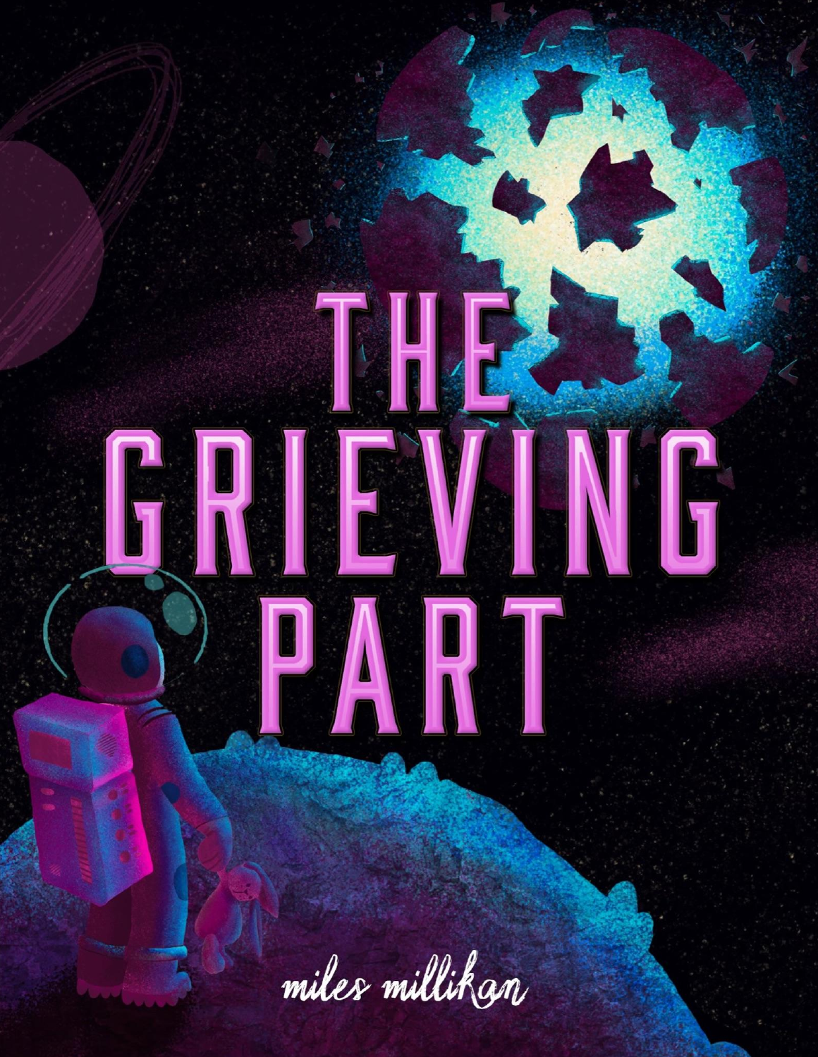# THE GRIEVING PART

miles millikan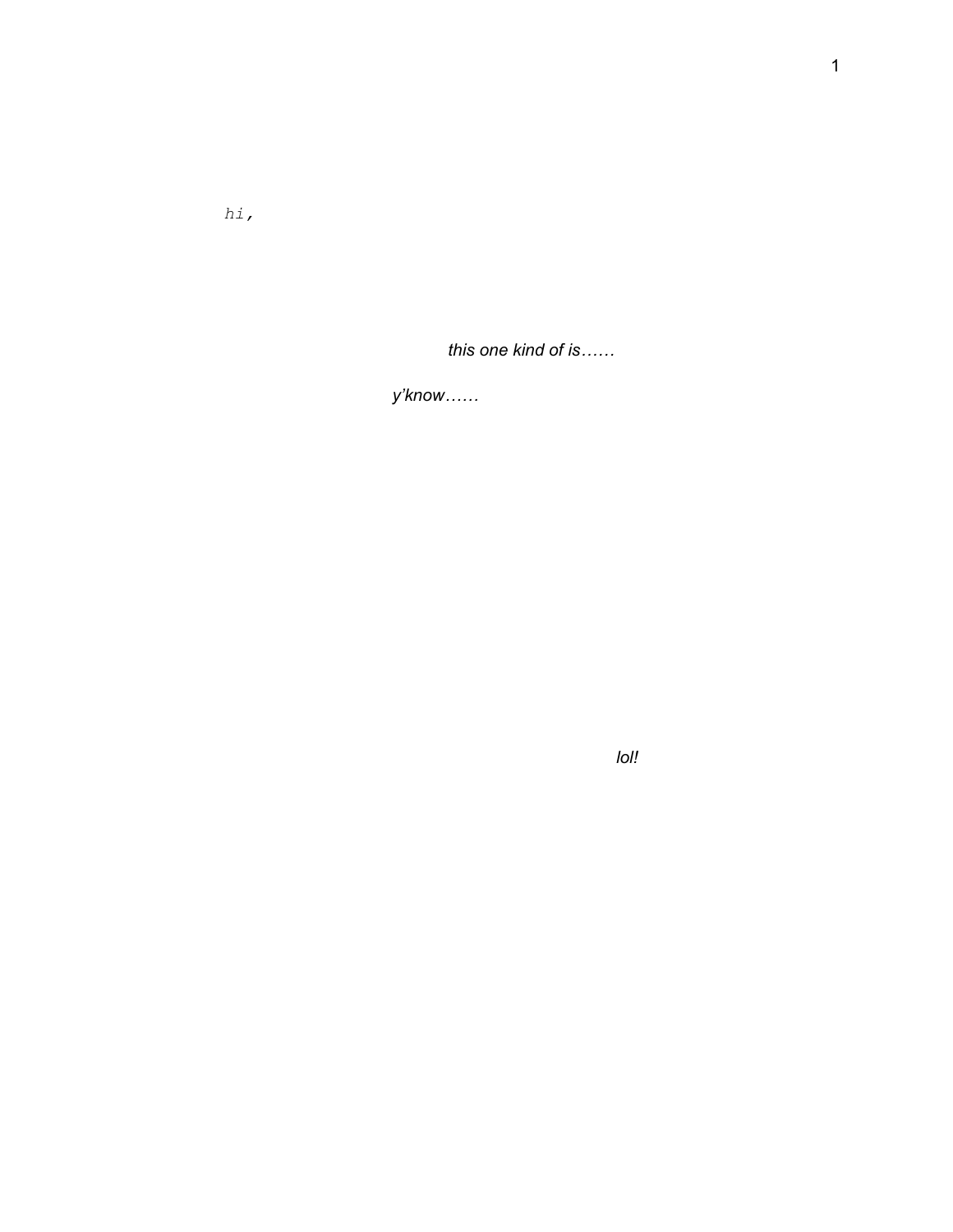*hi,*

*this one kind of is……*

*y'know……*

*lol!*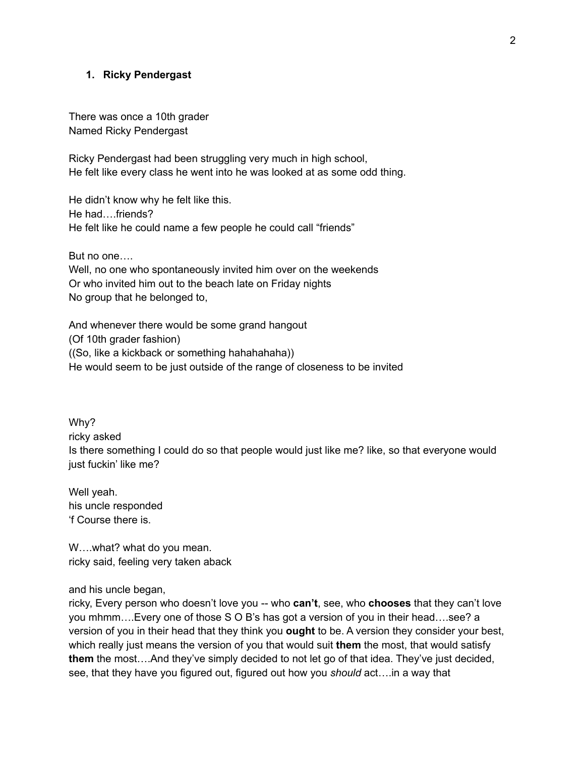1. **Ricky Pendergast**

There was once a 10th grader
Named Ricky Pendergast

Ricky Pendergast had been struggling very much in high school,
He felt like every class he went into he was looked at as some odd thing.

He didn't know why he felt like this.
He had….friends?
He felt like he could name a few people he could call "friends"

But no one….
Well, no one who spontaneously invited him over on the weekends
Or who invited him out to the beach late on Friday nights
No group that he belonged to,

And whenever there would be some grand hangout
(Of 10th grader fashion)
((So, like a kickback or something hahahahaha))
He would seem to be just outside of the range of closeness to be invited

Why?
ricky asked
Is there something I could do so that people would just like me? like, so that everyone would just fuckin' like me?

Well yeah.
his uncle responded
'f Course there is.

W….what? what do you mean.
ricky said, feeling very taken aback

and his uncle began,
ricky, Every person who doesn't love you -- who **can't**, see, who **chooses** that they can't love you mhmm….Every one of those S O B's has got a version of you in their head….see? a version of you in their head that they think you **ought** to be. A version they consider your best, which really just means the version of you that would suit **them** the most, that would satisfy **them** the most….And they've simply decided to not let go of that idea. They've just decided, see, that they have you figured out, figured out how you *should* act….in a way that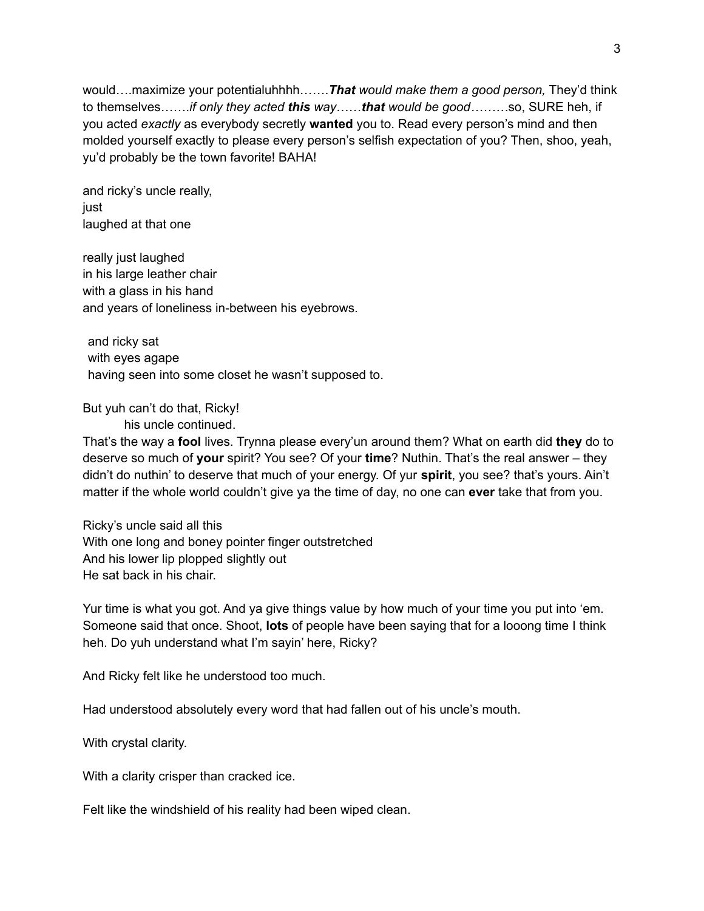would….maximize your potentialuhhhh…….***That*** *would make them a good person,* They'd think to themselves…….*if only they acted* ***this*** *way*……***that*** *would be good*………so, SURE heh, if you acted *exactly* as everybody secretly **wanted** you to. Read every person's mind and then molded yourself exactly to please every person's selfish expectation of you? Then, shoo, yeah, yu'd probably be the town favorite! BAHA!

and ricky's uncle really,
just
laughed at that one

really just laughed
in his large leather chair
with a glass in his hand
and years of loneliness in-between his eyebrows.

 and ricky sat
 with eyes agape
 having seen into some closet he wasn't supposed to.

But yuh can't do that, Ricky!
      his uncle continued.
That's the way a **fool** lives. Trynna please every'un around them? What on earth did **they** do to deserve so much of **your** spirit? You see? Of your **time**? Nuthin. That's the real answer – they didn't do nuthin' to deserve that much of your energy. Of yur **spirit**, you see? that's yours. Ain't matter if the whole world couldn't give ya the time of day, no one can **ever** take that from you.

Ricky's uncle said all this
With one long and boney pointer finger outstretched
And his lower lip plopped slightly out
He sat back in his chair.

Yur time is what you got. And ya give things value by how much of your time you put into 'em. Someone said that once. Shoot, **lots** of people have been saying that for a looong time I think heh. Do yuh understand what I'm sayin' here, Ricky?

And Ricky felt like he understood too much.

Had understood absolutely every word that had fallen out of his uncle's mouth.

With crystal clarity.

With a clarity crisper than cracked ice.

Felt like the windshield of his reality had been wiped clean.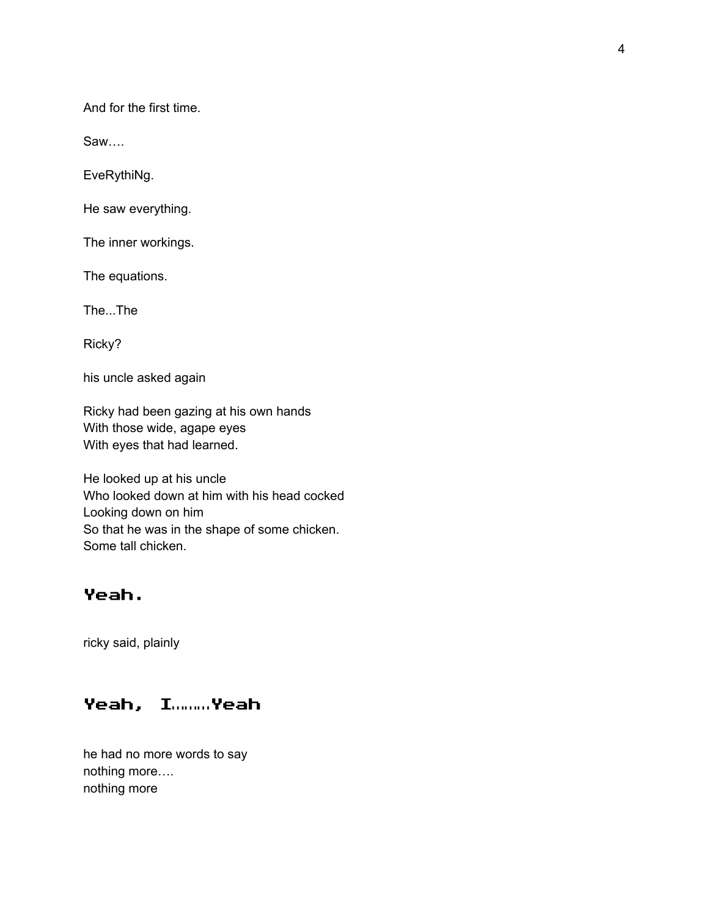And for the first time.

Saw….

EveRythiNg.

He saw everything.

The inner workings.

The equations.

The...The

Ricky?

his uncle asked again

Ricky had been gazing at his own hands
With those wide, agape eyes
With eyes that had learned.

He looked up at his uncle
Who looked down at him with his head cocked
Looking down on him
So that he was in the shape of some chicken.
Some tall chicken.

**Yeah.**

ricky said, plainly

**Yeah, I……..Yeah**

he had no more words to say
nothing more….
nothing more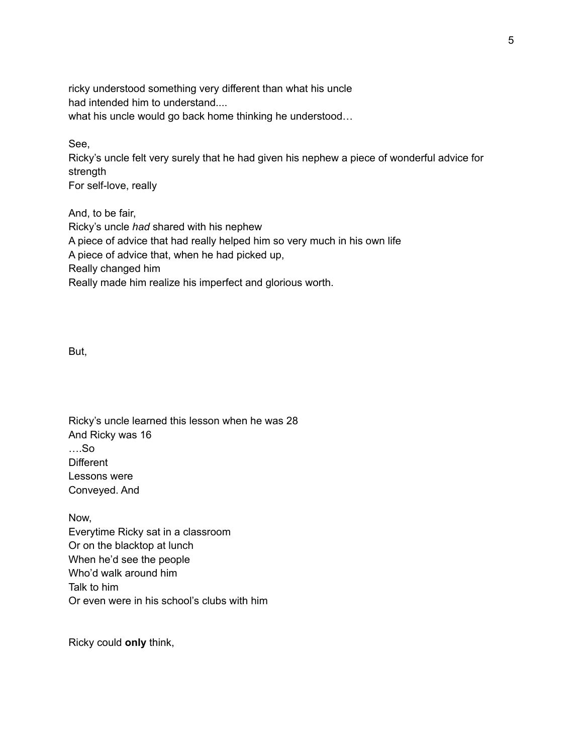ricky understood something very different than what his uncle
had intended him to understand....
what his uncle would go back home thinking he understood…

See,
Ricky's uncle felt very surely that he had given his nephew a piece of wonderful advice for strength
For self-love, really

And, to be fair,
Ricky's uncle *had* shared with his nephew
A piece of advice that had really helped him so very much in his own life
A piece of advice that, when he had picked up,
Really changed him
Really made him realize his imperfect and glorious worth.

But,

Ricky's uncle learned this lesson when he was 28
And Ricky was 16
….So
Different
Lessons were
Conveyed. And

Now,
Everytime Ricky sat in a classroom
Or on the blacktop at lunch
When he'd see the people
Who'd walk around him
Talk to him
Or even were in his school's clubs with him

Ricky could **only** think,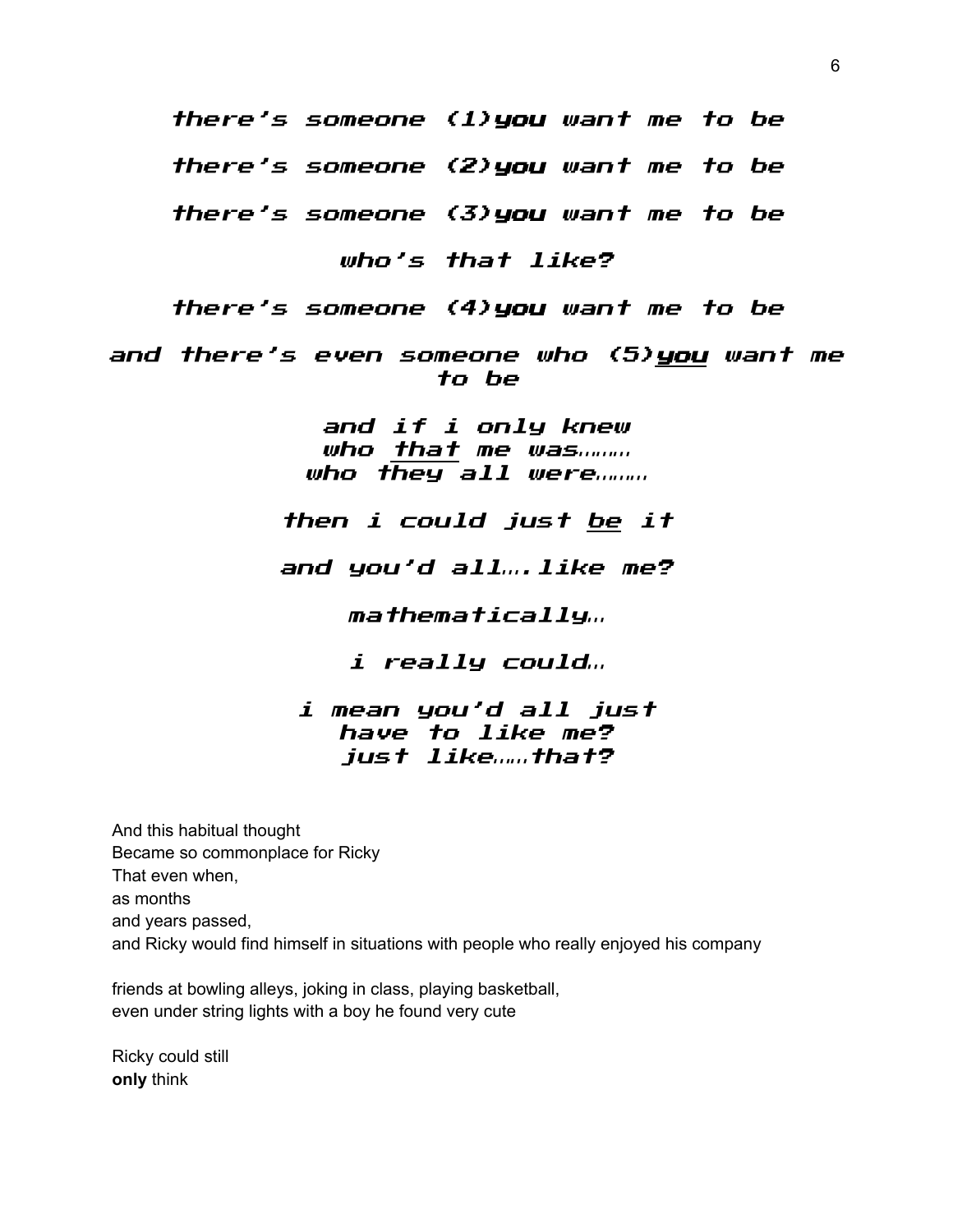*there's someone (1)**you** want me to be*

*there's someone (2)**you** want me to be*

*there's someone (3)**you** want me to be*

*who's that like?*

*there's someone (4)**you** want me to be*

*and there's even someone who (5)<u>**you**</u> want me to be*

*and if i only knew*
*who <u>that</u> me was………*
*who <u>they</u> all were………*

*then i could just <u>be</u> it*

*and you'd all….like me?*

*mathematically…*

*i really could…*

*i mean you'd all just*
*have to like me?*
*just like……that?*

And this habitual thought
Became so commonplace for Ricky
That even when,
as months
and years passed,
and Ricky would find himself in situations with people who really enjoyed his company

friends at bowling alleys, joking in class, playing basketball,
even under string lights with a boy he found very cute

Ricky could still
**only** think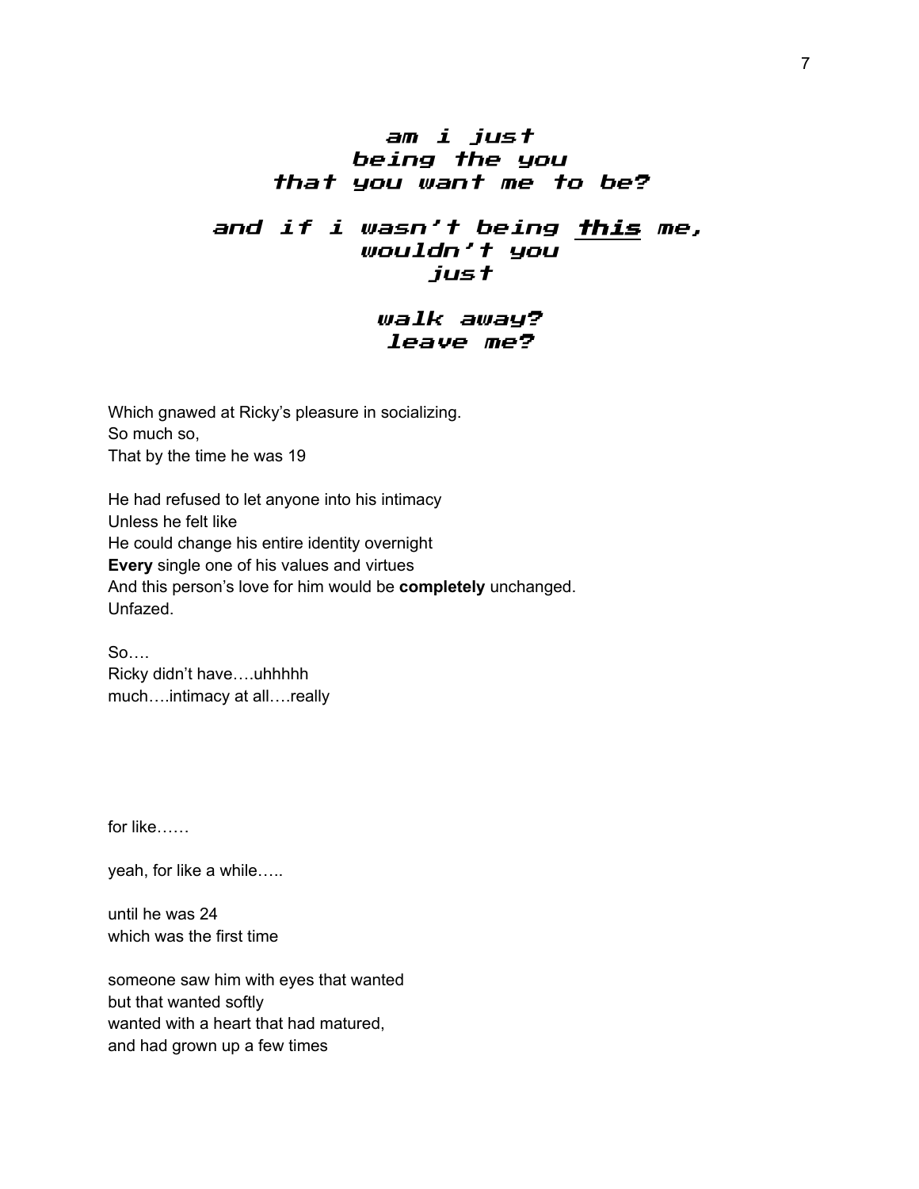*am i just*
*being the you*
*that you want me to be?*

*and if i wasn't being **this** me,*
*wouldn't you*
*just*

*walk away?*
*leave me?*

Which gnawed at Ricky's pleasure in socializing.
So much so,
That by the time he was 19

He had refused to let anyone into his intimacy
Unless he felt like
He could change his entire identity overnight
**Every** single one of his values and virtues
And this person's love for him would be **completely** unchanged.
Unfazed.

So….
Ricky didn't have….uhhhhh
much….intimacy at all….really

for like……

yeah, for like a while…..

until he was 24
which was the first time

someone saw him with eyes that wanted
but that wanted softly
wanted with a heart that had matured,
and had grown up a few times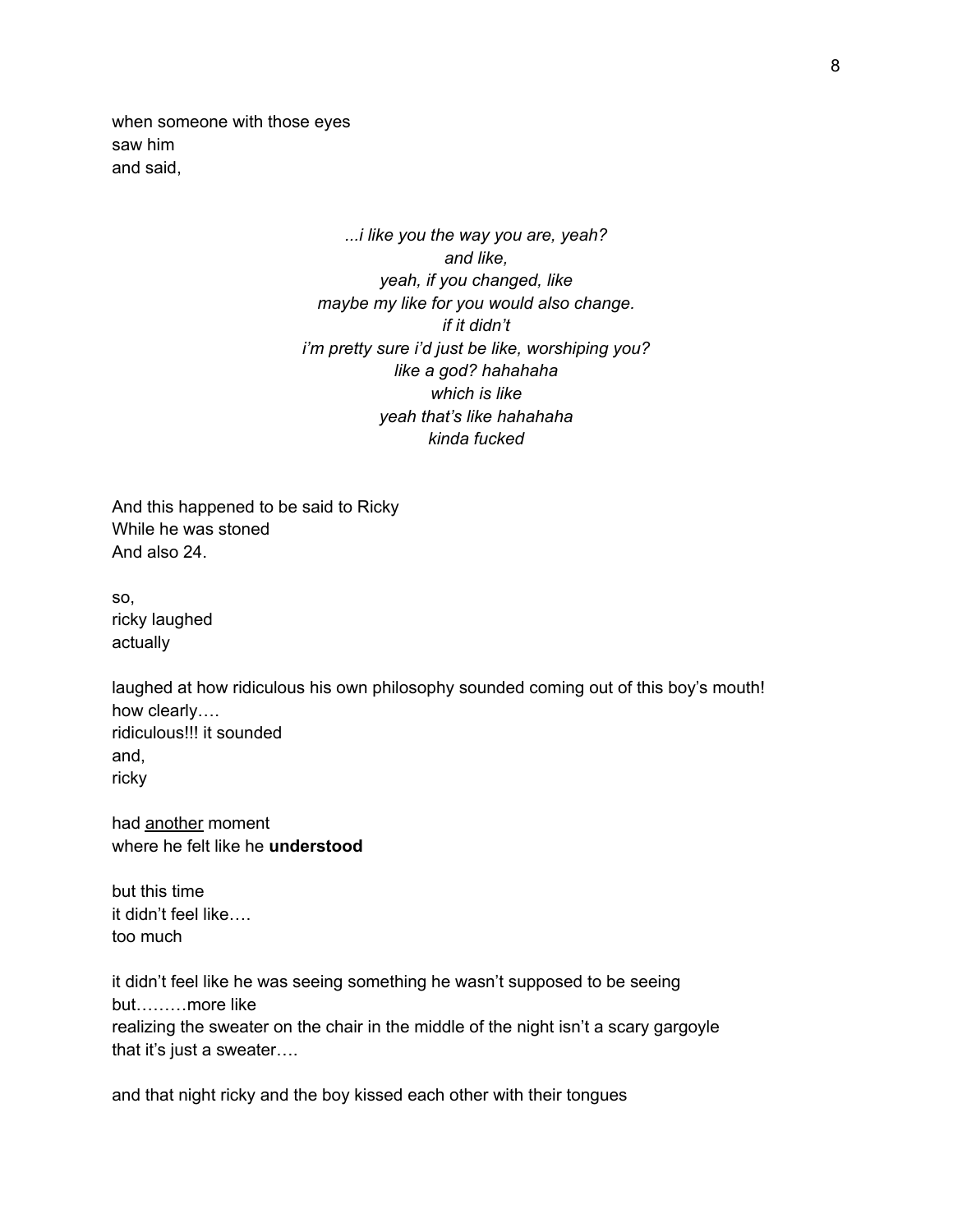when someone with those eyes
saw him
and said,

<center>

*...i like you the way you are, yeah?*
*and like,*
*yeah, if you changed, like*
*maybe my like for you would also change.*
*if it didn't*
*i'm pretty sure i'd just be like, worshiping you?*
*like a god? hahahaha*
*which is like*
*yeah that's like hahahaha*
*kinda fucked*

</center>

And this happened to be said to Ricky
While he was stoned
And also 24.

so,
ricky laughed
actually

laughed at how ridiculous his own philosophy sounded coming out of this boy's mouth!
how clearly….
ridiculous!!! it sounded
and,
ricky

had <u>another</u> moment
where he felt like he **understood**

but this time
it didn't feel like….
too much

it didn't feel like he was seeing something he wasn't supposed to be seeing
but………more like
realizing the sweater on the chair in the middle of the night isn't a scary gargoyle
that it's just a sweater….

and that night ricky and the boy kissed each other with their tongues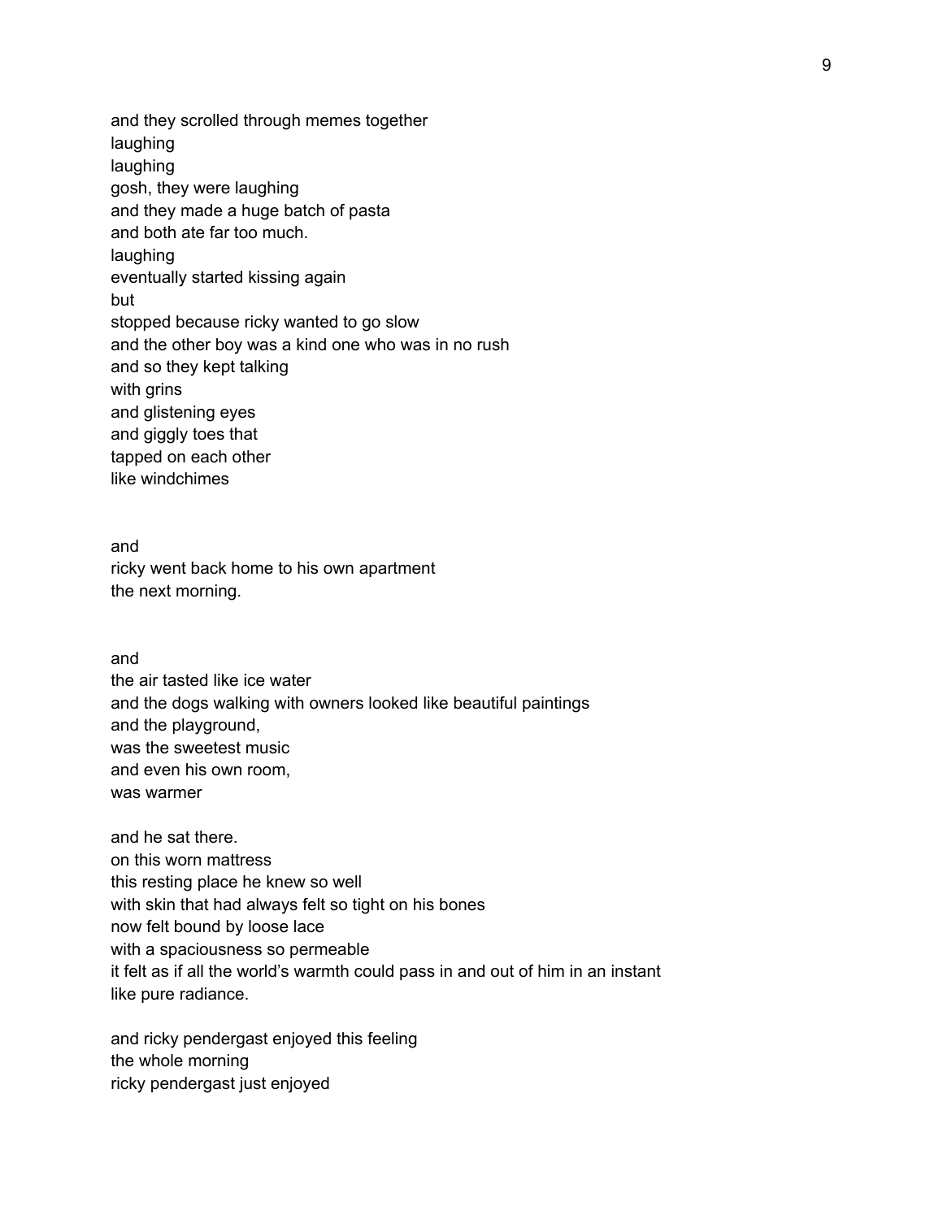and they scrolled through memes together  
laughing  
laughing  
gosh, they were laughing  
and they made a huge batch of pasta  
and both ate far too much.  
laughing  
eventually started kissing again  
but  
stopped because ricky wanted to go slow  
and the other boy was a kind one who was in no rush  
and so they kept talking  
with grins  
and glistening eyes  
and giggly toes that  
tapped on each other  
like windchimes

and  
ricky went back home to his own apartment  
the next morning.

and  
the air tasted like ice water  
and the dogs walking with owners looked like beautiful paintings  
and the playground,  
was the sweetest music  
and even his own room,  
was warmer

and he sat there.  
on this worn mattress  
this resting place he knew so well  
with skin that had always felt so tight on his bones  
now felt bound by loose lace  
with a spaciousness so permeable  
it felt as if all the world's warmth could pass in and out of him in an instant  
like pure radiance.

and ricky pendergast enjoyed this feeling  
the whole morning  
ricky pendergast just enjoyed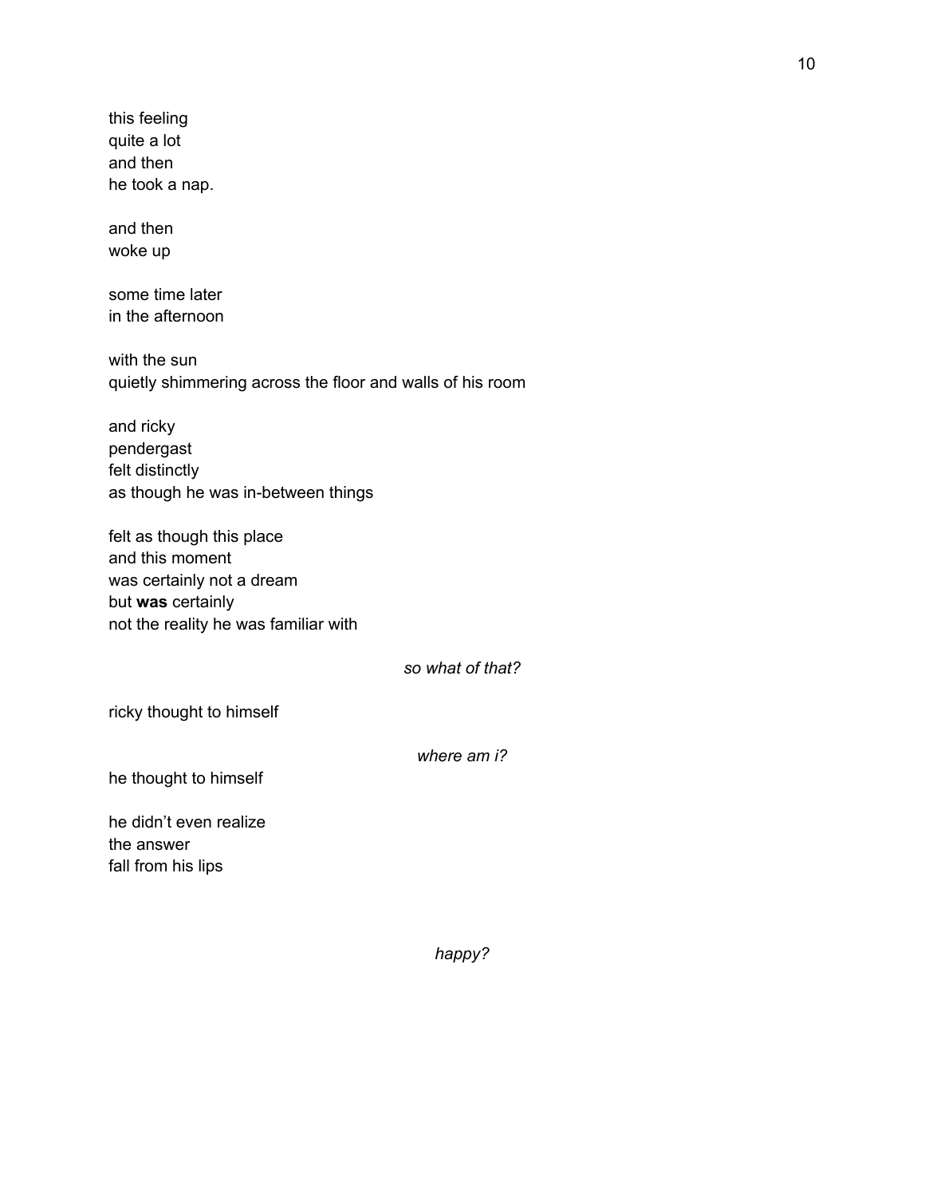this feeling
quite a lot
and then
he took a nap.

and then
woke up

some time later
in the afternoon

with the sun
quietly shimmering across the floor and walls of his room

and ricky
pendergast
felt distinctly
as though he was in-between things

felt as though this place
and this moment
was certainly not a dream
but **was** certainly
not the reality he was familiar with

*so what of that?*

ricky thought to himself

*where am i?*

he thought to himself

he didn't even realize
the answer
fall from his lips

*happy?*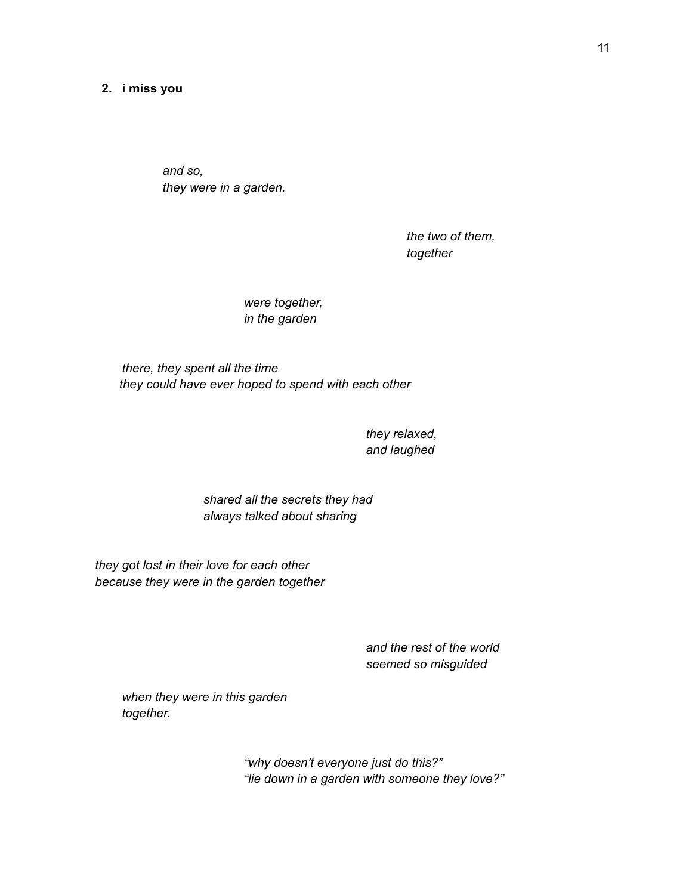## 2. i miss you

*and so,*
*they were in a garden.*

*the two of them,*
*together*

*were together,*
*in the garden*

*there, they spent all the time*
*they could have ever hoped to spend with each other*

*they relaxed,*
*and laughed*

*shared all the secrets they had*
*always talked about sharing*

*they got lost in their love for each other*
*because they were in the garden together*

*and the rest of the world*
*seemed so misguided*

*when they were in this garden*
*together.*

*"why doesn't everyone just do this?"*
*"lie down in a garden with someone they love?"*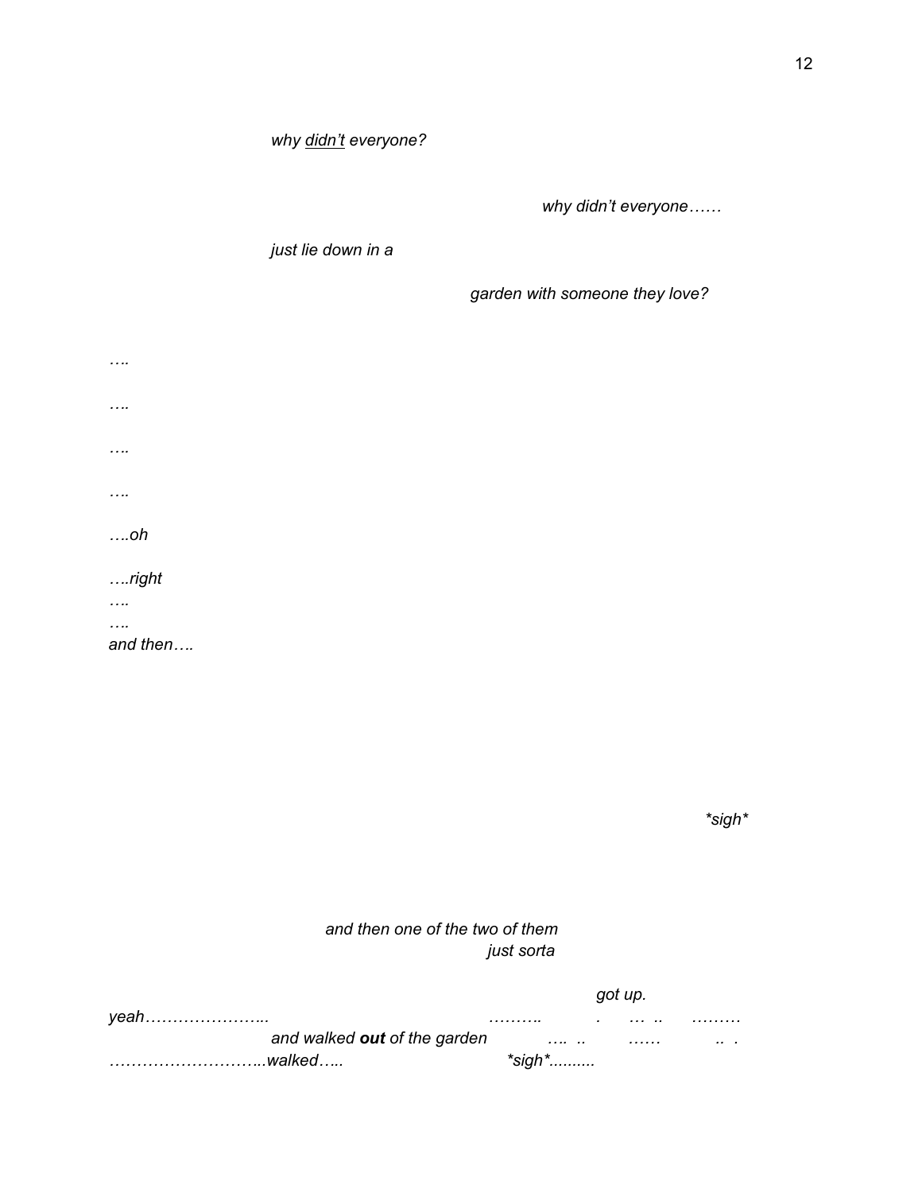*why <u>didn't</u> everyone?*

*why didn't everyone……*

*just lie down in a*

*garden with someone they love?*

*….*

*….*

*….*

*….*

*….oh*

*….right*
*….*
*….*
*and then….*

*\*sigh\**

*and then one of the two of them*
*just sorta*

*got up.*
*yeah…………………...                    ……….    .   … ..   ………*
*and walked **out** of the garden    …. ..    ……    .. .*
*………………………..walked…..          \*sigh\*..........*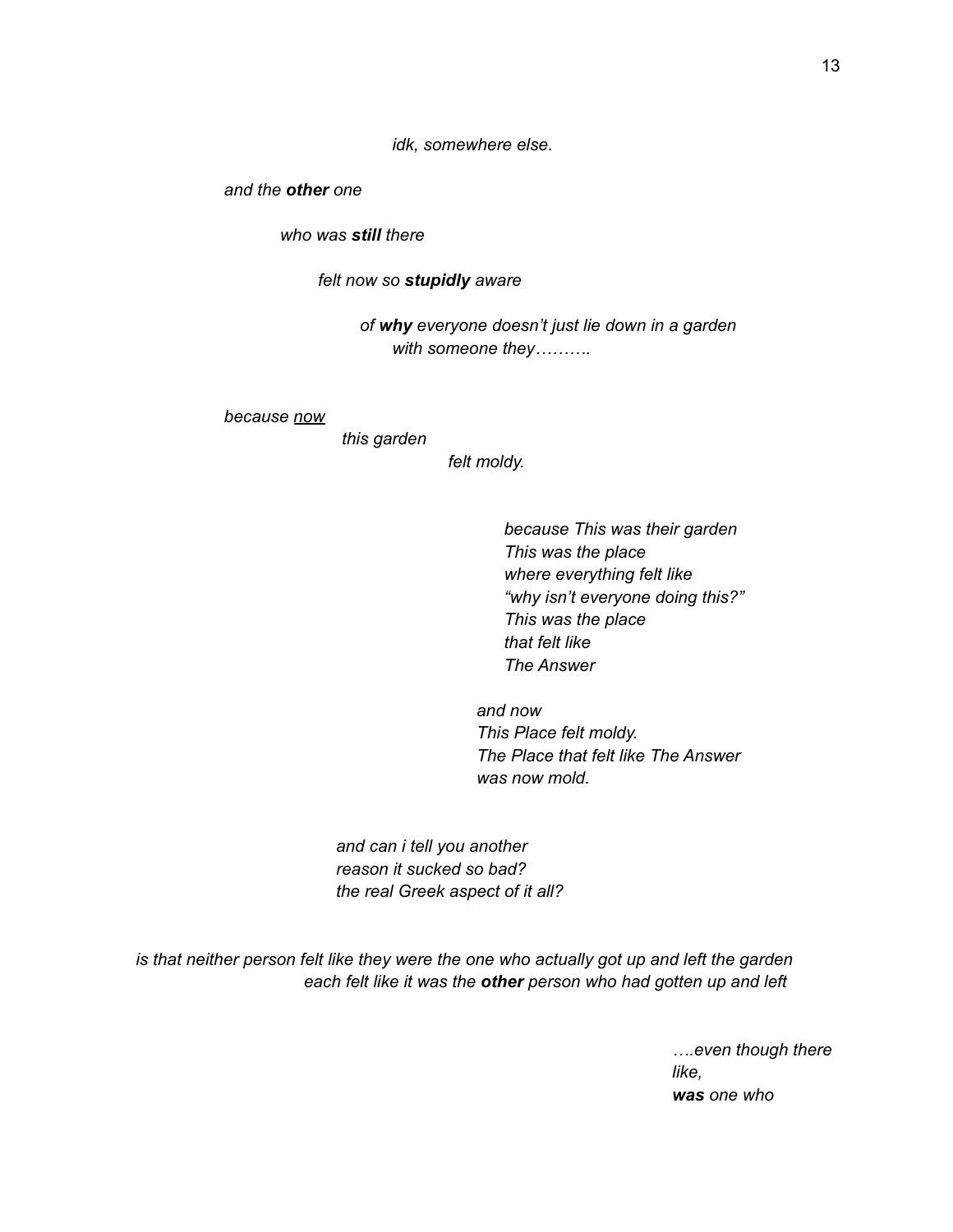*idk, somewhere else.*

*and the **other** one*

*who was **still** there*

*felt now so **stupidly** aware*

*of **why** everyone doesn't just lie down in a garden*
*with someone they……….*

*because <u>now</u>*
*this garden*
*felt moldy.*

*because This was their garden*
*This was the place*
*where everything felt like*
*"why isn't everyone doing this?"*
*This was the place*
*that felt like*
*The Answer*

*and now*
*This Place felt moldy.*
*The Place that felt like The Answer*
*was now mold.*

*and can i tell you another*
*reason it sucked so bad?*
*the real Greek aspect of it all?*

*is that neither person felt like they were the one who actually got up and left the garden*
*each felt like it was the **other** person who had gotten up and left*

*….even though there*
*like,*
***was** one who*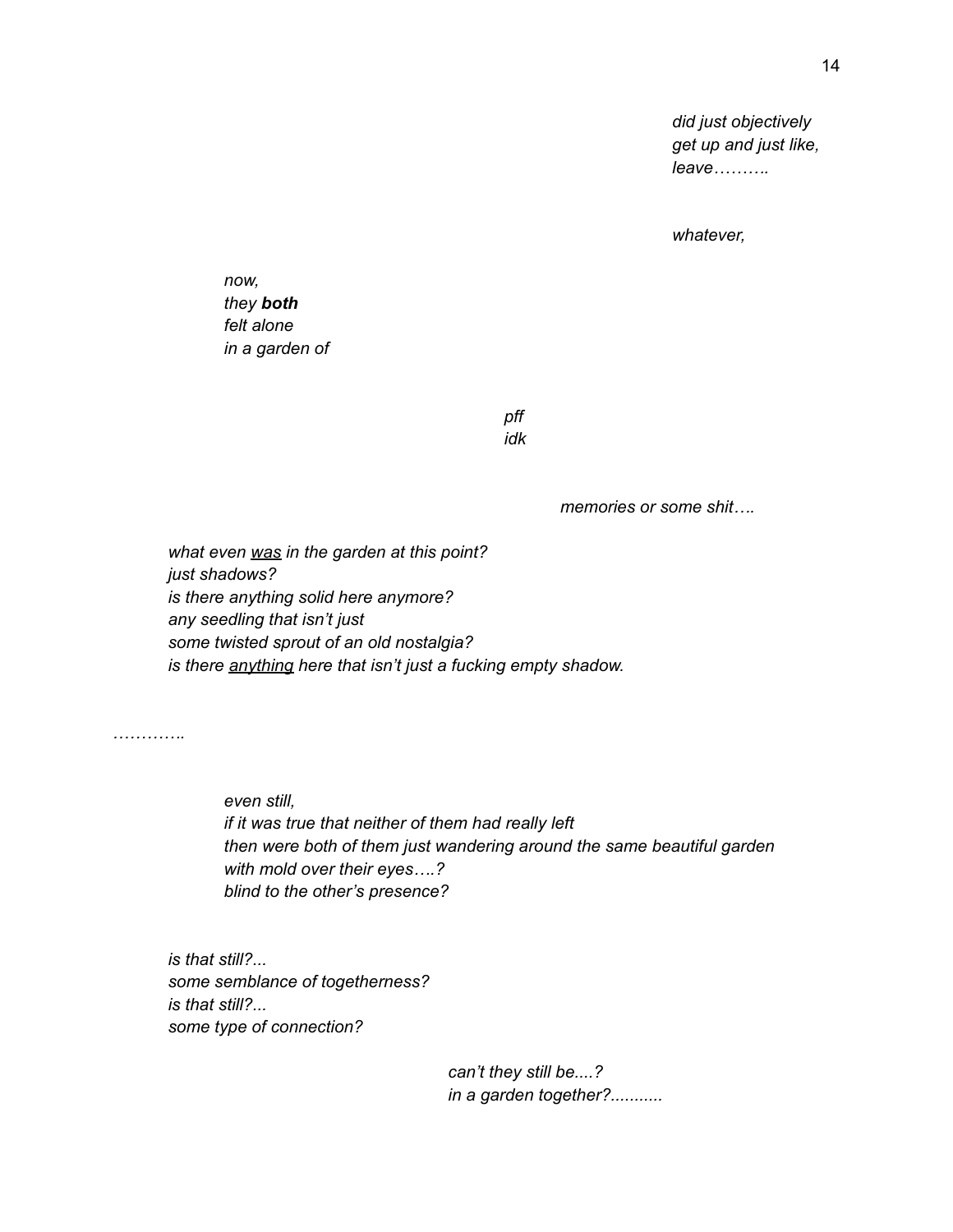*did just objectively*
*get up and just like,*
*leave……….*

*whatever,*

*now,*
*they* ***both***
*felt alone*
*in a garden of*

*pff*
*idk*

*memories or some shit….*

*what even <u>was</u> in the garden at this point?*
*just shadows?*
*is there anything solid here anymore?*
*any seedling that isn't just*
*some twisted sprout of an old nostalgia?*
*is there <u>anything</u> here that isn't just a fucking empty shadow.*

*………….*

*even still,*
*if it was true that neither of them had really left*
*then were both of them just wandering around the same beautiful garden*
*with mold over their eyes….?*
*blind to the other's presence?*

*is that still?...*
*some semblance of togetherness?*
*is that still?...*
*some type of connection?*

*can't they still be....?*
*in a garden together?...........*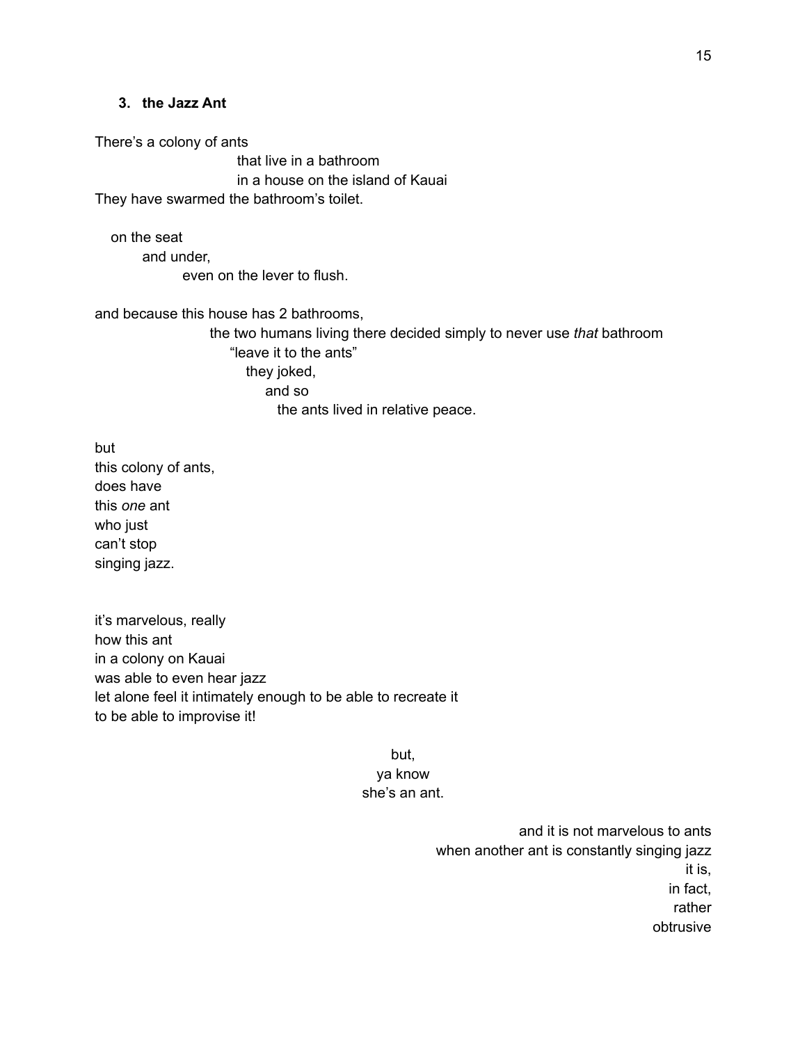### 3. the Jazz Ant

There's a colony of ants
that live in a bathroom
in a house on the island of Kauai
They have swarmed the bathroom's toilet.

on the seat
and under,
even on the lever to flush.

and because this house has 2 bathrooms,
the two humans living there decided simply to never use *that* bathroom
"leave it to the ants"
they joked,
and so
the ants lived in relative peace.

but
this colony of ants,
does have
this *one* ant
who just
can't stop
singing jazz.

it's marvelous, really
how this ant
in a colony on Kauai
was able to even hear jazz
let alone feel it intimately enough to be able to recreate it
to be able to improvise it!

but,
ya know
she's an ant.

and it is not marvelous to ants
when another ant is constantly singing jazz
it is,
in fact,
rather
obtrusive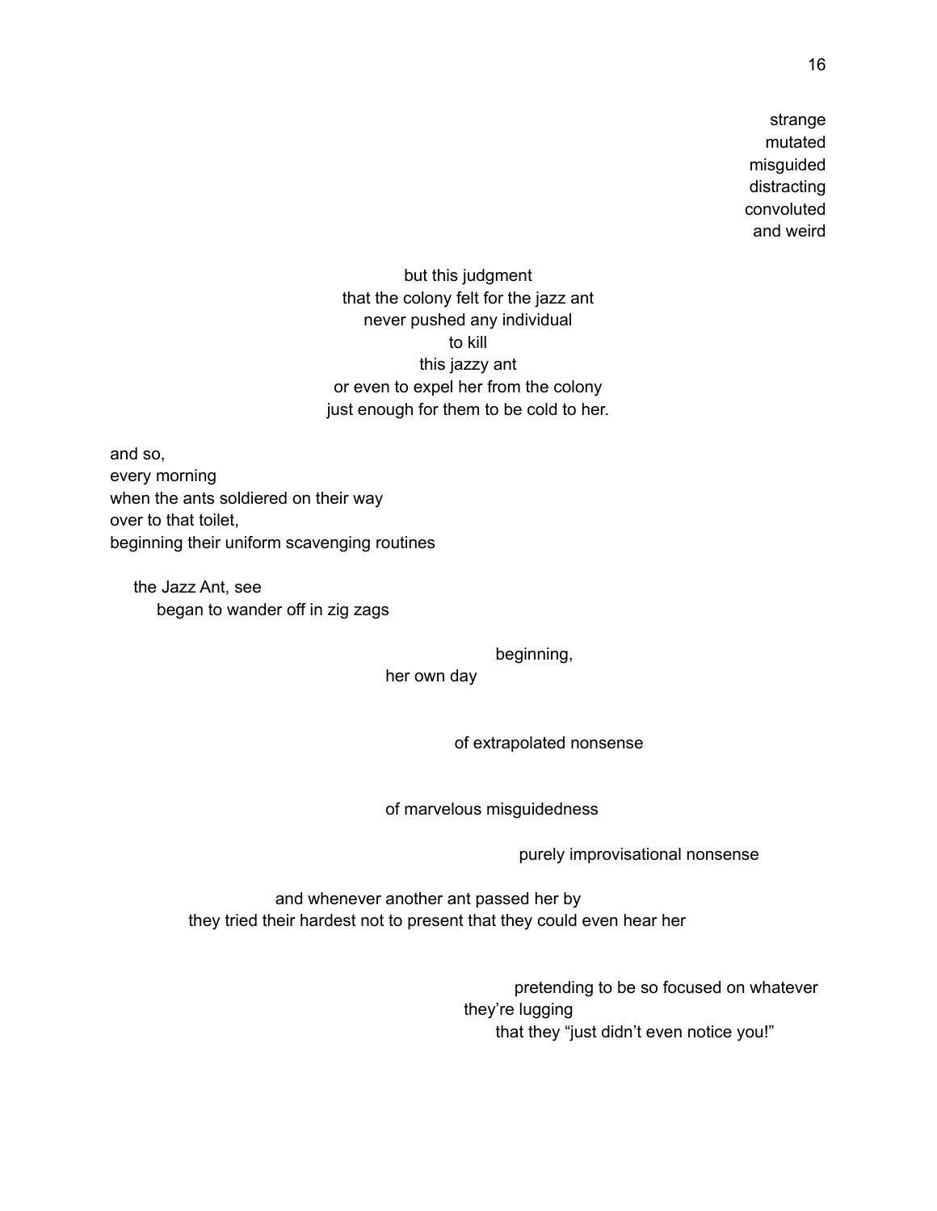strange
mutated
misguided
distracting
convoluted
and weird

but this judgment
that the colony felt for the jazz ant
never pushed any individual
to kill
this jazzy ant
or even to expel her from the colony
just enough for them to be cold to her.

and so,
every morning
when the ants soldiered on their way
over to that toilet,
beginning their uniform scavenging routines

the Jazz Ant, see
began to wander off in zig zags

beginning,
her own day

of extrapolated nonsense

of marvelous misguidedness

purely improvisational nonsense

and whenever another ant passed her by
they tried their hardest not to present that they could even hear her

pretending to be so focused on whatever
they're lugging
that they "just didn't even notice you!"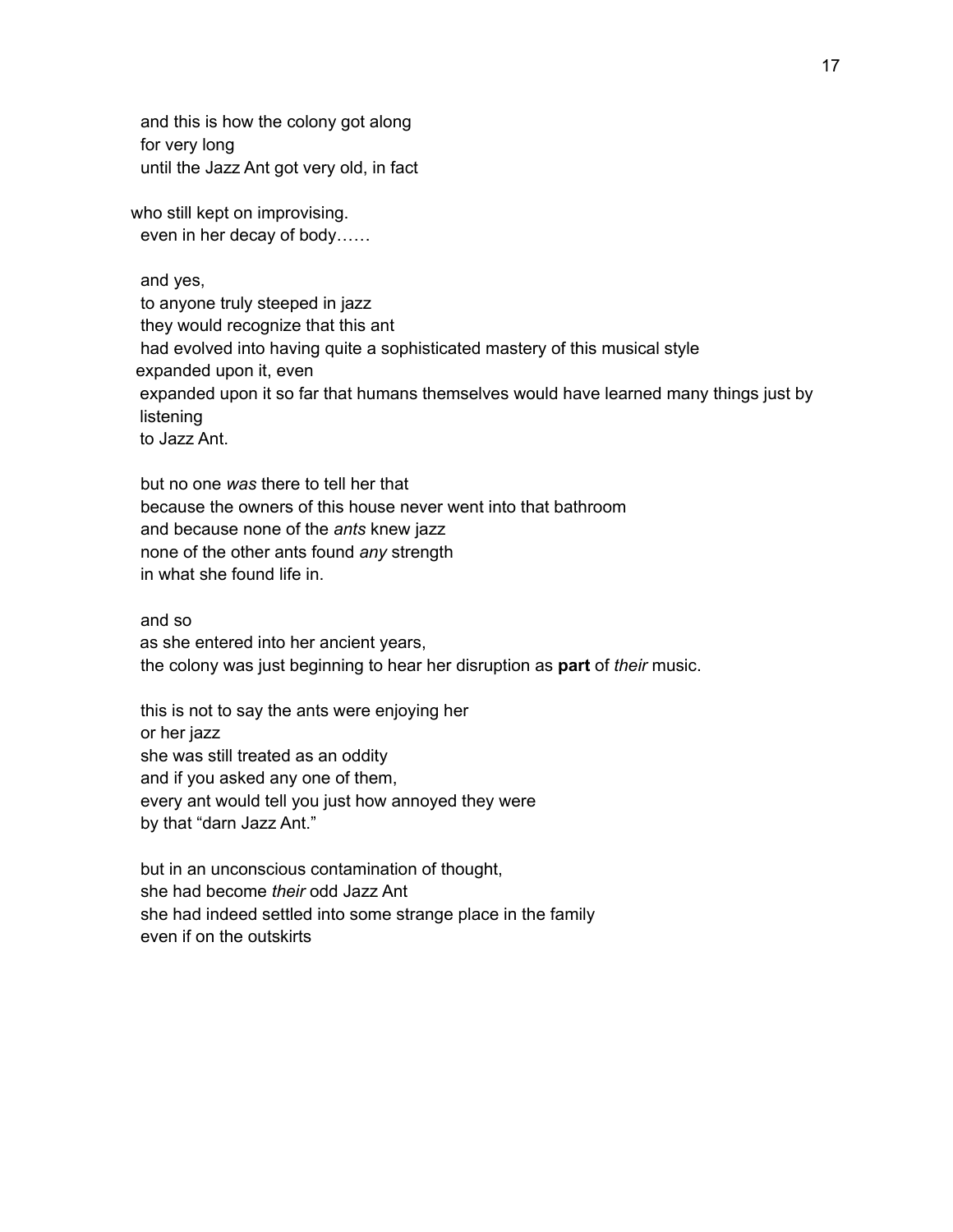and this is how the colony got along
for very long
until the Jazz Ant got very old, in fact

who still kept on improvising.
even in her decay of body……

and yes,
to anyone truly steeped in jazz
they would recognize that this ant
had evolved into having quite a sophisticated mastery of this musical style
expanded upon it, even
expanded upon it so far that humans themselves would have learned many things just by listening
to Jazz Ant.

but no one *was* there to tell her that
because the owners of this house never went into that bathroom
and because none of the *ants* knew jazz
none of the other ants found *any* strength
in what she found life in.

and so
as she entered into her ancient years,
the colony was just beginning to hear her disruption as **part** of *their* music.

this is not to say the ants were enjoying her
or her jazz
she was still treated as an oddity
and if you asked any one of them,
every ant would tell you just how annoyed they were
by that "darn Jazz Ant."

but in an unconscious contamination of thought,
she had become *their* odd Jazz Ant
she had indeed settled into some strange place in the family
even if on the outskirts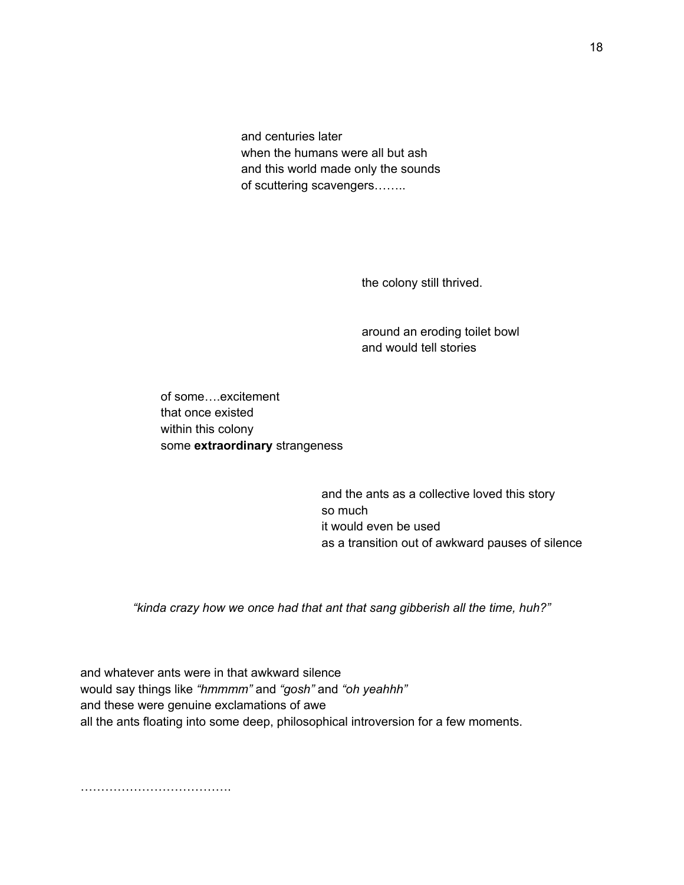and centuries later
when the humans were all but ash
and this world made only the sounds
of scuttering scavengers……..

the colony still thrived.

around an eroding toilet bowl
and would tell stories

of some….excitement
that once existed
within this colony
some **extraordinary** strangeness

and the ants as a collective loved this story
so much
it would even be used
as a transition out of awkward pauses of silence

*“kinda crazy how we once had that ant that sang gibberish all the time, huh?”*

and whatever ants were in that awkward silence
would say things like *“hmmmm”* and *“gosh”* and *“oh yeahhh”*
and these were genuine exclamations of awe
all the ants floating into some deep, philosophical introversion for a few moments.

……………………………….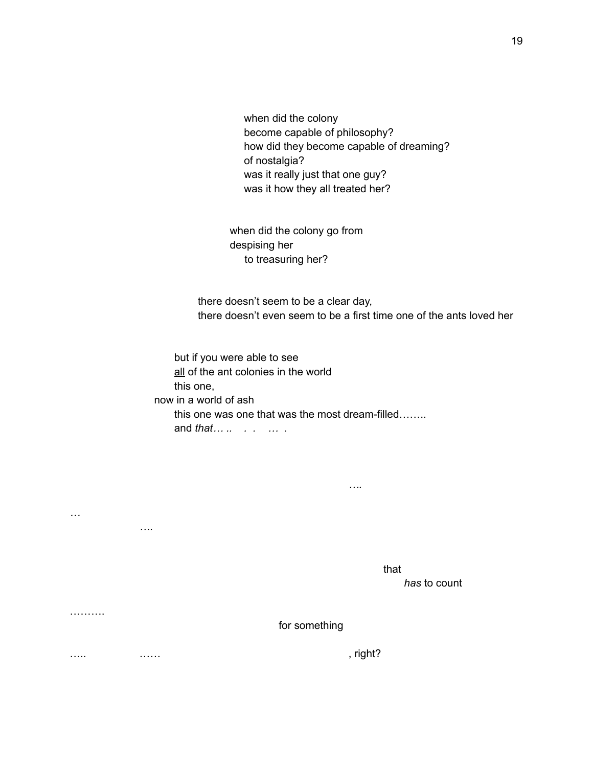when did the colony
become capable of philosophy?
how did they become capable of dreaming?
of nostalgia?
was it really just that one guy?
was it how they all treated her?

when did the colony go from
despising her
to treasuring her?

there doesn't seem to be a clear day,
there doesn't even seem to be a first time one of the ants loved her

but if you were able to see
<u>all</u> of the ant colonies in the world
this one,
now in a world of ash
this one was one that was the most dream-filled……..
and *that…* *..   .  .    …  .*

*….*

*…*

*….*

that
*has* to count

……….

for something

…..   ……   , right?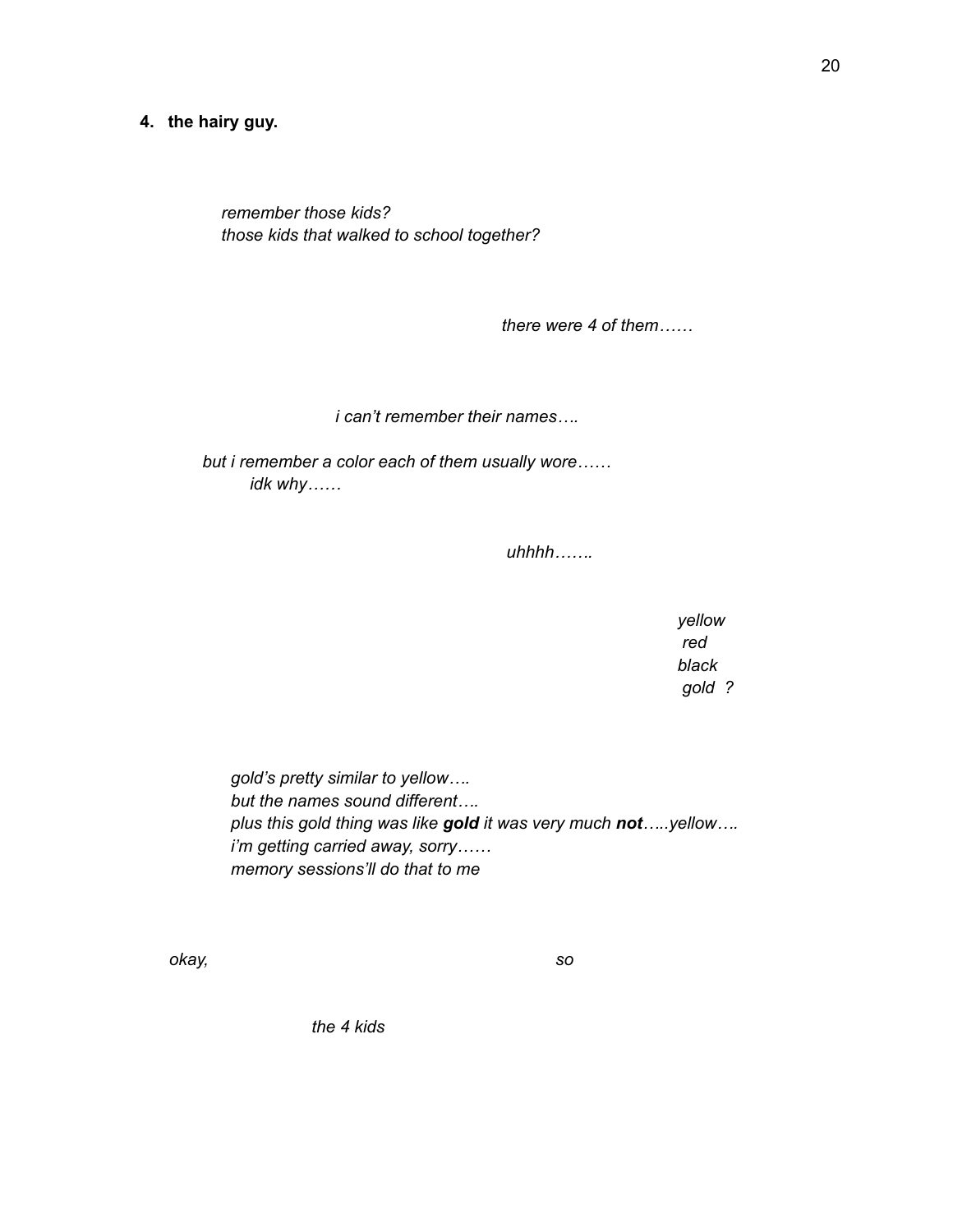**4. the hairy guy.**

*remember those kids?*
*those kids that walked to school together?*

*there were 4 of them……*

*i can't remember their names….*

*but i remember a color each of them usually wore……*
*idk why……*

*uhhhh…….*

*yellow*
*red*
*black*
*gold ?*

*gold's pretty similar to yellow….*
*but the names sound different….*
*plus this gold thing was like* ***gold*** *it was very much* ***not****…..yellow….*
*i'm getting carried away, sorry……*
*memory sessions'll do that to me*

*okay, so*

*the 4 kids*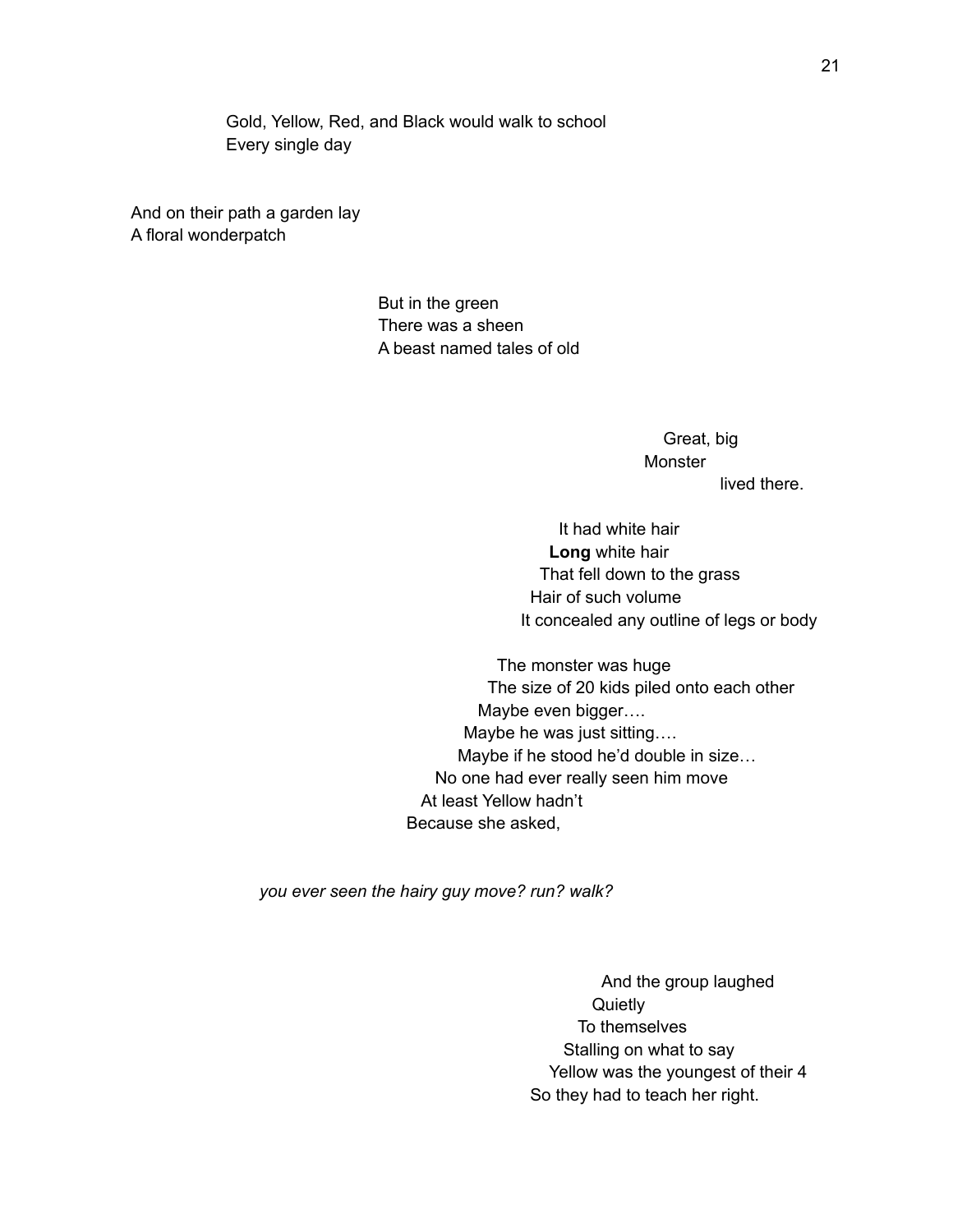Gold, Yellow, Red, and Black would walk to school
Every single day

And on their path a garden lay
A floral wonderpatch

But in the green
There was a sheen
A beast named tales of old

Great, big
Monster
lived there.

It had white hair
**Long** white hair
That fell down to the grass
Hair of such volume
It concealed any outline of legs or body

The monster was huge
The size of 20 kids piled onto each other
Maybe even bigger….
Maybe he was just sitting….
Maybe if he stood he'd double in size…
No one had ever really seen him move
At least Yellow hadn't
Because she asked,

*you ever seen the hairy guy move? run? walk?*

And the group laughed
Quietly
To themselves
Stalling on what to say
Yellow was the youngest of their 4
So they had to teach her right.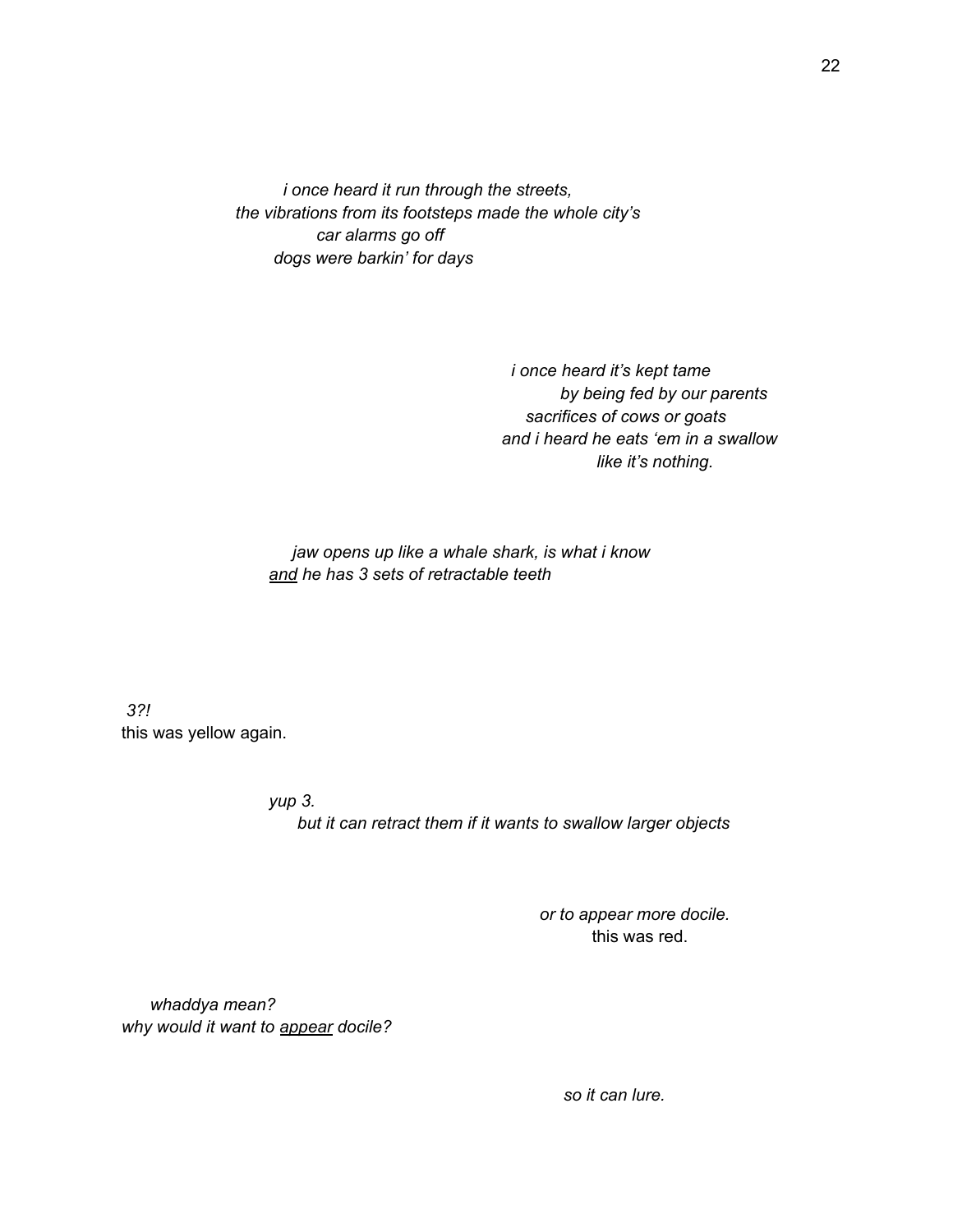*i once heard it run through the streets,*
*the vibrations from its footsteps made the whole city's*
*car alarms go off*
*dogs were barkin' for days*

*i once heard it's kept tame*
*by being fed by our parents*
*sacrifices of cows or goats*
*and i heard he eats 'em in a swallow*
*like it's nothing.*

*jaw opens up like a whale shark, is what i know*
*<u>and</u> he has 3 sets of retractable teeth*

*3?!*
this was yellow again.

*yup 3.*
*but it can retract them if it wants to swallow larger objects*

*or to appear more docile.*
this was red.

*whaddya mean?*
*why would it want to <u>appear</u> docile?*

*so it can lure.*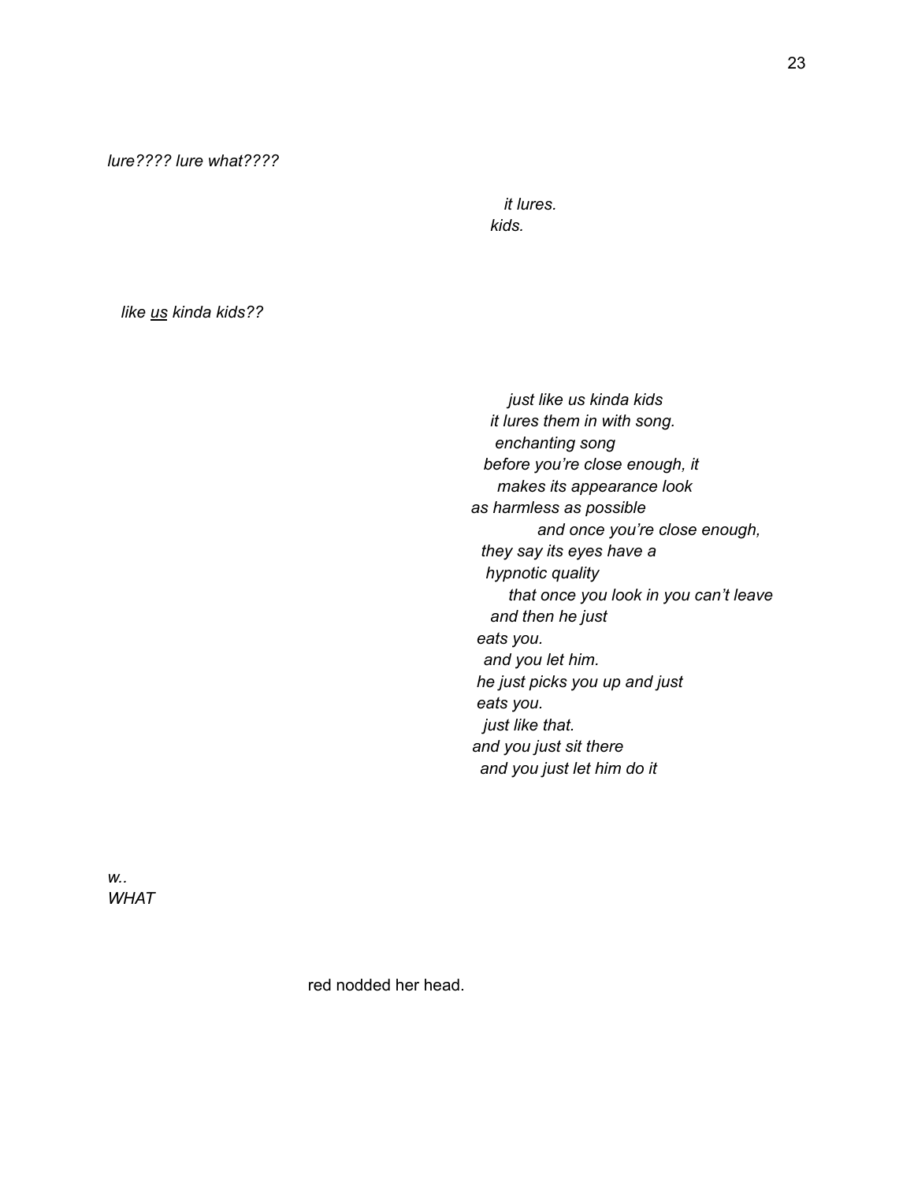*lure???? lure what????*

*it lures.*
*kids.*

*like <u>us</u> kinda kids??*

*just like us kinda kids*
*it lures them in with song.*
*enchanting song*
*before you're close enough, it*
*makes its appearance look*
*as harmless as possible*
*and once you're close enough,*
*they say its eyes have a*
*hypnotic quality*
*that once you look in you can't leave*
*and then he just*
*eats you.*
*and you let him.*
*he just picks you up and just*
*eats you.*
*just like that.*
*and you just sit there*
*and you just let him do it*

*w..*
*WHAT*

red nodded her head.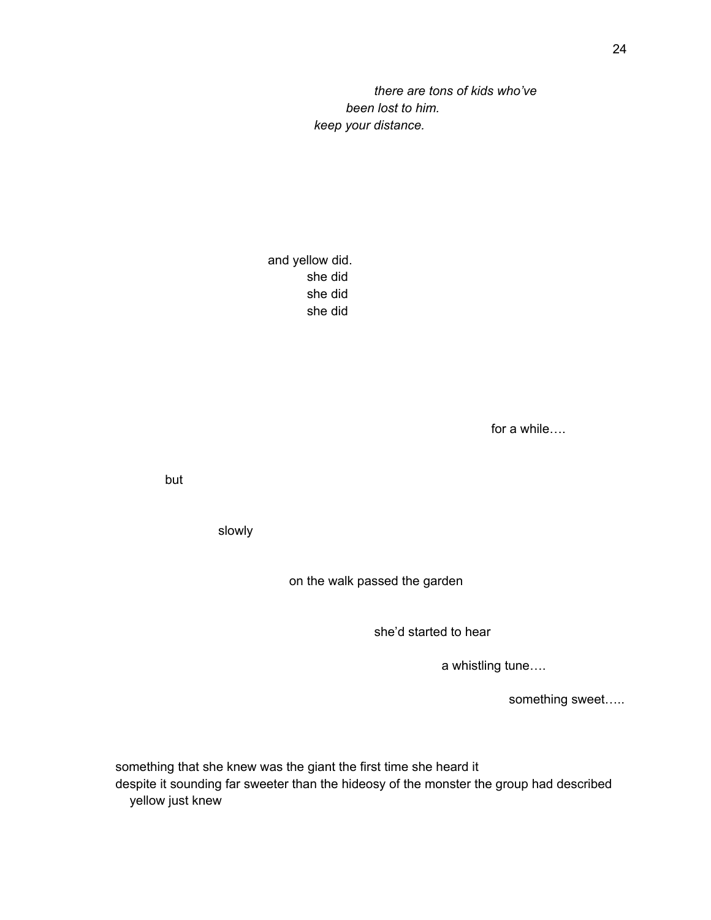*there are tons of kids who've*
*been lost to him.*
*keep your distance.*

and yellow did.
she did
she did
she did

for a while….

but

slowly

on the walk passed the garden

she'd started to hear

a whistling tune….

something sweet…..

something that she knew was the giant the first time she heard it
despite it sounding far sweeter than the hideosy of the monster the group had described
yellow just knew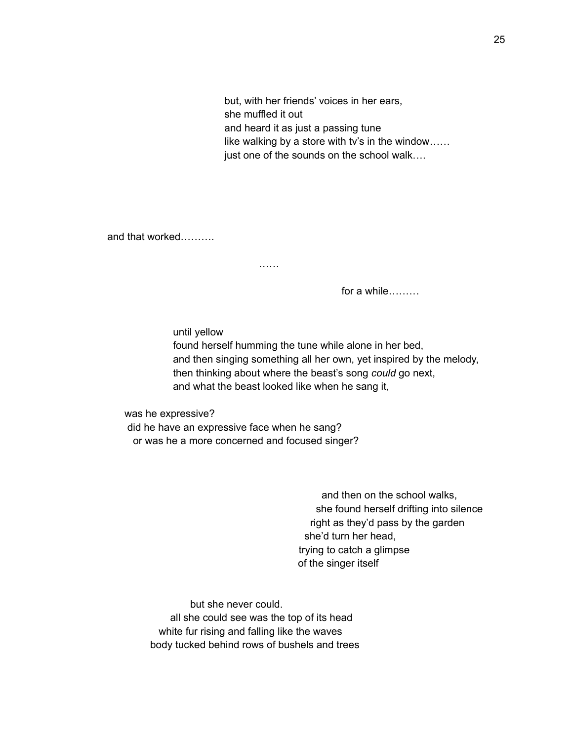but, with her friends' voices in her ears,
she muffled it out
and heard it as just a passing tune
like walking by a store with tv's in the window……
just one of the sounds on the school walk….

and that worked……….

……

for a while………

until yellow
found herself humming the tune while alone in her bed,
and then singing something all her own, yet inspired by the melody,
then thinking about where the beast's song *could* go next,
and what the beast looked like when he sang it,

was he expressive?
did he have an expressive face when he sang?
or was he a more concerned and focused singer?

and then on the school walks,
she found herself drifting into silence
right as they'd pass by the garden
she'd turn her head,
trying to catch a glimpse
of the singer itself

but she never could.
all she could see was the top of its head
white fur rising and falling like the waves
body tucked behind rows of bushels and trees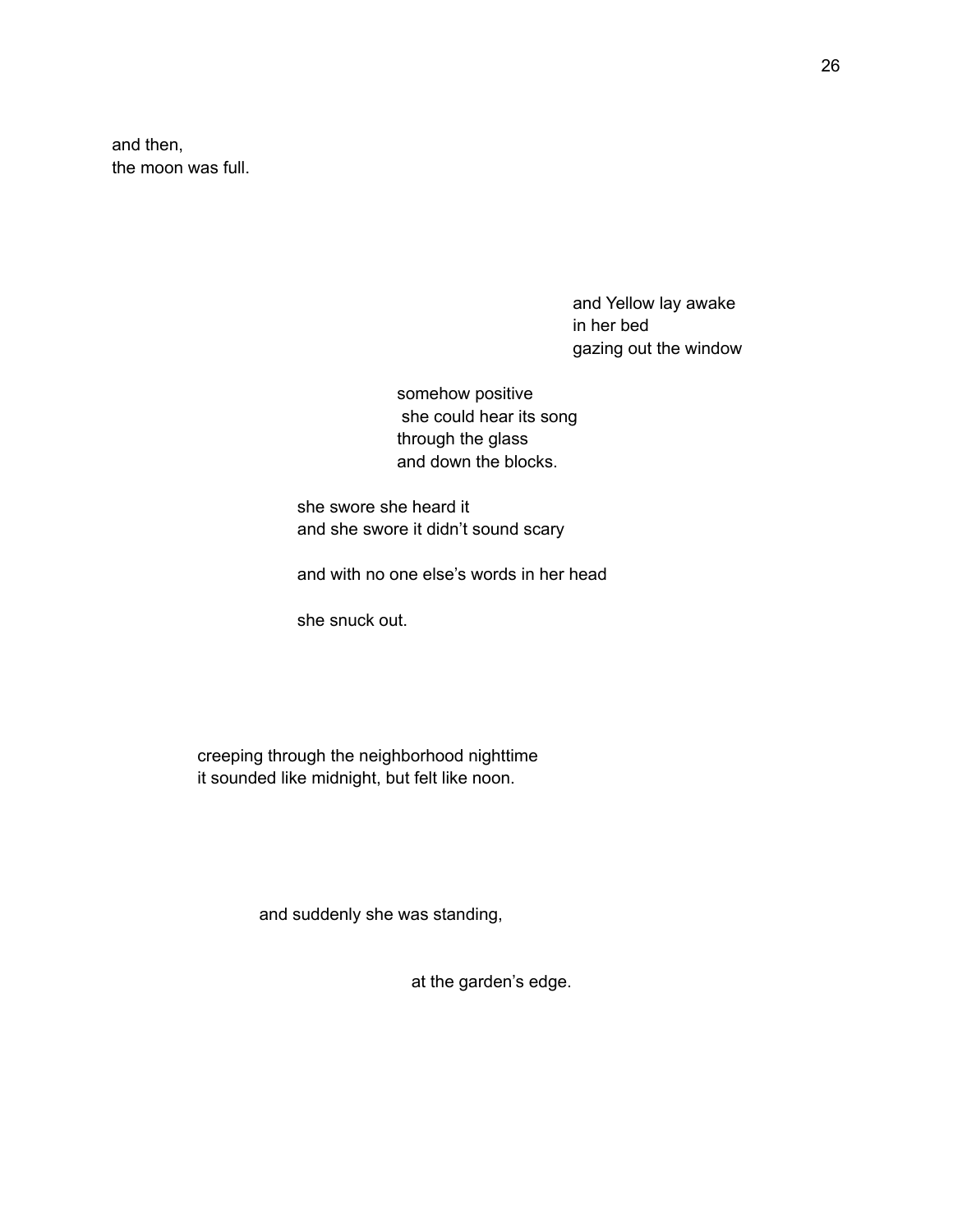and then,
the moon was full.

and Yellow lay awake
in her bed
gazing out the window

somehow positive
she could hear its song
through the glass
and down the blocks.

she swore she heard it
and she swore it didn't sound scary

and with no one else's words in her head

she snuck out.

creeping through the neighborhood nighttime
it sounded like midnight, but felt like noon.

and suddenly she was standing,

at the garden's edge.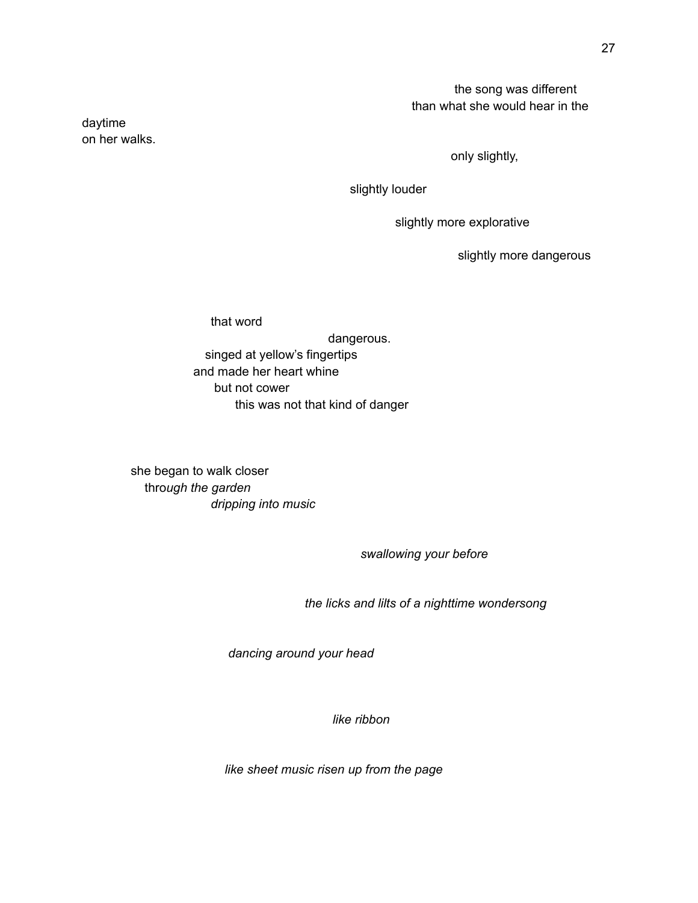the song was different
than what she would hear in the

daytime
on her walks.

only slightly,

slightly louder

slightly more explorative

slightly more dangerous

that word
dangerous.
singed at yellow's fingertips
and made her heart whine
but not cower
this was not that kind of danger

she began to walk closer
thr*ough the garden*
*dripping into music*

*swallowing your before*

*the licks and lilts of a nighttime wondersong*

*dancing around your head*

*like ribbon*

*like sheet music risen up from the page*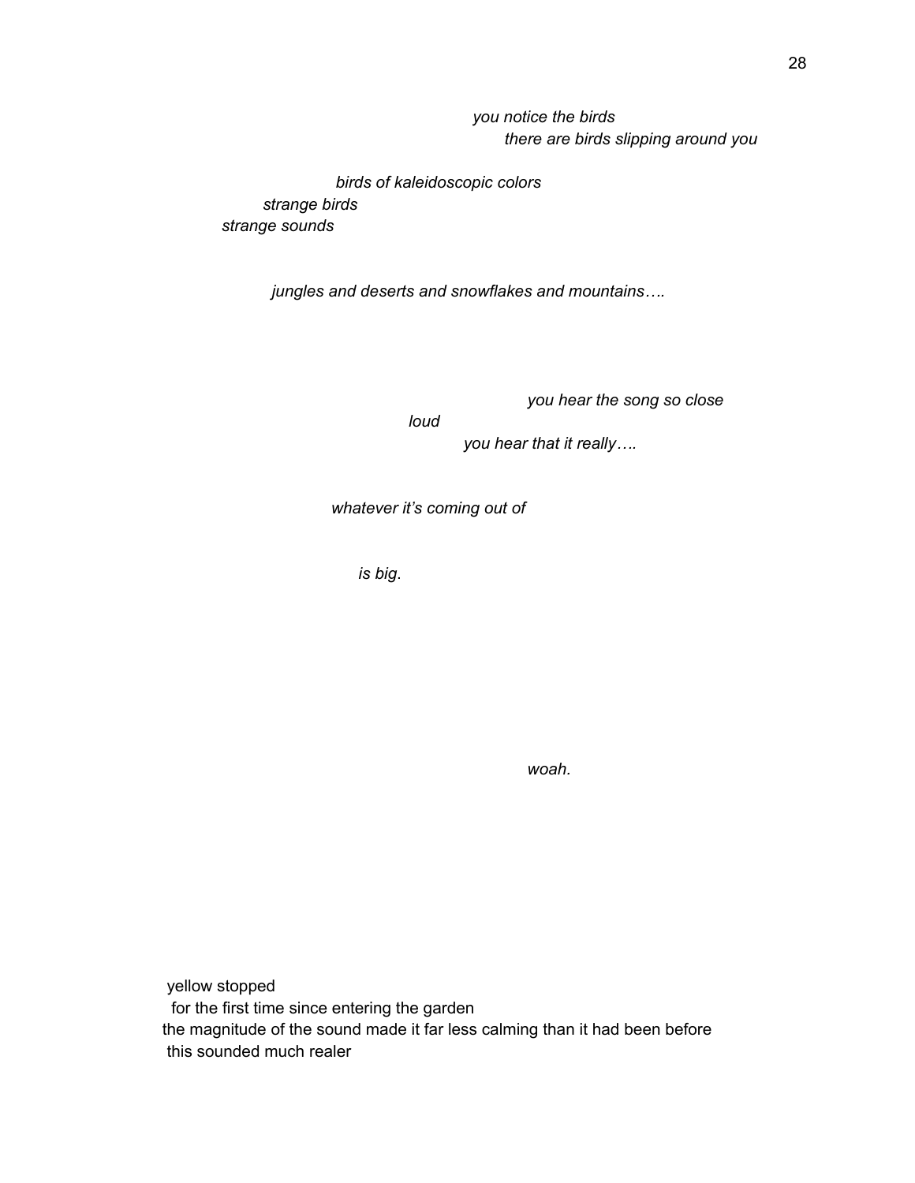*you notice the birds*
*there are birds slipping around you*

*birds of kaleidoscopic colors*
*strange birds*
*strange sounds*

*jungles and deserts and snowflakes and mountains….*

*you hear the song so close*
*loud*
*you hear that it really….*

*whatever it's coming out of*

*is big*.

*woah.*

yellow stopped
for the first time since entering the garden
the magnitude of the sound made it far less calming than it had been before
this sounded much realer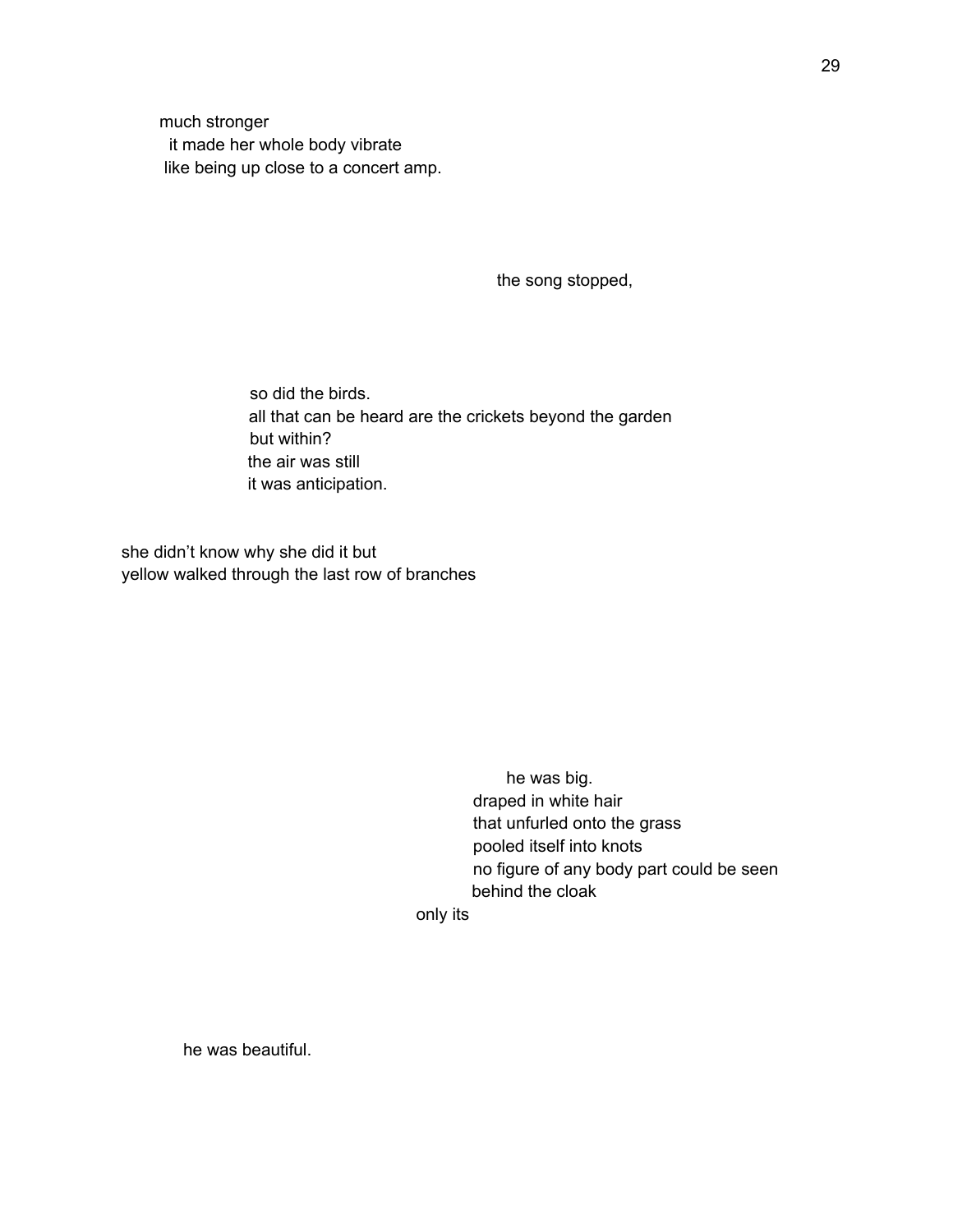much stronger
it made her whole body vibrate
like being up close to a concert amp.

the song stopped,

so did the birds.
all that can be heard are the crickets beyond the garden
but within?
the air was still
it was anticipation.

she didn't know why she did it but
yellow walked through the last row of branches

he was big.
draped in white hair
that unfurled onto the grass
pooled itself into knots
no figure of any body part could be seen
behind the cloak
only its

he was beautiful.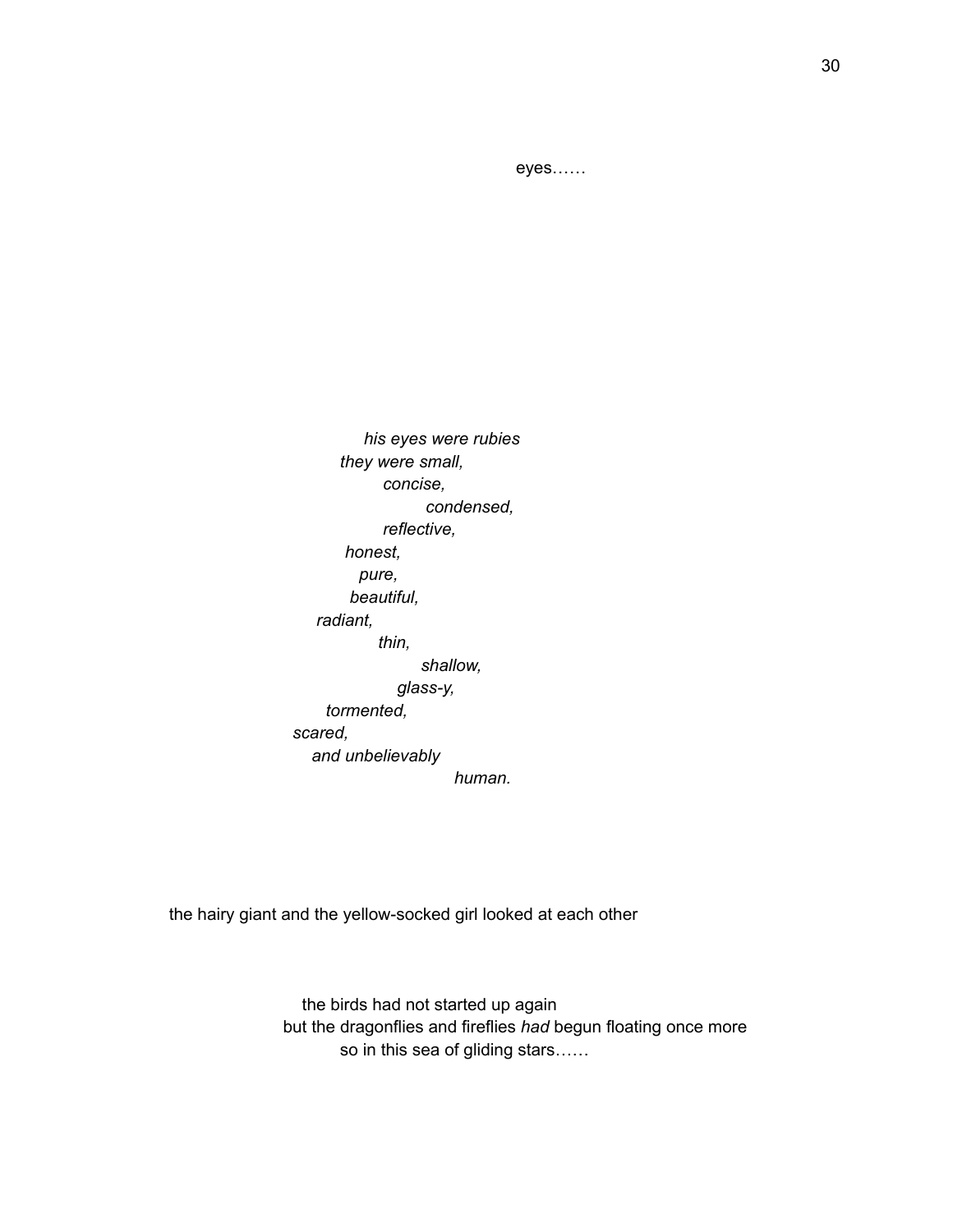eyes……

*his eyes were rubies*
*they were small,*
*concise,*
*condensed,*
*reflective,*
*honest,*
*pure,*
*beautiful,*
*radiant,*
*thin,*
*shallow,*
*glass-y,*
*tormented,*
*scared,*
*and unbelievably*
*human.*

the hairy giant and the yellow-socked girl looked at each other

the birds had not started up again
but the dragonflies and fireflies *had* begun floating once more
so in this sea of gliding stars……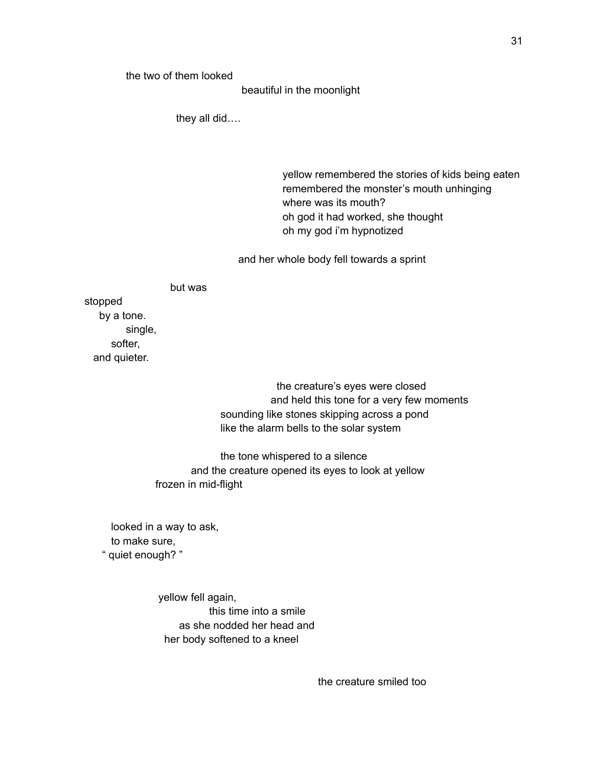the two of them looked
beautiful in the moonlight

they all did….

yellow remembered the stories of kids being eaten
remembered the monster's mouth unhinging
where was its mouth?
oh god it had worked, she thought
oh my god i'm hypnotized

and her whole body fell towards a sprint

but was
stopped
by a tone.
single,
softer,
and quieter.

the creature's eyes were closed
and held this tone for a very few moments
sounding like stones skipping across a pond
like the alarm bells to the solar system

the tone whispered to a silence
and the creature opened its eyes to look at yellow
frozen in mid-flight

looked in a way to ask,
to make sure,
" quiet enough? "

yellow fell again,
this time into a smile
as she nodded her head and
her body softened to a kneel

the creature smiled too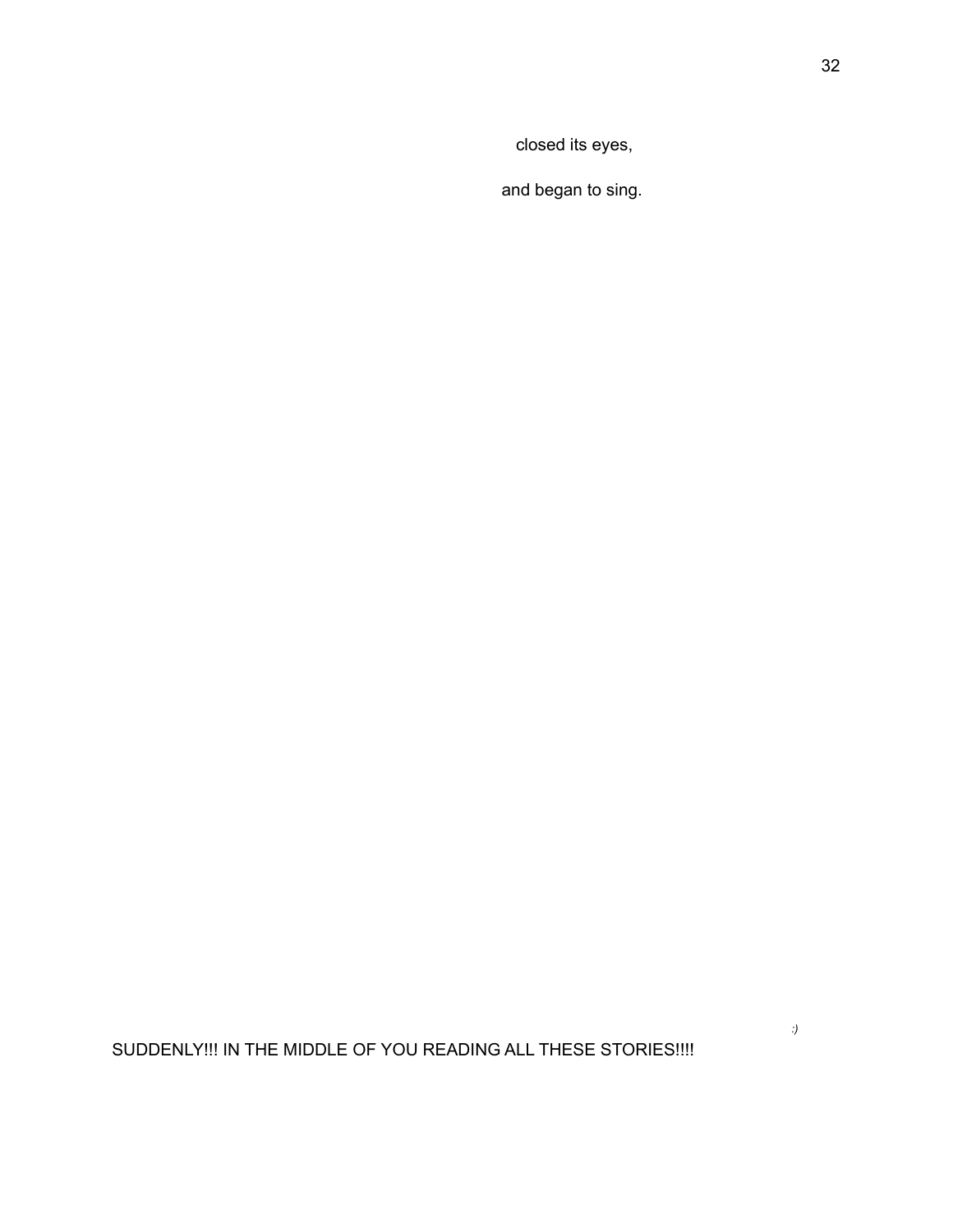closed its eyes,

and began to sing.

*:)*

SUDDENLY!!! IN THE MIDDLE OF YOU READING ALL THESE STORIES!!!!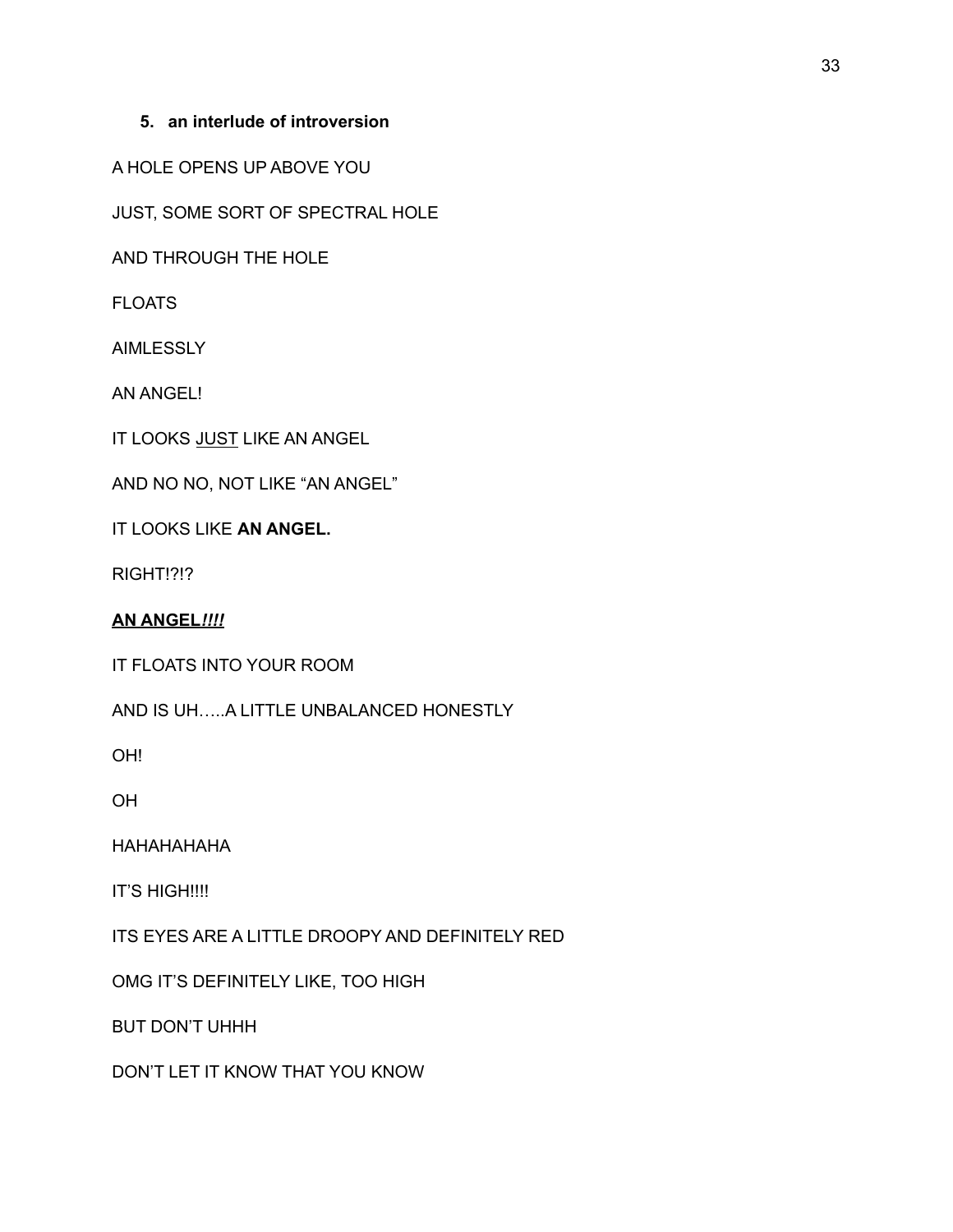### 5. an interlude of introversion

A HOLE OPENS UP ABOVE YOU

JUST, SOME SORT OF SPECTRAL HOLE

AND THROUGH THE HOLE

FLOATS

AIMLESSLY

AN ANGEL!

IT LOOKS <u>JUST</u> LIKE AN ANGEL

AND NO NO, NOT LIKE "AN ANGEL"

IT LOOKS LIKE **AN ANGEL.**

RIGHT!?!?

***<u>AN ANGEL!!!!</u>***

IT FLOATS INTO YOUR ROOM

AND IS UH…..A LITTLE UNBALANCED HONESTLY

OH!

OH

HAHAHAHAHA

IT'S HIGH!!!!

ITS EYES ARE A LITTLE DROOPY AND DEFINITELY RED

OMG IT'S DEFINITELY LIKE, TOO HIGH

BUT DON'T UHHH

DON'T LET IT KNOW THAT YOU KNOW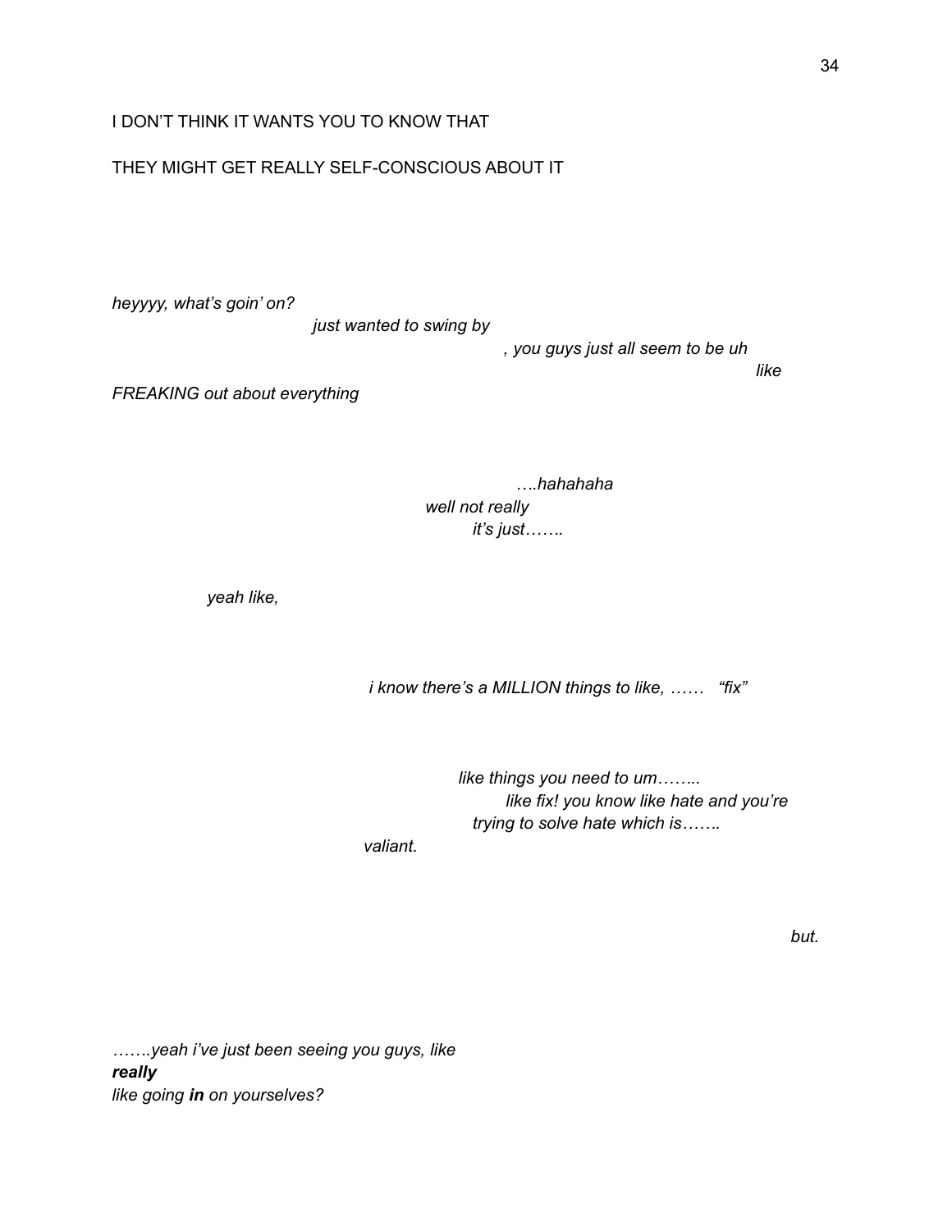I DON'T THINK IT WANTS YOU TO KNOW THAT

THEY MIGHT GET REALLY SELF-CONSCIOUS ABOUT IT

*heyyyy, what's goin' on?*
*just wanted to swing by*
*, you guys just all seem to be uh*
*like*
*FREAKING out about everything*

*….hahahaha*
*well not really*
*it's just…….*

*yeah like,*

*i know there's a MILLION things to like, ……  "fix"*

*like things you need to um……..*
*like fix! you know like hate and you're*
*trying to solve hate which is…….*
*valiant.*

*but.*

*…….yeah i've just been seeing you guys, like*
***really***
*like going **in** on yourselves?*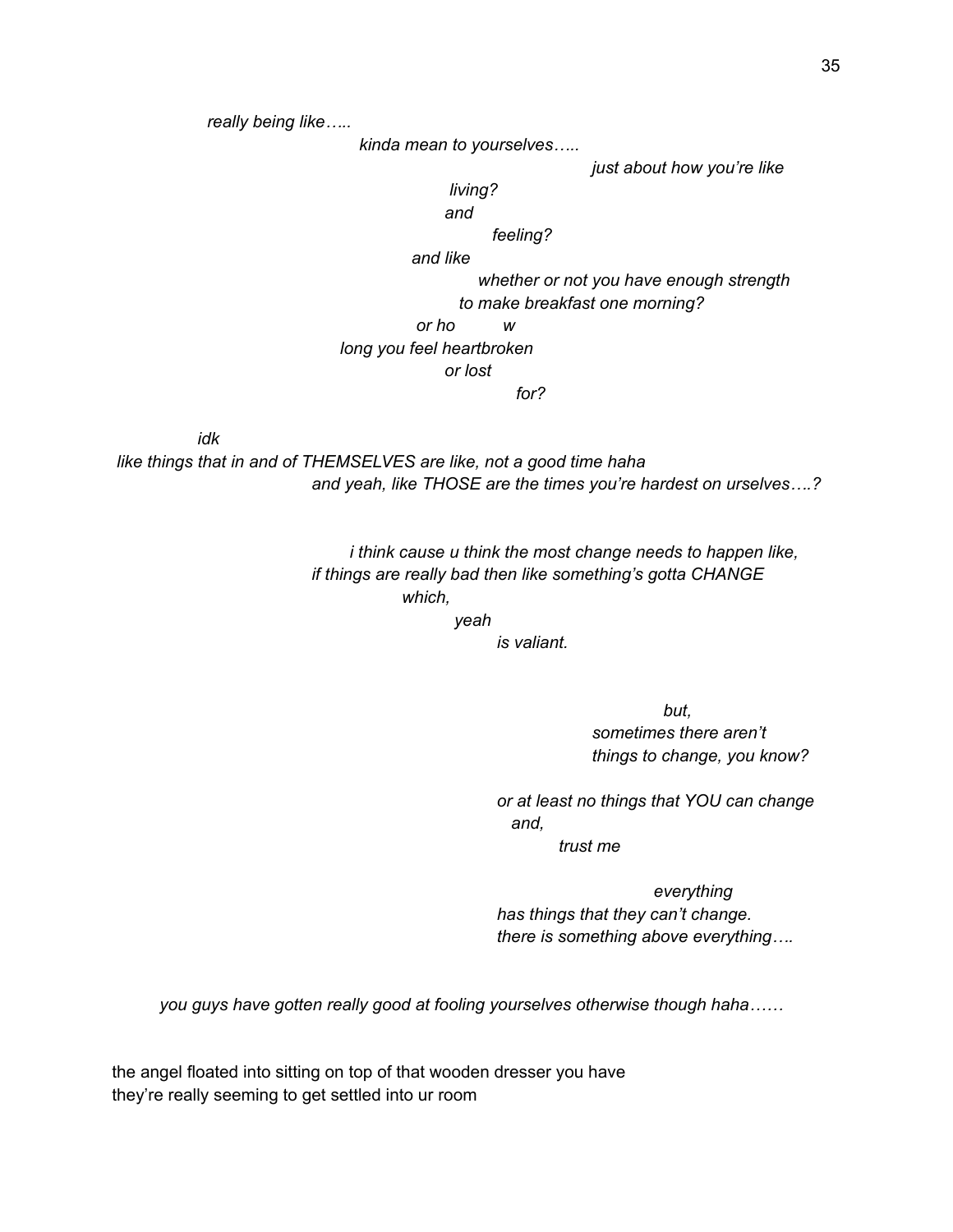*really being like…..*

*kinda mean to yourselves…..*

*just about how you're like*

*living?*

*and*

*feeling?*

*and like*

*whether or not you have enough strength*

*to make breakfast one morning?*

*or ho w*

*long you feel heartbroken*

*or lost*

*for?*

*idk*

*like things that in and of THEMSELVES are like, not a good time haha*

*and yeah, like THOSE are the times you're hardest on urselves….?*

*i think cause u think the most change needs to happen like,*

*if things are really bad then like something's gotta CHANGE*

*which,*

*yeah*

*is valiant.*

*but,*

*sometimes there aren't*

*things to change, you know?*

*or at least no things that YOU can change*

*and,*

*trust me*

*everything*

*has things that they can't change.*

*there is something above everything….*

*you guys have gotten really good at fooling yourselves otherwise though haha……*

the angel floated into sitting on top of that wooden dresser you have
they're really seeming to get settled into ur room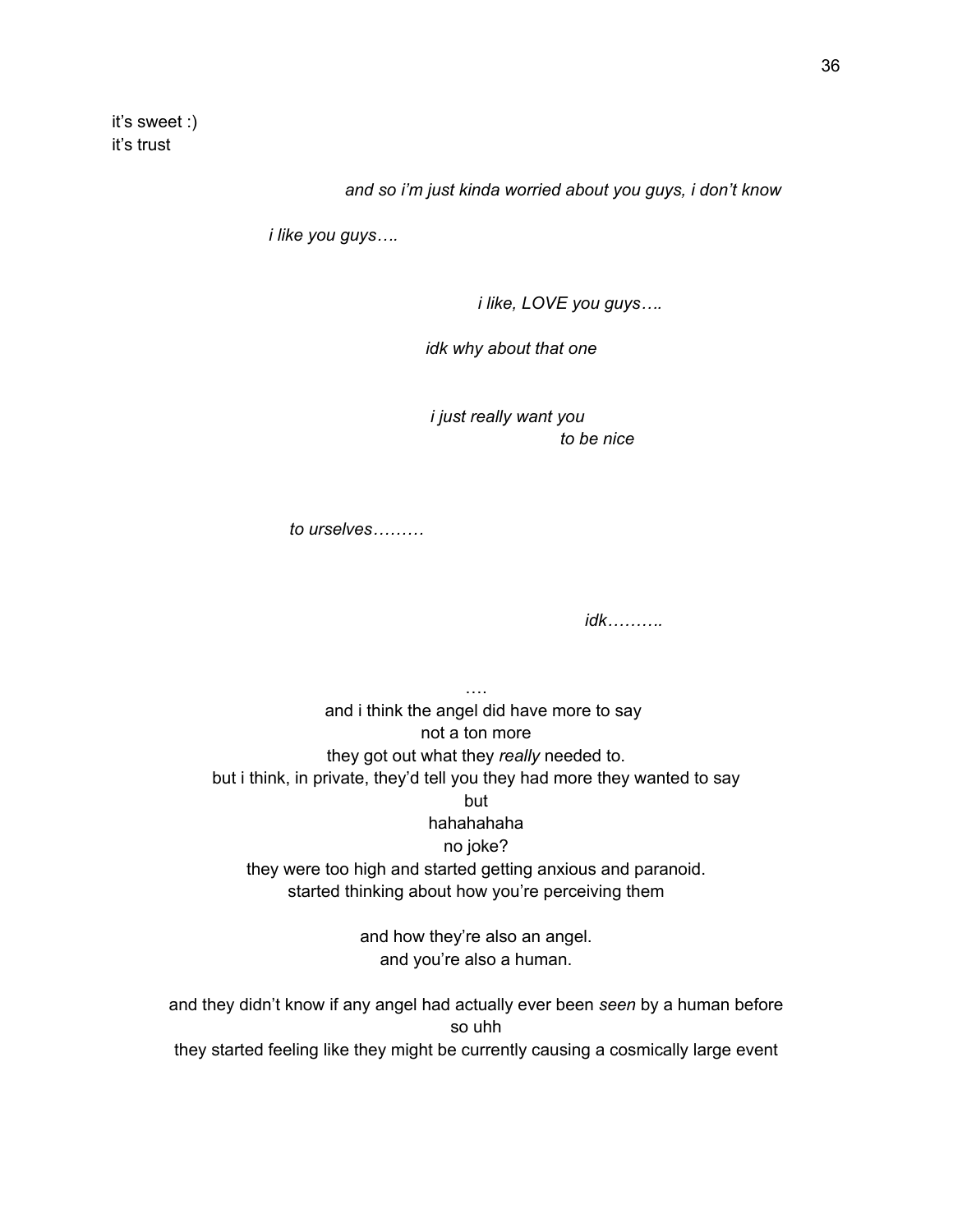it's sweet :)
it's trust

*and so i'm just kinda worried about you guys, i don't know*

*i like you guys….*

*i like, LOVE you guys….*

*idk why about that one*

*i just really want you*
*to be nice*

*to urselves………*

*idk……….*

….
and i think the angel did have more to say
not a ton more
they got out what they *really* needed to.
but i think, in private, they'd tell you they had more they wanted to say
but
hahahahaha
no joke?
they were too high and started getting anxious and paranoid.
started thinking about how you're perceiving them

and how they're also an angel.
and you're also a human.

and they didn't know if any angel had actually ever been *seen* by a human before
so uhh
they started feeling like they might be currently causing a cosmically large event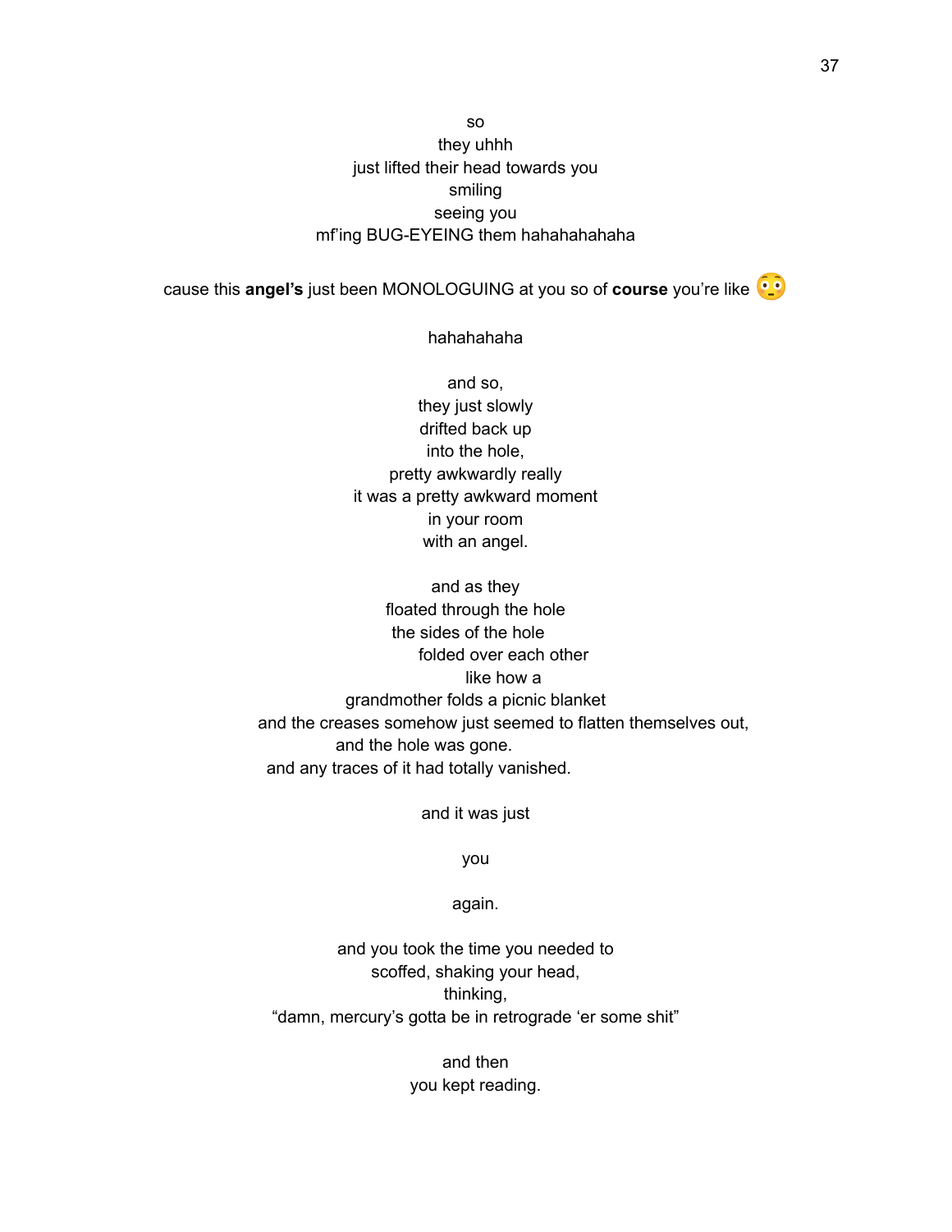so
they uhhh
just lifted their head towards you
smiling
seeing you
mf'ing BUG-EYEING them hahahahahaha

cause this **angel's** just been MONOLOGUING at you so of **course** you're like 😳

hahahahaha

and so,
they just slowly
drifted back up
into the hole,
pretty awkwardly really
it was a pretty awkward moment
in your room
with an angel.

and as they
floated through the hole
the sides of the hole
folded over each other
like how a
grandmother folds a picnic blanket
and the creases somehow just seemed to flatten themselves out,
and the hole was gone.
and any traces of it had totally vanished.

and it was just

you

again.

and you took the time you needed to
scoffed, shaking your head,
thinking,
"damn, mercury's gotta be in retrograde 'er some shit"

and then
you kept reading.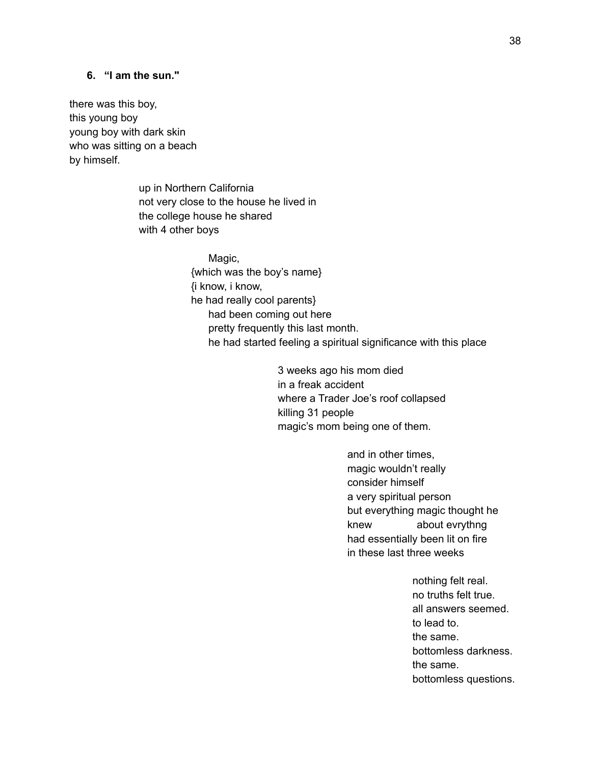### 6. "I am the sun."

there was this boy,  
this young boy  
young boy with dark skin  
who was sitting on a beach  
by himself.

up in Northern California  
not very close to the house he lived in  
the college house he shared  
with 4 other boys

Magic,  
{which was the boy's name}  
{i know, i know,  
he had really cool parents}  
had been coming out here  
pretty frequently this last month.  
he had started feeling a spiritual significance with this place

3 weeks ago his mom died  
in a freak accident  
where a Trader Joe's roof collapsed  
killing 31 people  
magic's mom being one of them.

and in other times,  
magic wouldn't really  
consider himself  
a very spiritual person  
but everything magic thought he  
knew about evrythng  
had essentially been lit on fire  
in these last three weeks

nothing felt real.  
no truths felt true.  
all answers seemed.  
to lead to.  
the same.  
bottomless darkness.  
the same.  
bottomless questions.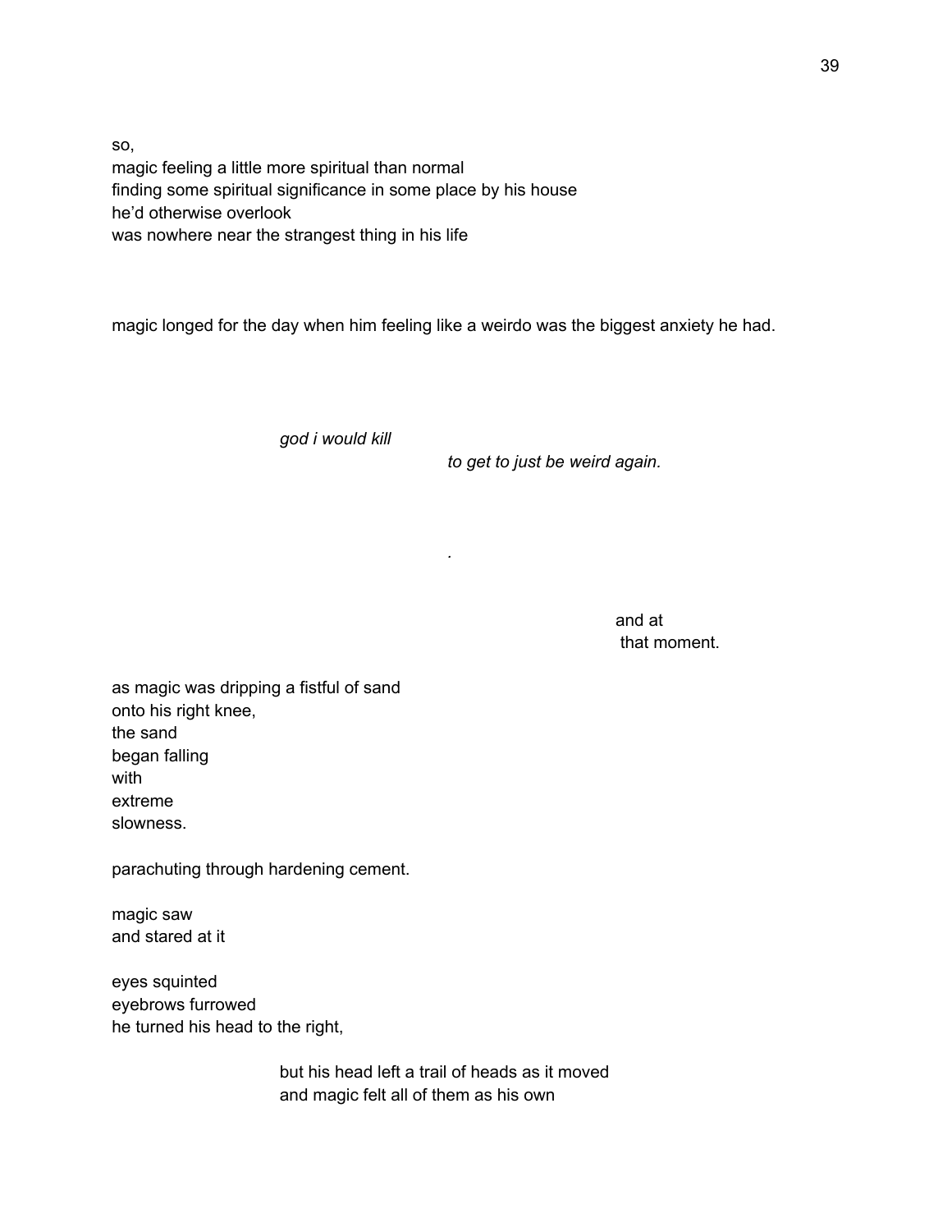so,
magic feeling a little more spiritual than normal
finding some spiritual significance in some place by his house
he'd otherwise overlook
was nowhere near the strangest thing in his life

magic longed for the day when him feeling like a weirdo was the biggest anxiety he had.

*god i would kill*
*to get to just be weird again.*

.

and at
that moment.

as magic was dripping a fistful of sand
onto his right knee,
the sand
began falling
with
extreme
slowness.

parachuting through hardening cement.

magic saw
and stared at it

eyes squinted
eyebrows furrowed
he turned his head to the right,

but his head left a trail of heads as it moved
and magic felt all of them as his own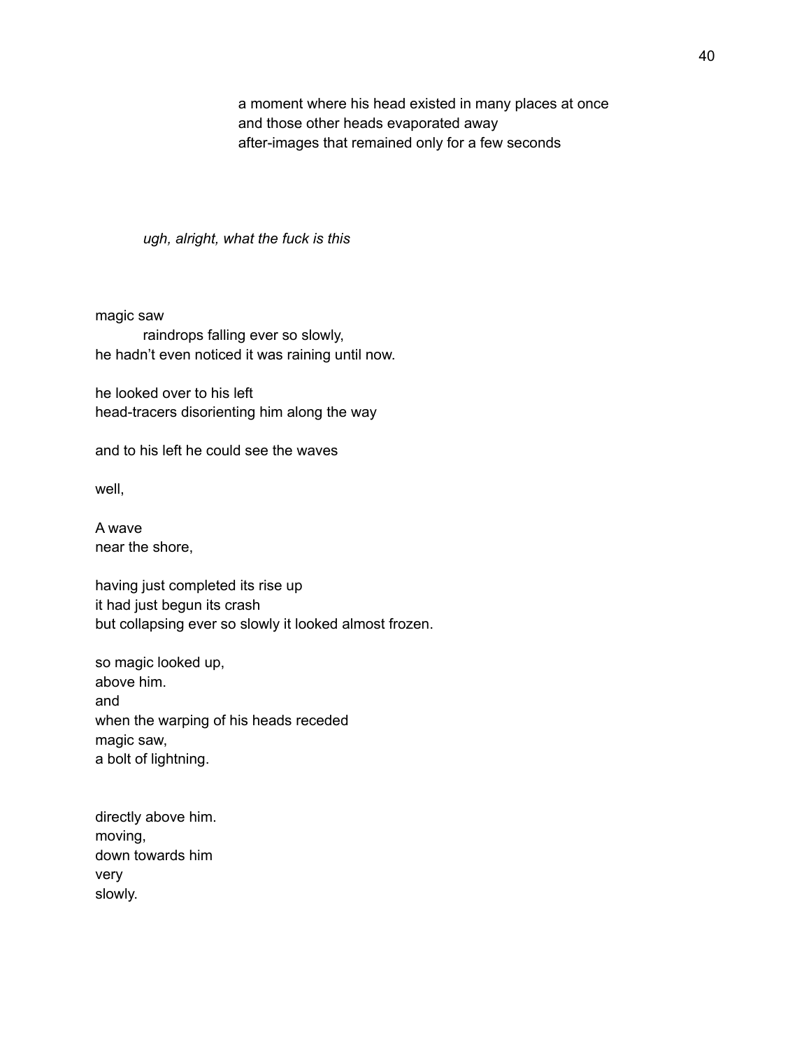a moment where his head existed in many places at once
and those other heads evaporated away
after-images that remained only for a few seconds

*ugh, alright, what the fuck is this*

magic saw
raindrops falling ever so slowly,
he hadn't even noticed it was raining until now.

he looked over to his left
head-tracers disorienting him along the way

and to his left he could see the waves

well,

A wave
near the shore,

having just completed its rise up
it had just begun its crash
but collapsing ever so slowly it looked almost frozen.

so magic looked up,
above him.
and
when the warping of his heads receded
magic saw,
a bolt of lightning.

directly above him.
moving,
down towards him
very
slowly.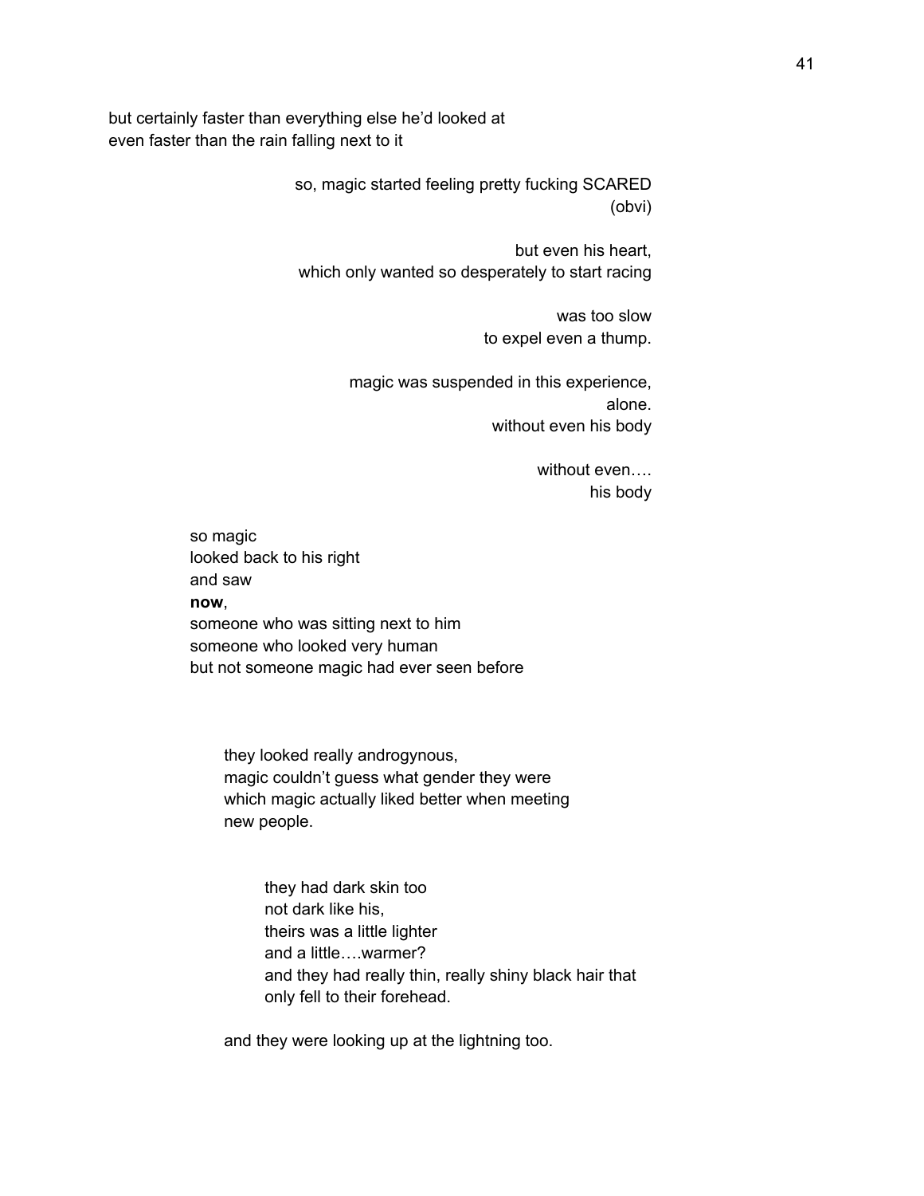but certainly faster than everything else he'd looked at
even faster than the rain falling next to it

so, magic started feeling pretty fucking SCARED
(obvi)

but even his heart,
which only wanted so desperately to start racing

was too slow
to expel even a thump.

magic was suspended in this experience,
alone.
without even his body

without even….
his body

so magic
looked back to his right
and saw
**now**,
someone who was sitting next to him
someone who looked very human
but not someone magic had ever seen before

they looked really androgynous,
magic couldn't guess what gender they were
which magic actually liked better when meeting
new people.

they had dark skin too
not dark like his,
theirs was a little lighter
and a little….warmer?
and they had really thin, really shiny black hair that
only fell to their forehead.

and they were looking up at the lightning too.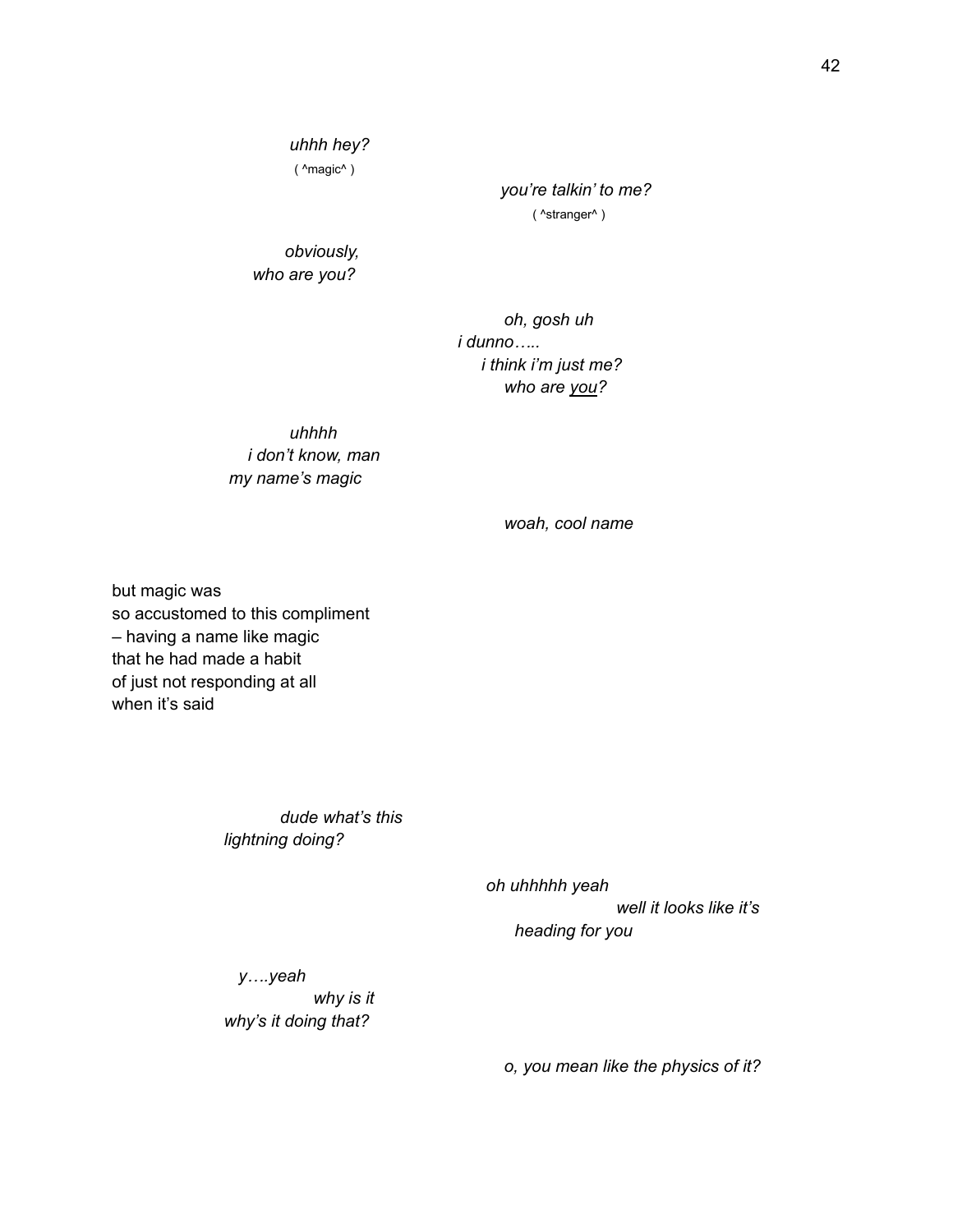*uhhh hey?*
( ^magic^ )

*you're talkin' to me?*
( ^stranger^ )

*obviously,*
*who are you?*

*oh, gosh uh*
*i dunno…..*
*i think i'm just me?*
*who are <u>you</u>?*

*uhhhh*
*i don't know, man*
*my name's magic*

*woah, cool name*

but magic was
so accustomed to this compliment
– having a name like magic
that he had made a habit
of just not responding at all
when it's said

*dude what's this*
*lightning doing?*

*oh uhhhhh yeah*
*well it looks like it's*
*heading for you*

*y….yeah*
*why is it*
*why's it doing that?*

*o, you mean like the physics of it?*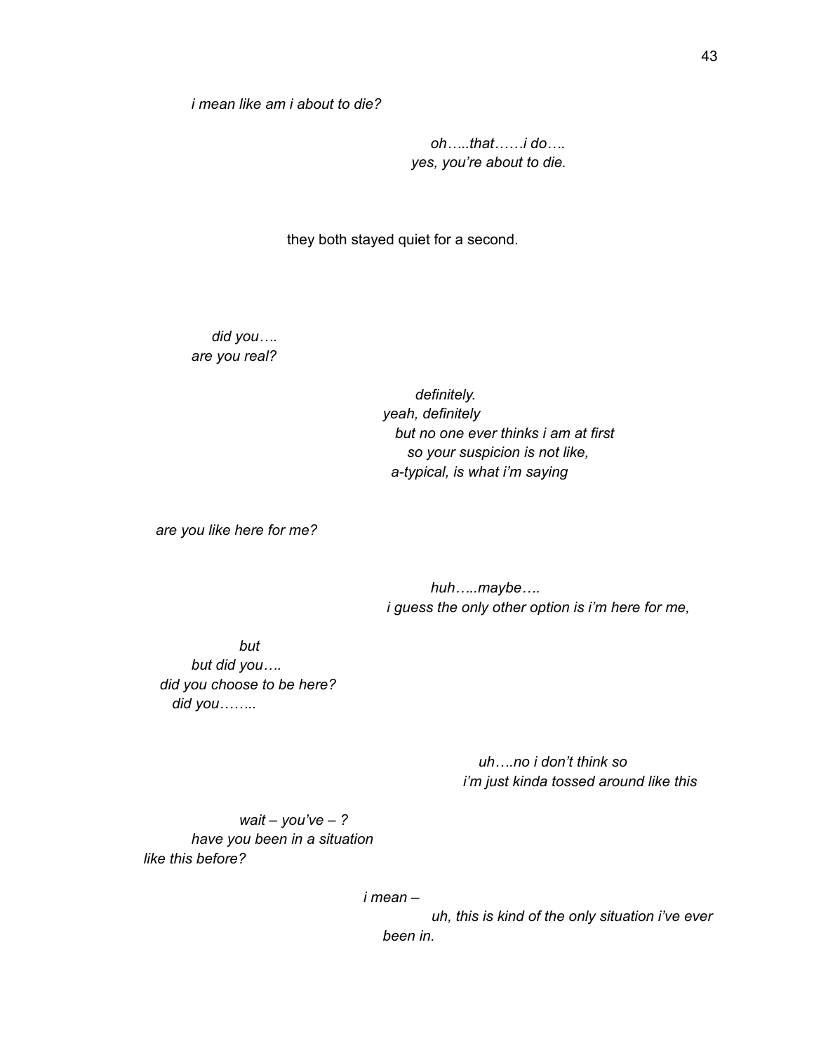*i mean like am i about to die?*

*oh…..that……i do….*
*yes, you're about to die.*

they both stayed quiet for a second.

*did you….*
*are you real?*

*definitely.*
*yeah, definitely*
*but no one ever thinks i am at first*
*so your suspicion is not like,*
*a-typical, is what i'm saying*

*are you like here for me?*

*huh…..maybe….*
*i guess the only other option is i'm here for me,*

*but*
*but did you….*
*did you choose to be here?*
*did you……..*

*uh….no i don't think so*
*i'm just kinda tossed around like this*

*wait – you've – ?*
*have you been in a situation*
*like this before?*

*i mean –*
*uh, this is kind of the only situation i've ever*
*been in.*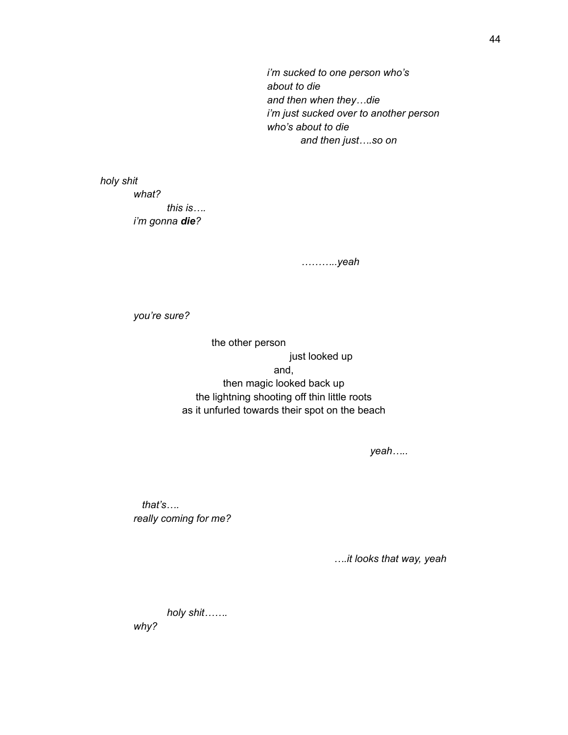*i'm sucked to one person who's*
*about to die*
*and then when they…die*
*i'm just sucked over to another person*
*who's about to die*
*and then just….so on*

*holy shit*
*what?*
*this is….*
*i'm gonna* ***die****?*

*………..yeah*

*you're sure?*

the other person
just looked up
and,
then magic looked back up
the lightning shooting off thin little roots
as it unfurled towards their spot on the beach

*yeah…..*

*that's….*
*really coming for me?*

*….it looks that way, yeah*

*holy shit…….*
*why?*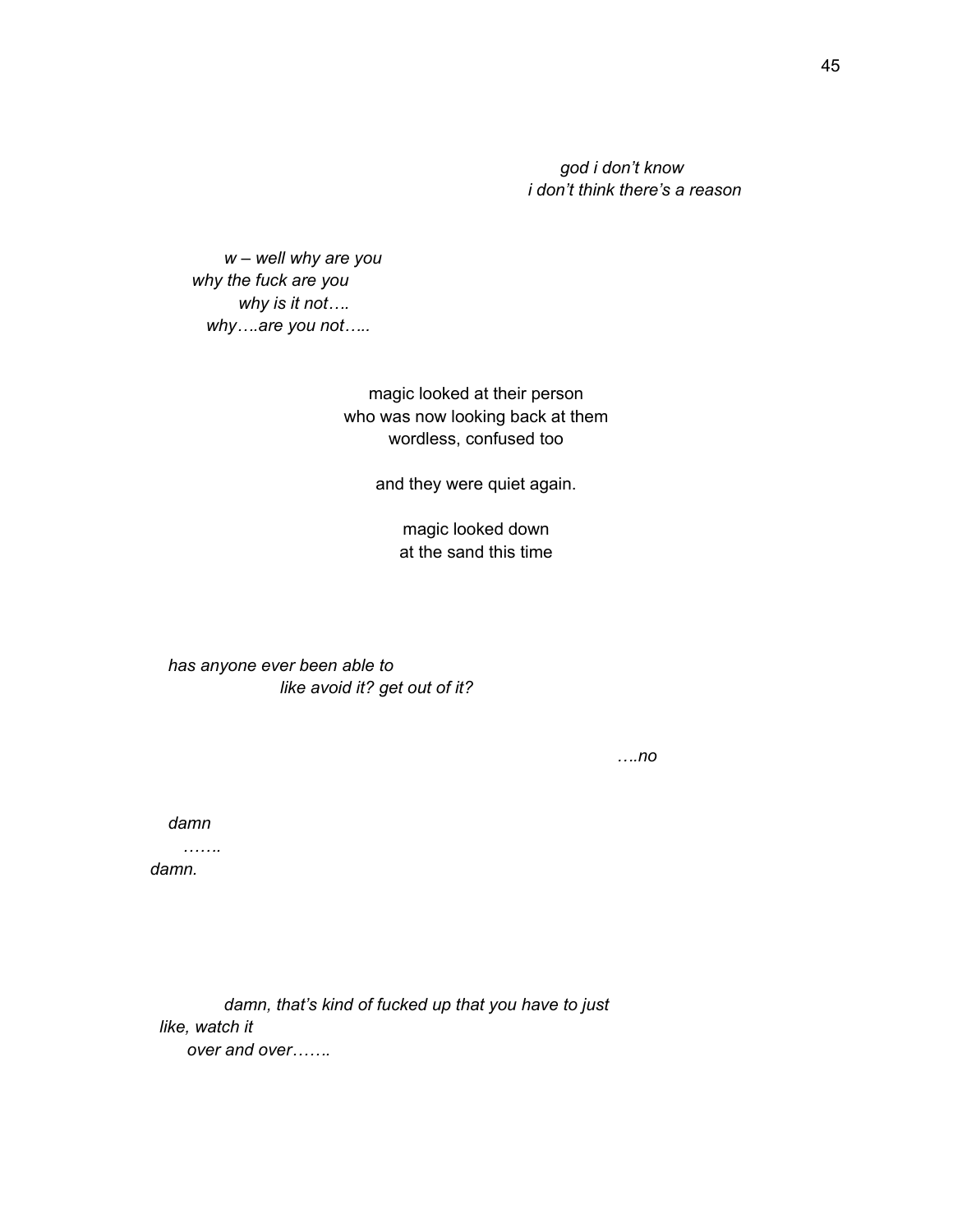*god i don't know*
*i don't think there's a reason*

*w – well why are you*
*why the fuck are you*
*why is it not….*
*why….are you not…..*

magic looked at their person
who was now looking back at them
wordless, confused too

and they were quiet again.

magic looked down
at the sand this time

*has anyone ever been able to*
*like avoid it? get out of it?*

*….no*

*damn*
*…….*
*damn.*

*damn, that's kind of fucked up that you have to just*
*like, watch it*
*over and over…….*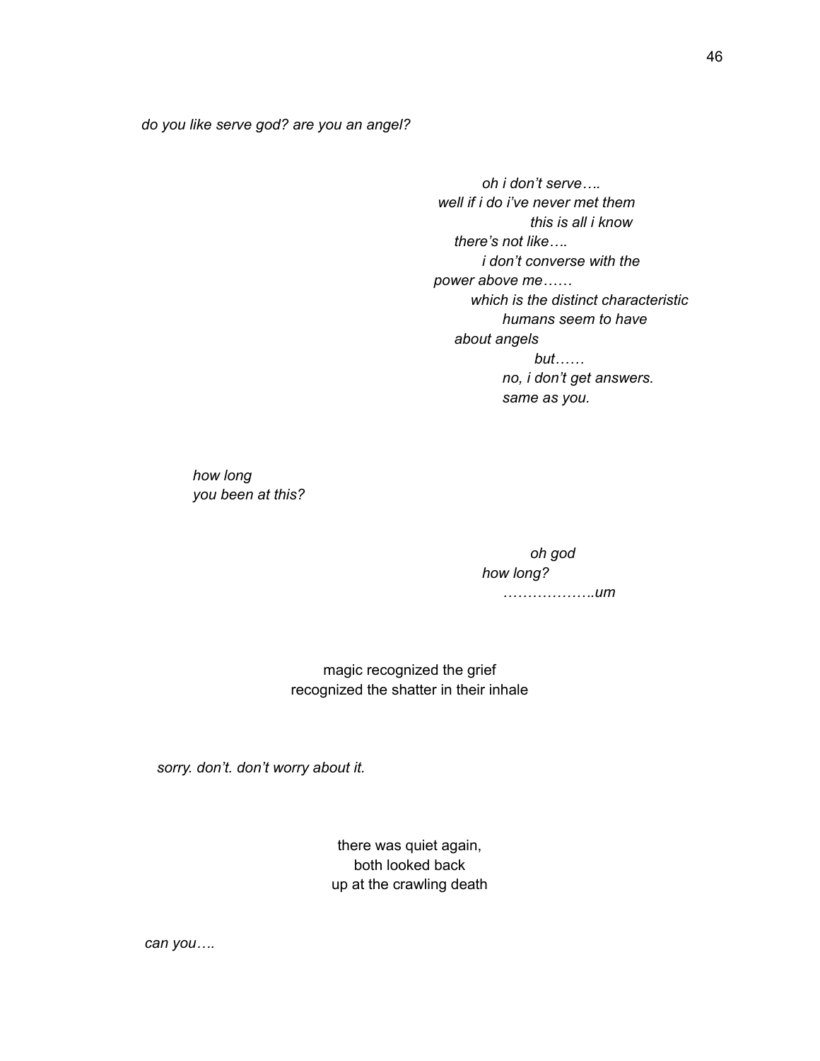*do you like serve god? are you an angel?*

*oh i don't serve….*
*well if i do i've never met them*
*this is all i know*
*there's not like….*
*i don't converse with the*
*power above me……*
*which is the distinct characteristic*
*humans seem to have*
*about angels*
*but……*
*no, i don't get answers.*
*same as you.*

*how long*
*you been at this?*

*oh god*
*how long?*
*……………….um*

magic recognized the grief
recognized the shatter in their inhale

*sorry. don't. don't worry about it.*

there was quiet again,
both looked back
up at the crawling death

*can you….*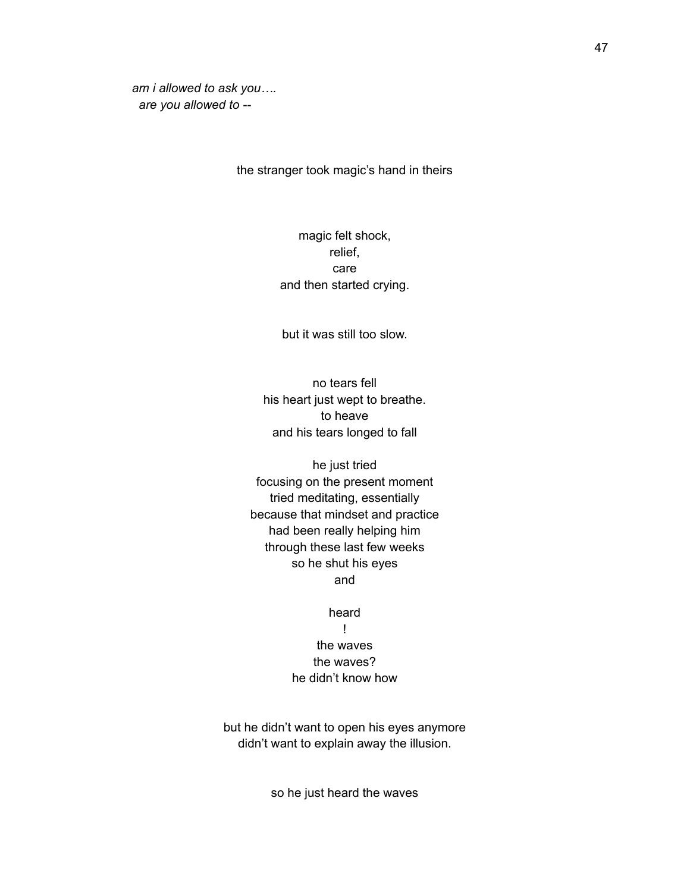*am i allowed to ask you….*
*are you allowed to --*

the stranger took magic's hand in theirs

magic felt shock,
relief,
care
and then started crying.

but it was still too slow.

no tears fell
his heart just wept to breathe.
to heave
and his tears longed to fall

he just tried
focusing on the present moment
tried meditating, essentially
because that mindset and practice
had been really helping him
through these last few weeks
so he shut his eyes
and

heard
!
the waves
the waves?
he didn't know how

but he didn't want to open his eyes anymore
didn't want to explain away the illusion.

so he just heard the waves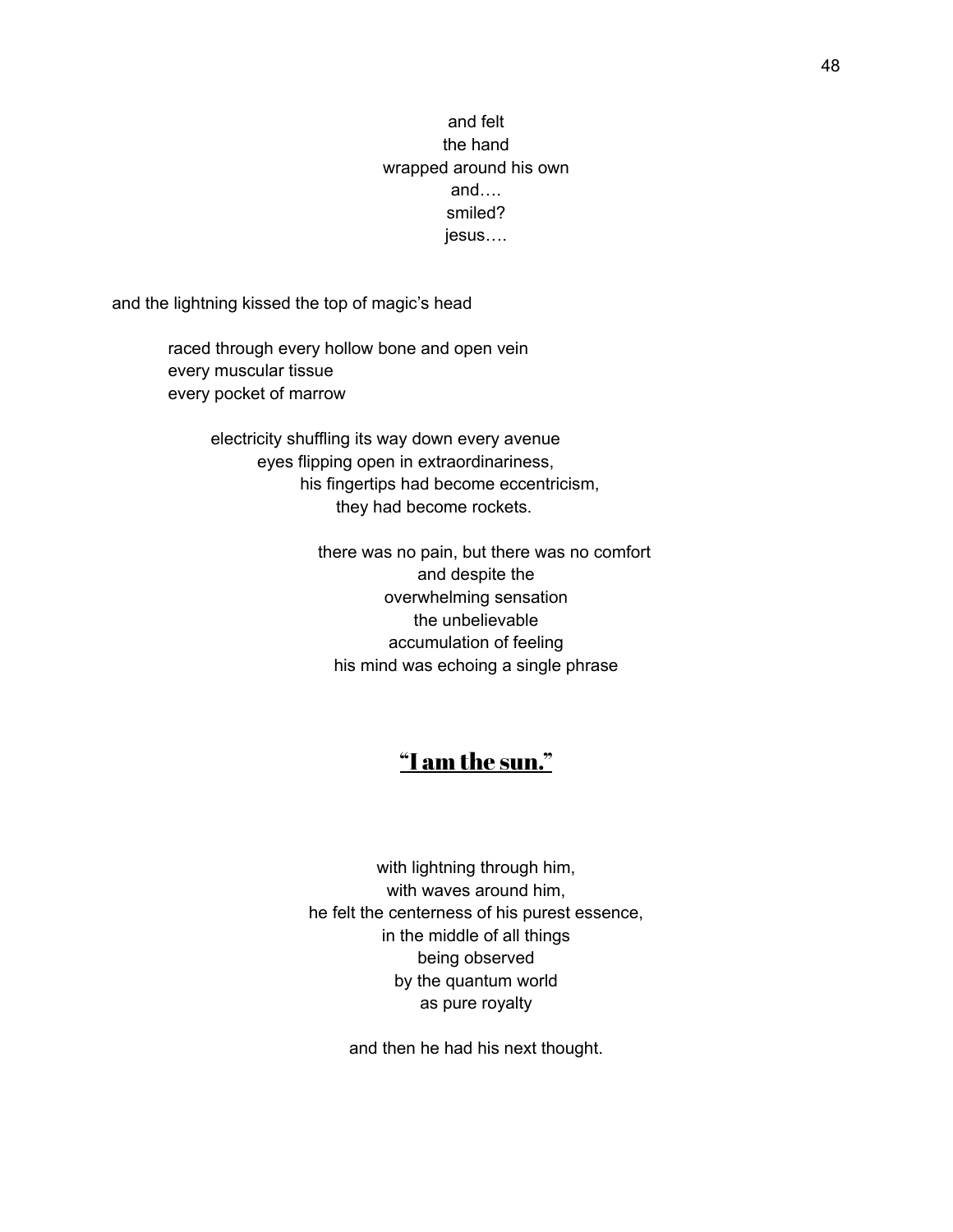and felt
the hand
wrapped around his own
and….
smiled?
jesus….

and the lightning kissed the top of magic's head

raced through every hollow bone and open vein
every muscular tissue
every pocket of marrow

electricity shuffling its way down every avenue
eyes flipping open in extraordinariness,
his fingertips had become eccentricism,
they had become rockets.

there was no pain, but there was no comfort
and despite the
overwhelming sensation
the unbelievable
accumulation of feeling
his mind was echoing a single phrase

**"I am the sun."**

with lightning through him,
with waves around him,
he felt the centerness of his purest essence,
in the middle of all things
being observed
by the quantum world
as pure royalty

and then he had his next thought.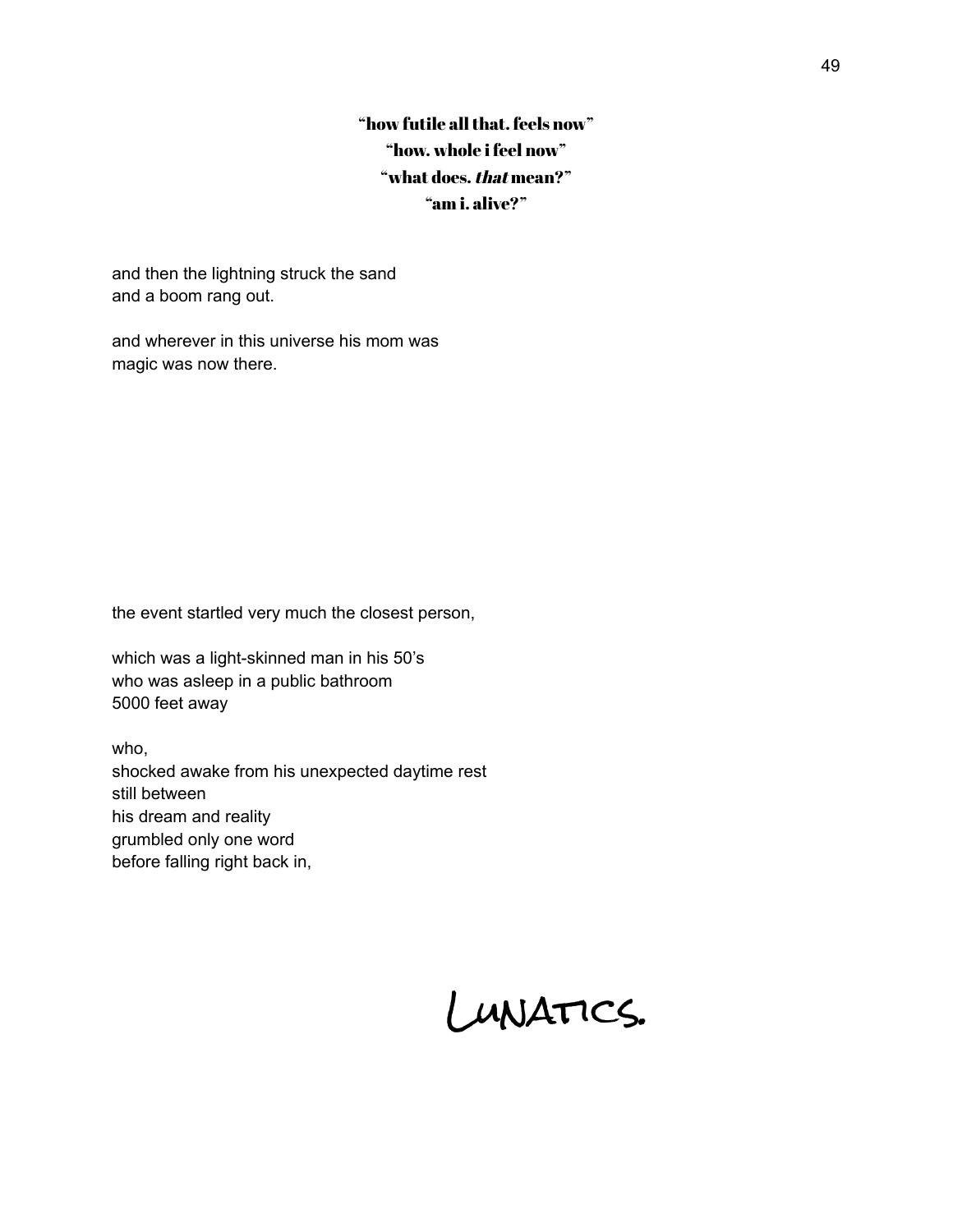**"how futile all that. feels now"**
**"how. whole i feel now"**
**"what does. *that* mean?"**
**"am i. alive?"**

and then the lightning struck the sand
and a boom rang out.

and wherever in this universe his mom was
magic was now there.

the event startled very much the closest person,

which was a light-skinned man in his 50's
who was asleep in a public bathroom
5000 feet away

who,
shocked awake from his unexpected daytime rest
still between
his dream and reality
grumbled only one word
before falling right back in,

LUNATICS.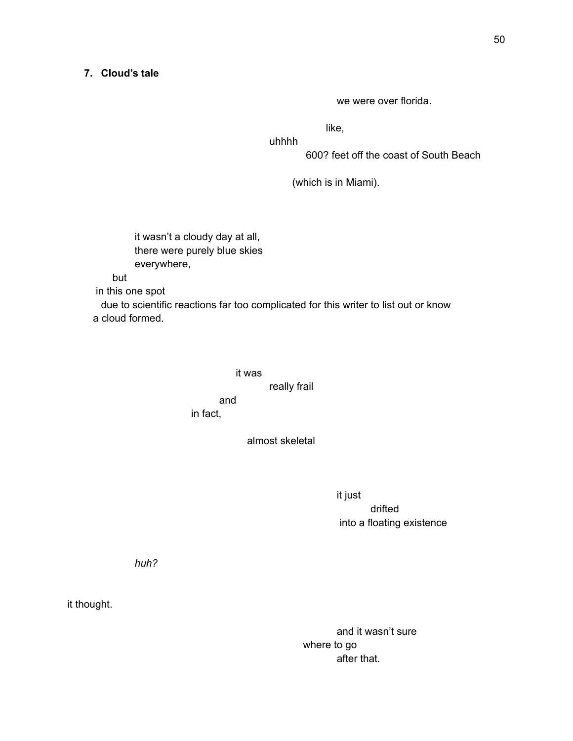### 7. Cloud's tale

we were over florida.

like,

uhhhh

600? feet off the coast of South Beach

(which is in Miami).

it wasn't a cloudy day at all,
there were purely blue skies
everywhere,
but
in this one spot
due to scientific reactions far too complicated for this writer to list out or know
a cloud formed.

it was
really frail
and
in fact,

almost skeletal

it just
drifted
into a floating existence

*huh?*

it thought.

and it wasn't sure
where to go
after that.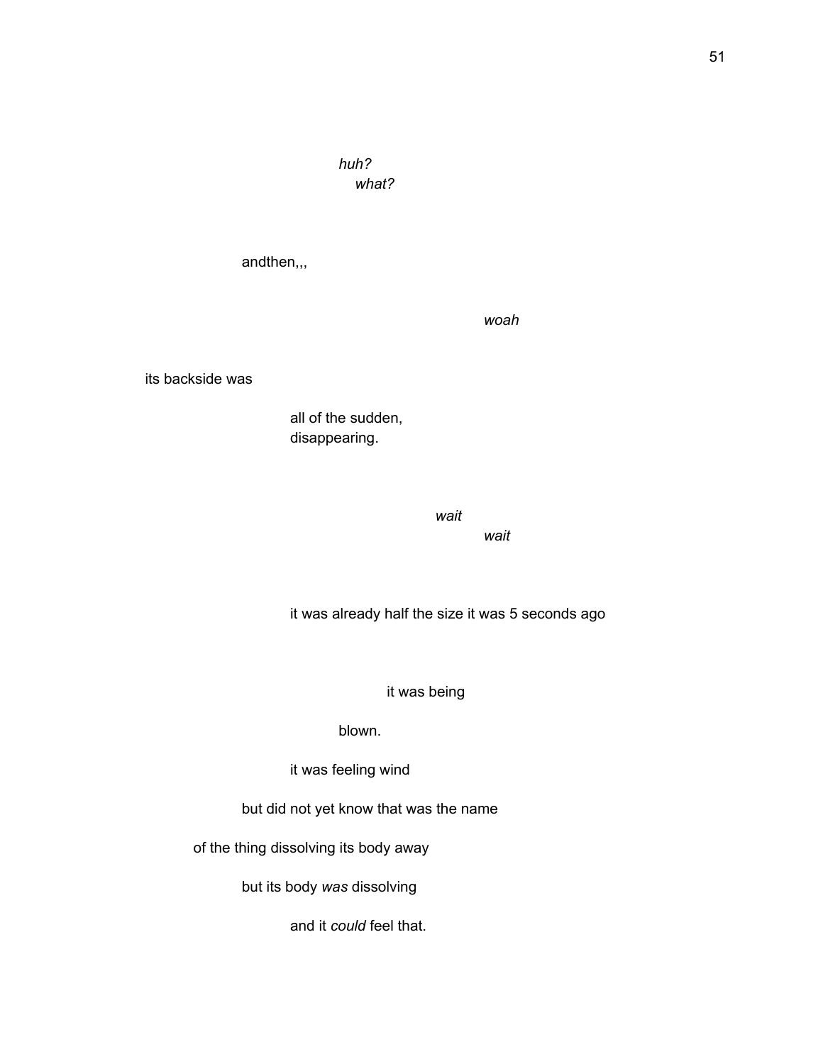*huh?*
*what?*

andthen,,,

*woah*

its backside was

all of the sudden,
disappearing.

*wait*
*wait*

it was already half the size it was 5 seconds ago

it was being

blown.

it was feeling wind

but did not yet know that was the name

of the thing dissolving its body away

but its body *was* dissolving

and it *could* feel that.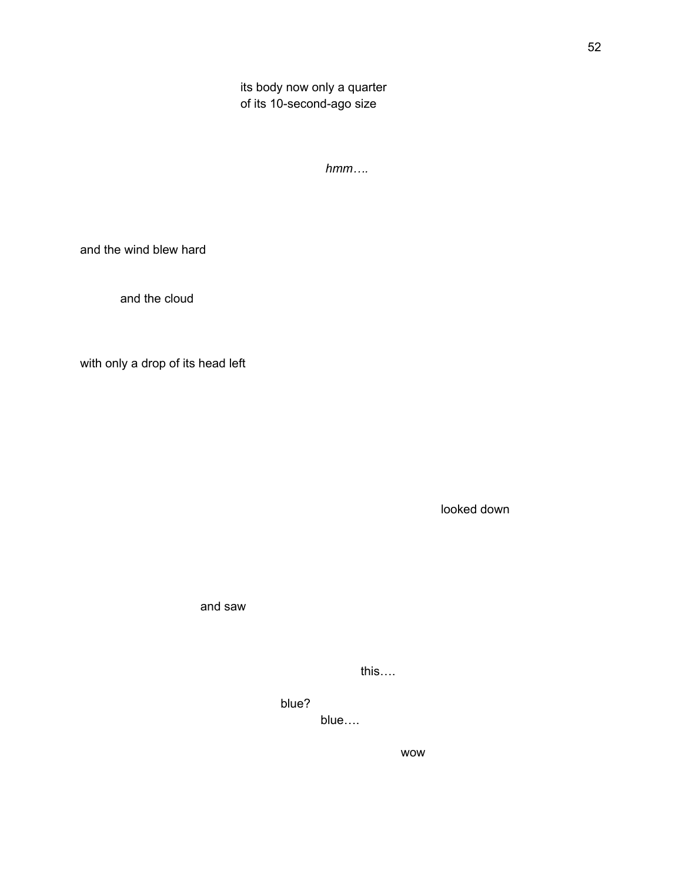its body now only a quarter
of its 10-second-ago size

*hmm….*

and the wind blew hard

and the cloud

with only a drop of its head left

looked down

and saw

this….

blue?
blue….

wow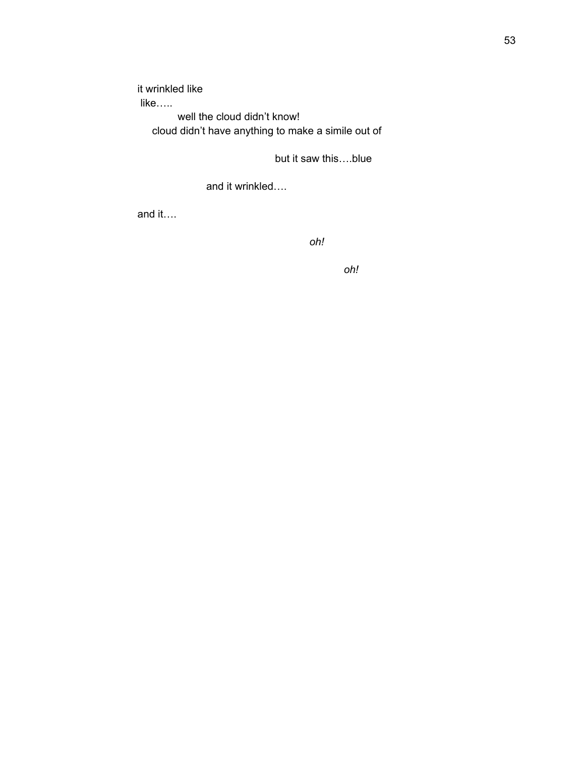it wrinkled like
like…..
well the cloud didn't know!
cloud didn't have anything to make a simile out of

but it saw this….blue

and it wrinkled….

and it….

*oh!*

*oh!*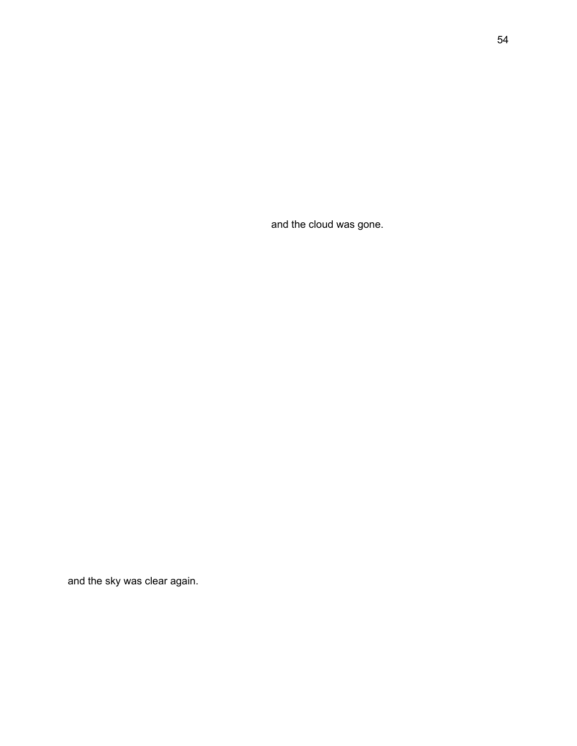and the cloud was gone.

and the sky was clear again.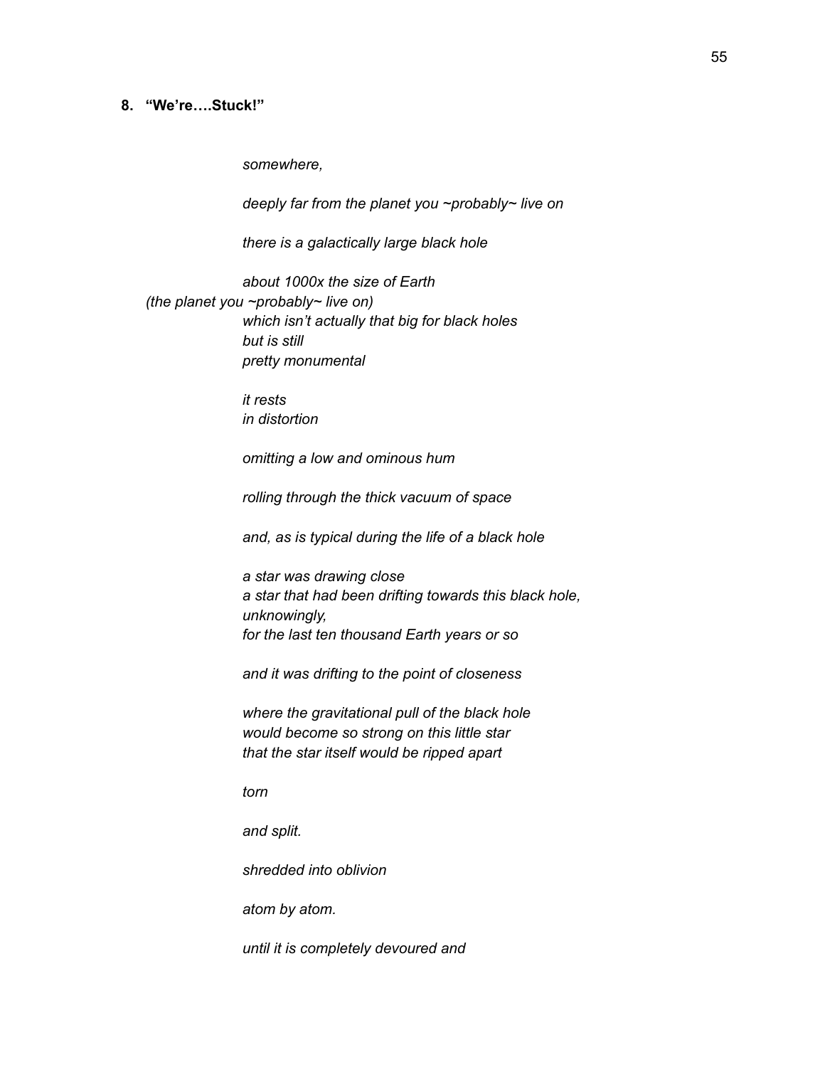## 8. **"We're….Stuck!"**

*somewhere,*

*deeply far from the planet you ~probably~ live on*

*there is a galactically large black hole*

*about 1000x the size of Earth*
*(the planet you ~probably~ live on)*
*which isn't actually that big for black holes*
*but is still*
*pretty monumental*

*it rests*
*in distortion*

*omitting a low and ominous hum*

*rolling through the thick vacuum of space*

*and, as is typical during the life of a black hole*

*a star was drawing close*
*a star that had been drifting towards this black hole,*
*unknowingly,*
*for the last ten thousand Earth years or so*

*and it was drifting to the point of closeness*

*where the gravitational pull of the black hole*
*would become so strong on this little star*
*that the star itself would be ripped apart*

*torn*

*and split.*

*shredded into oblivion*

*atom by atom.*

*until it is completely devoured and*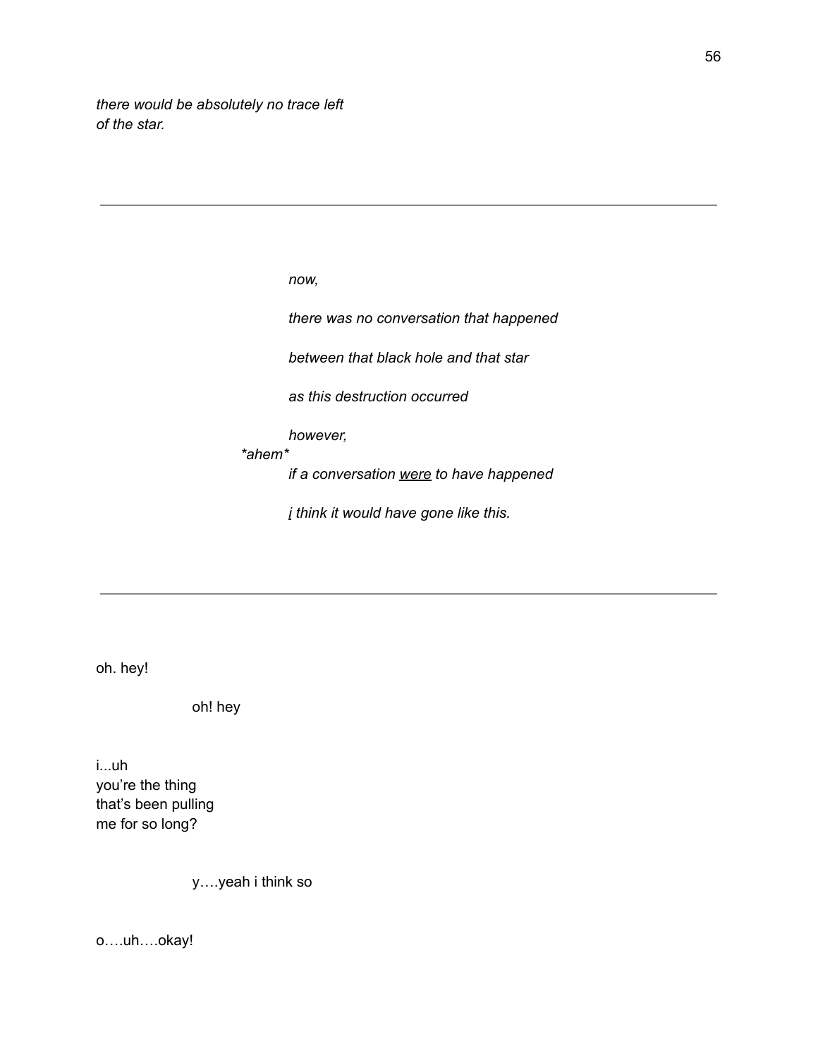*there would be absolutely no trace left*
*of the star.*

---

*now,*

*there was no conversation that happened*

*between that black hole and that star*

*as this destruction occurred*

*however,*
*\*ahem\**
*if a conversation <u>were</u> to have happened*

*<u>i</u> think it would have gone like this.*

---

oh. hey!

oh! hey

i...uh
you're the thing
that's been pulling
me for so long?

y….yeah i think so

o….uh….okay!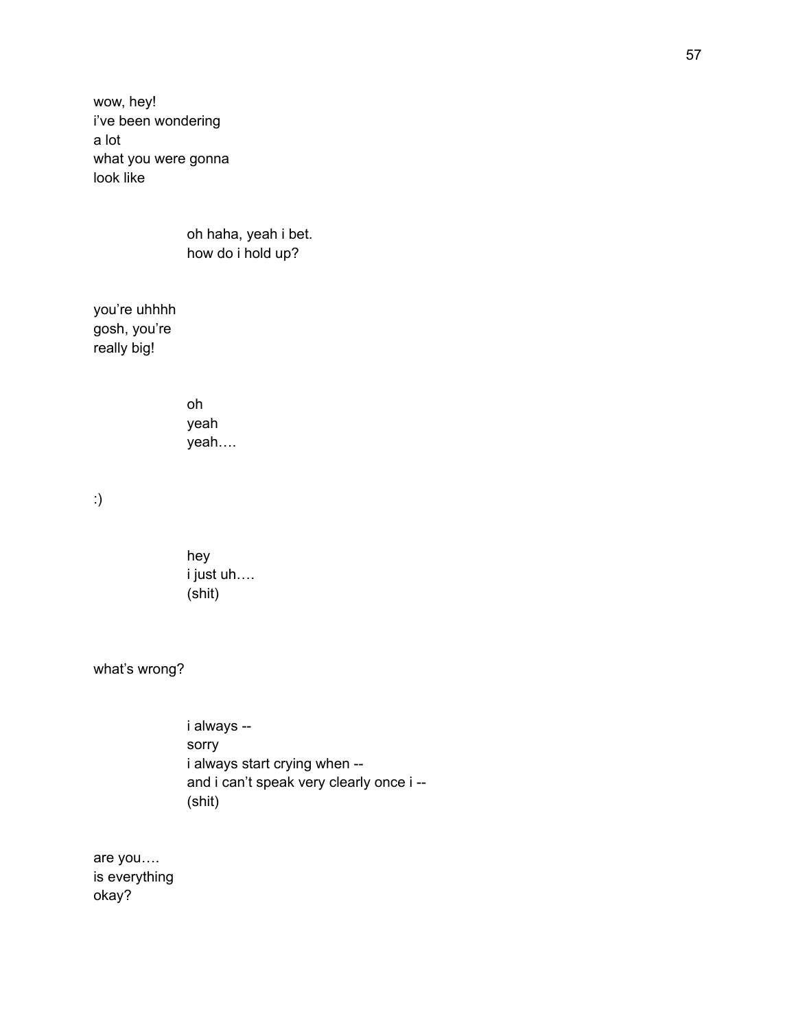wow, hey!
i've been wondering
a lot
what you were gonna
look like

> oh haha, yeah i bet.
> how do i hold up?

you're uhhhh
gosh, you're
really big!

> oh
> yeah
> yeah….

:)

> hey
> i just uh….
> (shit)

what's wrong?

> i always --
> sorry
> i always start crying when --
> and i can't speak very clearly once i --
> (shit)

are you….
is everything
okay?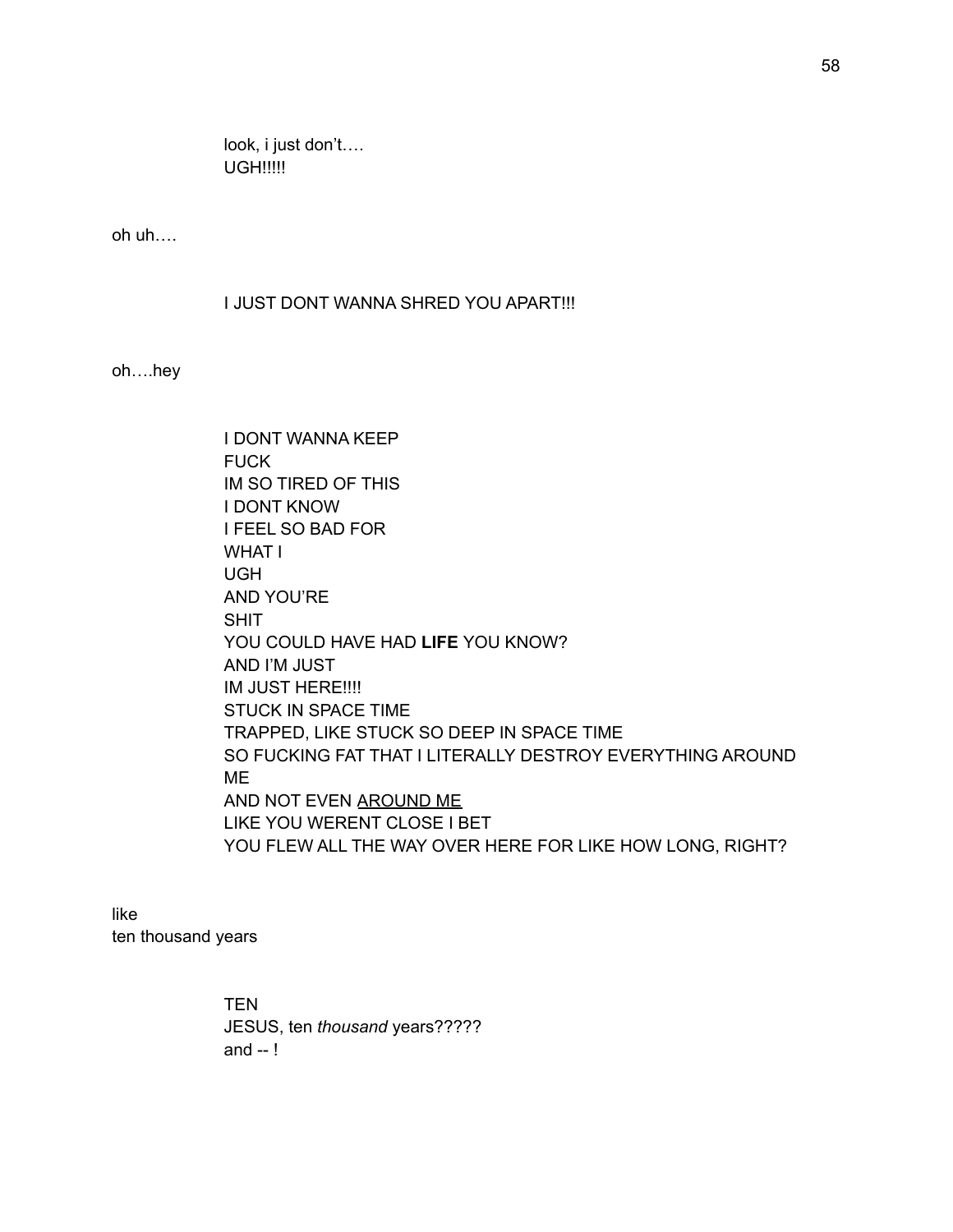look, i just don't….
UGH!!!!!

oh uh….

I JUST DONT WANNA SHRED YOU APART!!!

oh….hey

I DONT WANNA KEEP
FUCK
IM SO TIRED OF THIS
I DONT KNOW
I FEEL SO BAD FOR
WHAT I
UGH
AND YOU'RE
SHIT
YOU COULD HAVE HAD **LIFE** YOU KNOW?
AND I'M JUST
IM JUST HERE!!!!
STUCK IN SPACE TIME
TRAPPED, LIKE STUCK SO DEEP IN SPACE TIME
SO FUCKING FAT THAT I LITERALLY DESTROY EVERYTHING AROUND ME
AND NOT EVEN <u>AROUND ME</u>
LIKE YOU WERENT CLOSE I BET
YOU FLEW ALL THE WAY OVER HERE FOR LIKE HOW LONG, RIGHT?

like
ten thousand years

TEN
JESUS, ten *thousand* years?????
and -- !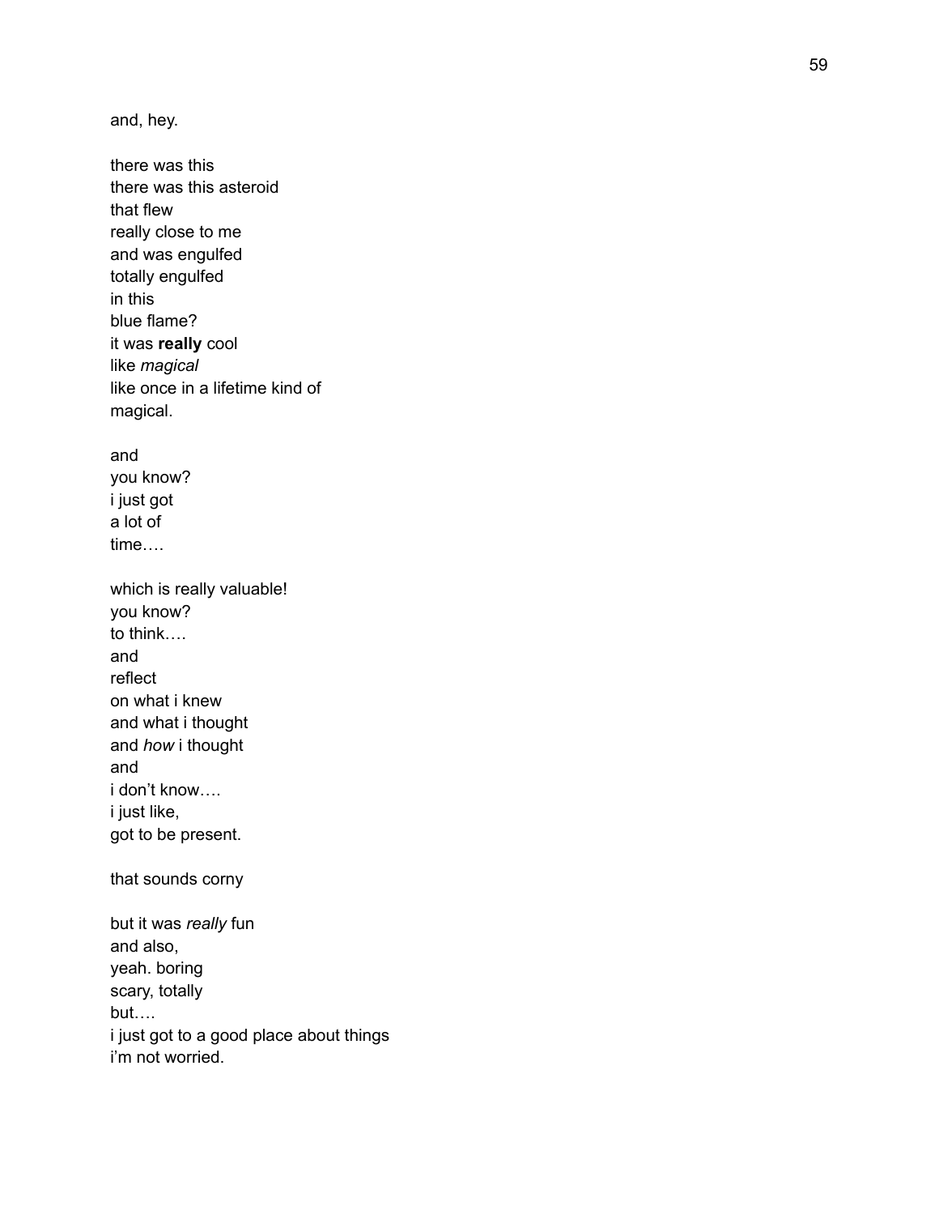and, hey.

there was this  
there was this asteroid  
that flew  
really close to me  
and was engulfed  
totally engulfed  
in this  
blue flame?  
it was **really** cool  
like *magical*  
like once in a lifetime kind of  
magical.

and  
you know?  
i just got  
a lot of  
time….

which is really valuable!  
you know?  
to think….  
and  
reflect  
on what i knew  
and what i thought  
and *how* i thought  
and  
i don't know….  
i just like,  
got to be present.

that sounds corny

but it was *really* fun  
and also,  
yeah. boring  
scary, totally  
but….  
i just got to a good place about things  
i'm not worried.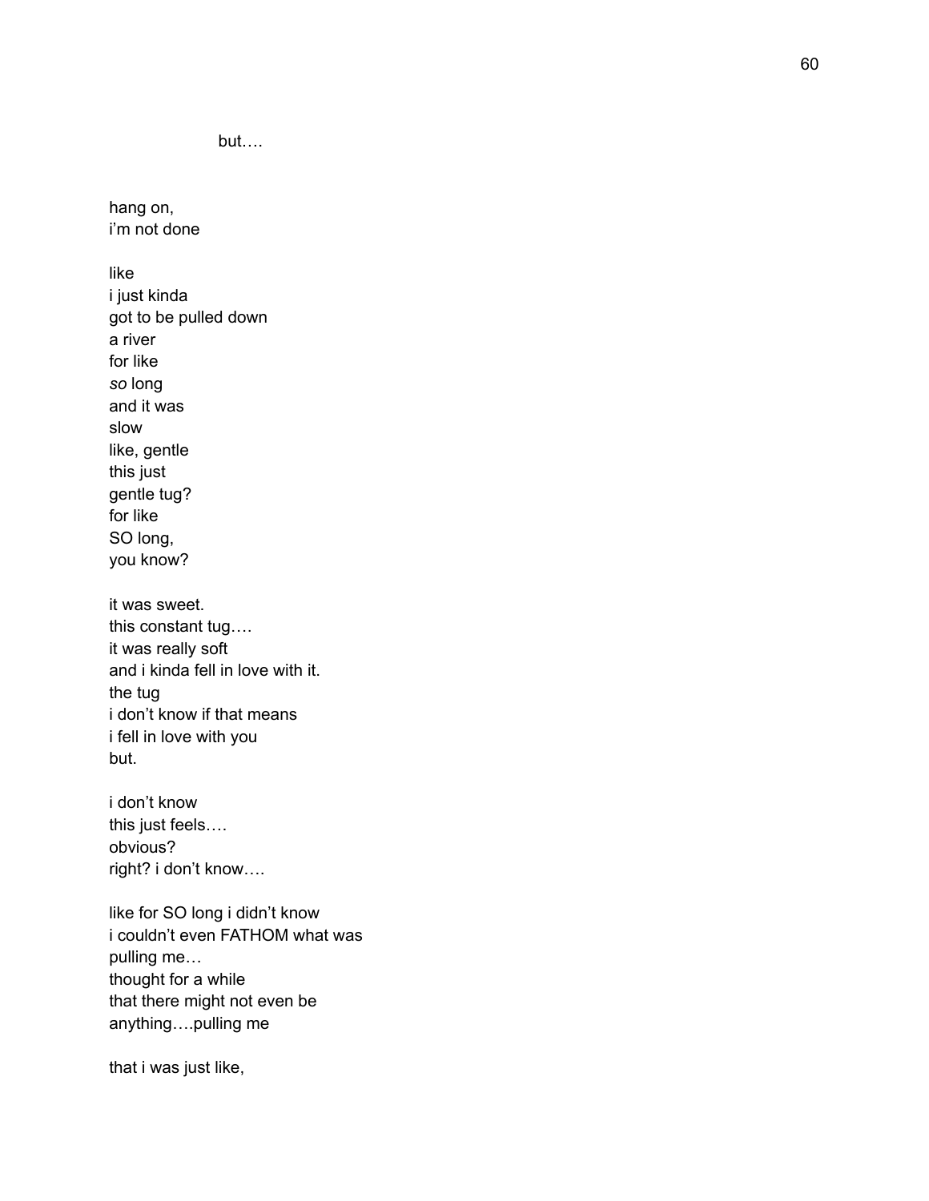but….

hang on,  
i'm not done

like  
i just kinda  
got to be pulled down  
a river  
for like  
*so* long  
and it was  
slow  
like, gentle  
this just  
gentle tug?  
for like  
SO long,  
you know?

it was sweet.  
this constant tug….  
it was really soft  
and i kinda fell in love with it.  
the tug  
i don't know if that means  
i fell in love with you  
but.

i don't know  
this just feels….  
obvious?  
right? i don't know….

like for SO long i didn't know  
i couldn't even FATHOM what was  
pulling me…  
thought for a while  
that there might not even be  
anything….pulling me

that i was just like,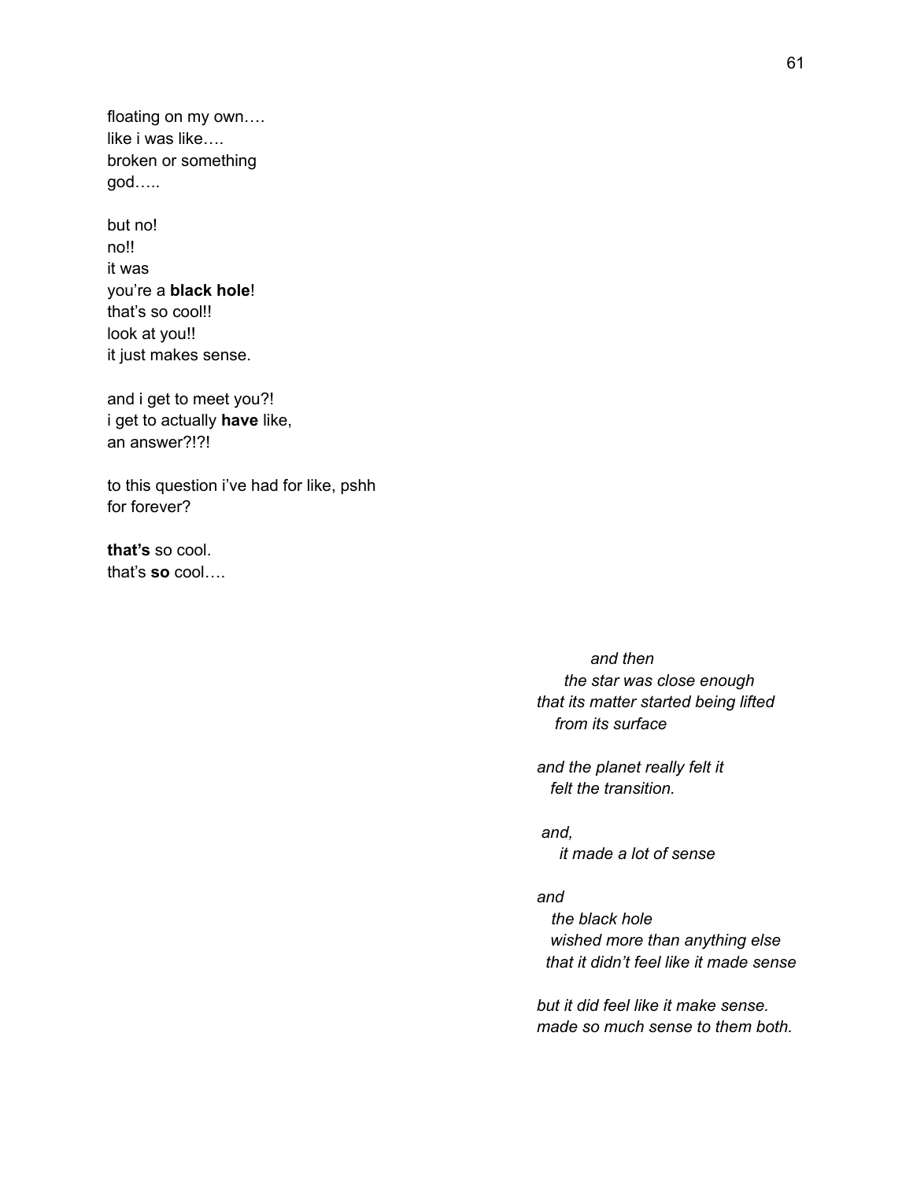floating on my own….  
like i was like….  
broken or something  
god…..

but no!  
no!!  
it was  
you’re a **black hole**!  
that’s so cool!!  
look at you!!  
it just makes sense.

and i get to meet you?!  
i get to actually **have** like,  
an answer?!?!

to this question i’ve had for like, pshh  
for forever?

**that’s** so cool.  
that’s **so** cool….

*and then*  
*the star was close enough*  
*that its matter started being lifted*  
*from its surface*

*and the planet really felt it*  
*felt the transition.*

*and,*  
*it made a lot of sense*

*and*  
*the black hole*  
*wished more than anything else*  
*that it didn’t feel like it made sense*

*but it did feel like it make sense.*  
*made so much sense to them both.*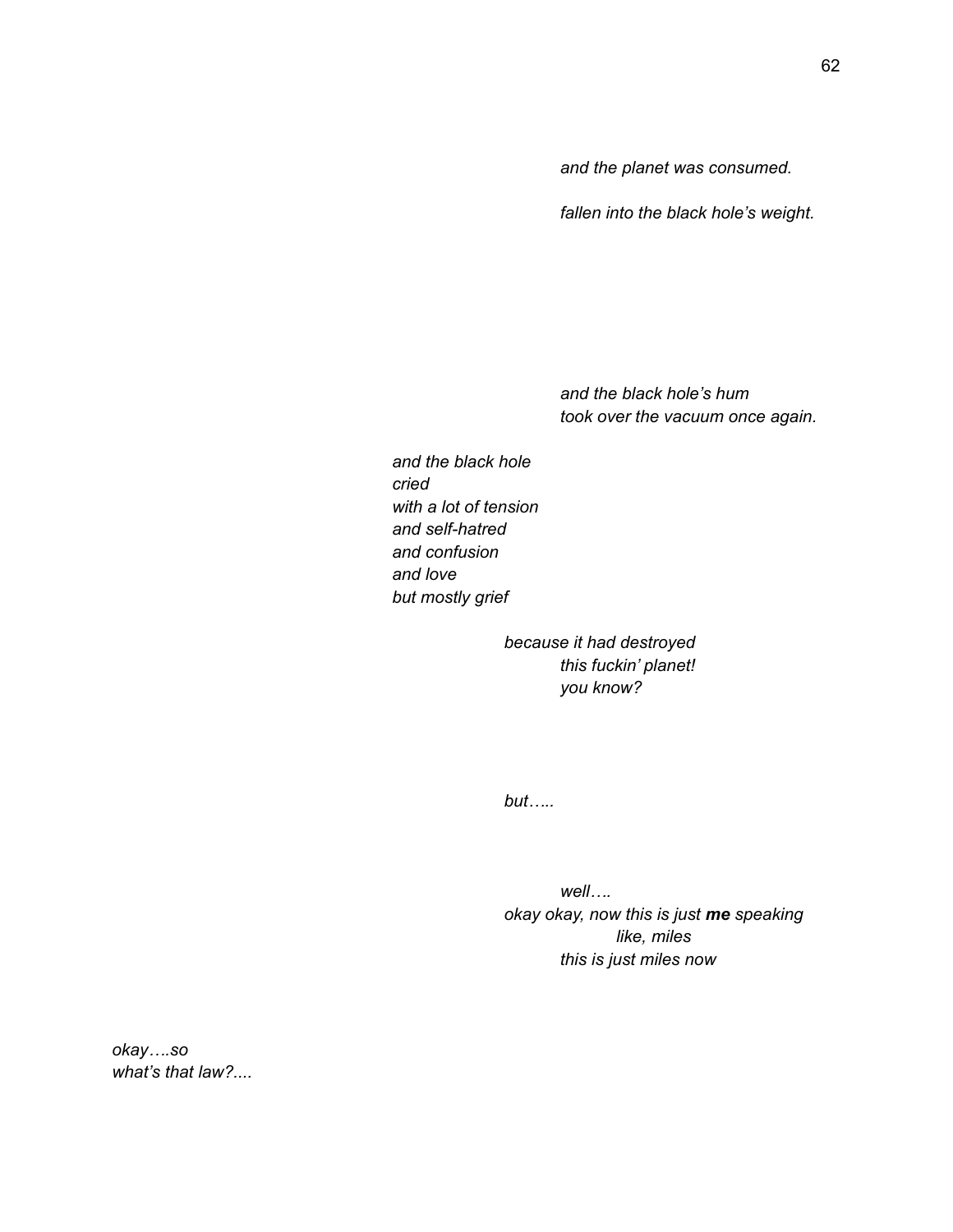*and the planet was consumed.*

*fallen into the black hole's weight.*

*and the black hole's hum*
*took over the vacuum once again.*

*and the black hole*
*cried*
*with a lot of tension*
*and self-hatred*
*and confusion*
*and love*
*but mostly grief*

*because it had destroyed*
*this fuckin' planet!*
*you know?*

*but…..*

*well….*
*okay okay, now this is just **me** speaking*
*like, miles*
*this is just miles now*

*okay….so*
*what's that law?....*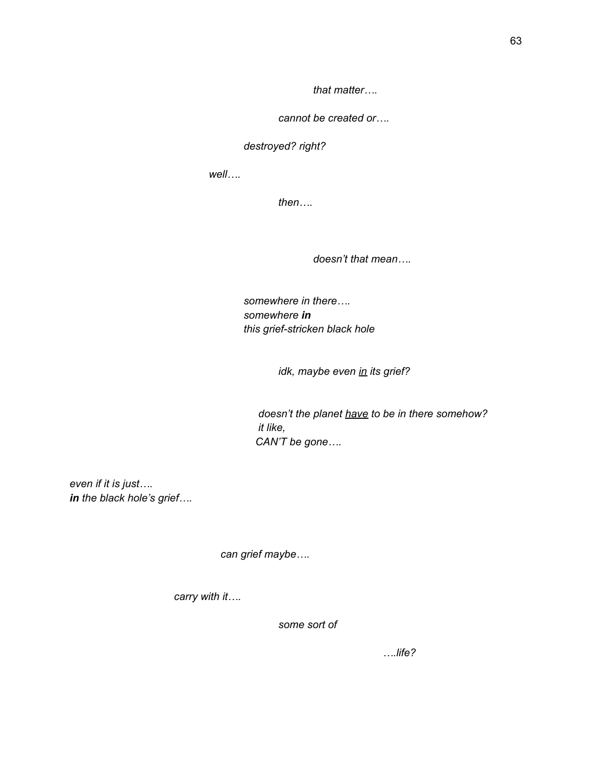*that matter….*

*cannot be created or….*

*destroyed? right?*

*well….*

*then….*

*doesn't that mean….*

*somewhere in there….*
*somewhere **in***
*this grief-stricken black hole*

*idk, maybe even <u>in</u> its grief?*

*doesn't the planet <u>have</u> to be in there somehow?*
*it like,*
*CAN'T be gone….*

*even if it is just….*
***in** the black hole's grief….*

*can grief maybe….*

*carry with it….*

*some sort of*

*….life?*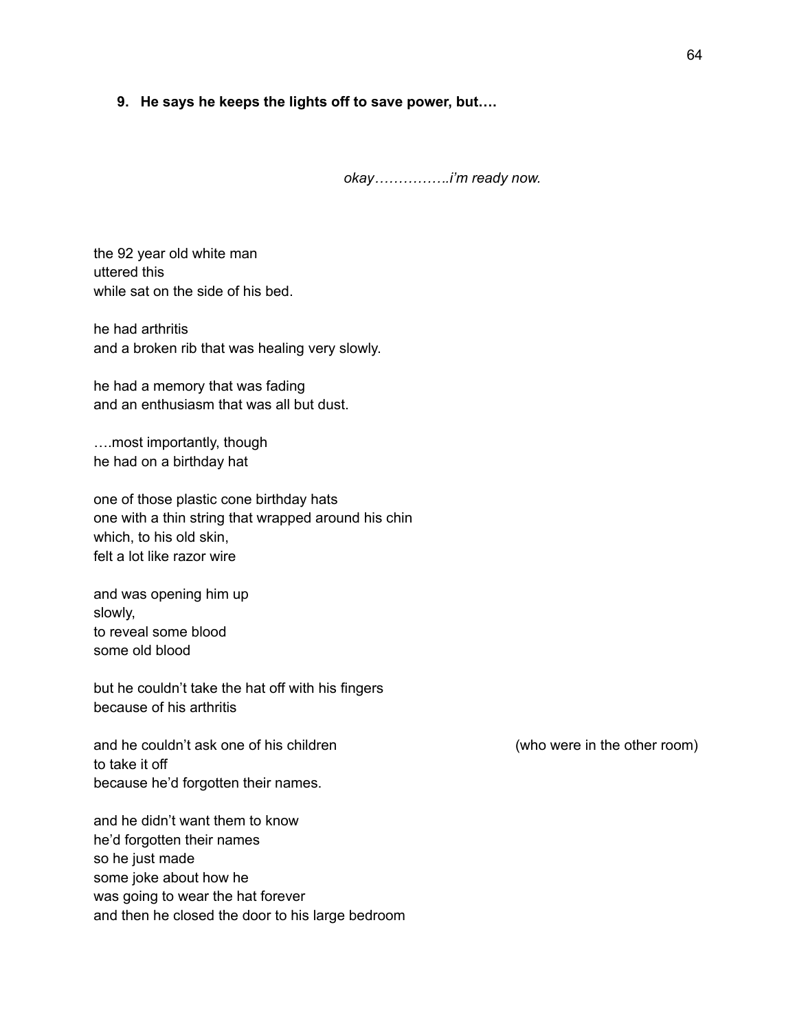**9. He says he keeps the lights off to save power, but….**

*okay…………….i'm ready now.*

the 92 year old white man
uttered this
while sat on the side of his bed.

he had arthritis
and a broken rib that was healing very slowly.

he had a memory that was fading
and an enthusiasm that was all but dust.

….most importantly, though
he had on a birthday hat

one of those plastic cone birthday hats
one with a thin string that wrapped around his chin
which, to his old skin,
felt a lot like razor wire

and was opening him up
slowly,
to reveal some blood
some old blood

but he couldn't take the hat off with his fingers
because of his arthritis

and he couldn't ask one of his children (who were in the other room)
to take it off
because he'd forgotten their names.

and he didn't want them to know
he'd forgotten their names
so he just made
some joke about how he
was going to wear the hat forever
and then he closed the door to his large bedroom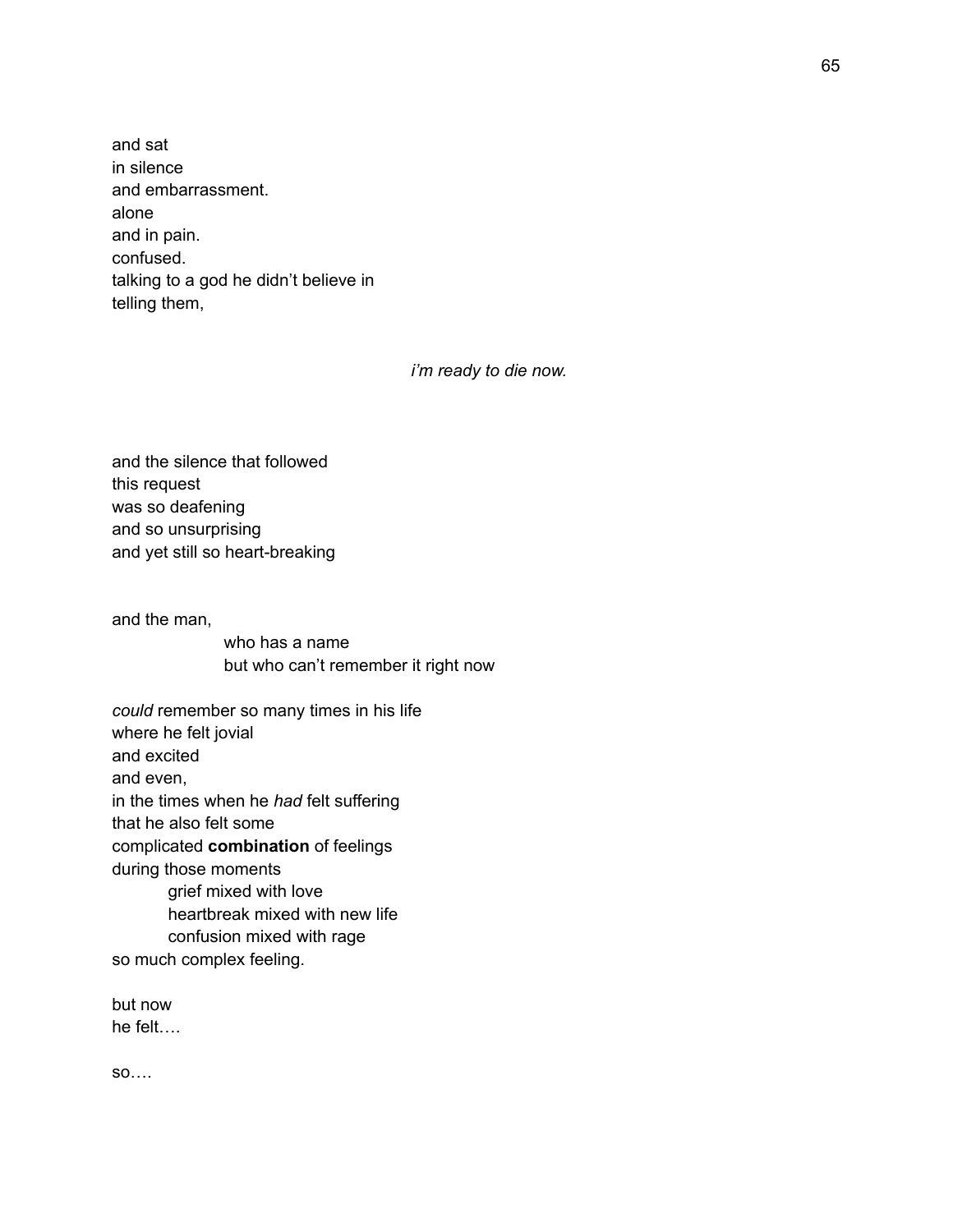and sat
in silence
and embarrassment.
alone
and in pain.
confused.
talking to a god he didn't believe in
telling them,

*i'm ready to die now.*

and the silence that followed
this request
was so deafening
and so unsurprising
and yet still so heart-breaking

and the man,
who has a name
but who can't remember it right now

*could* remember so many times in his life
where he felt jovial
and excited
and even,
in the times when he *had* felt suffering
that he also felt some
complicated **combination** of feelings
during those moments
grief mixed with love
heartbreak mixed with new life
confusion mixed with rage
so much complex feeling.

but now
he felt….

so….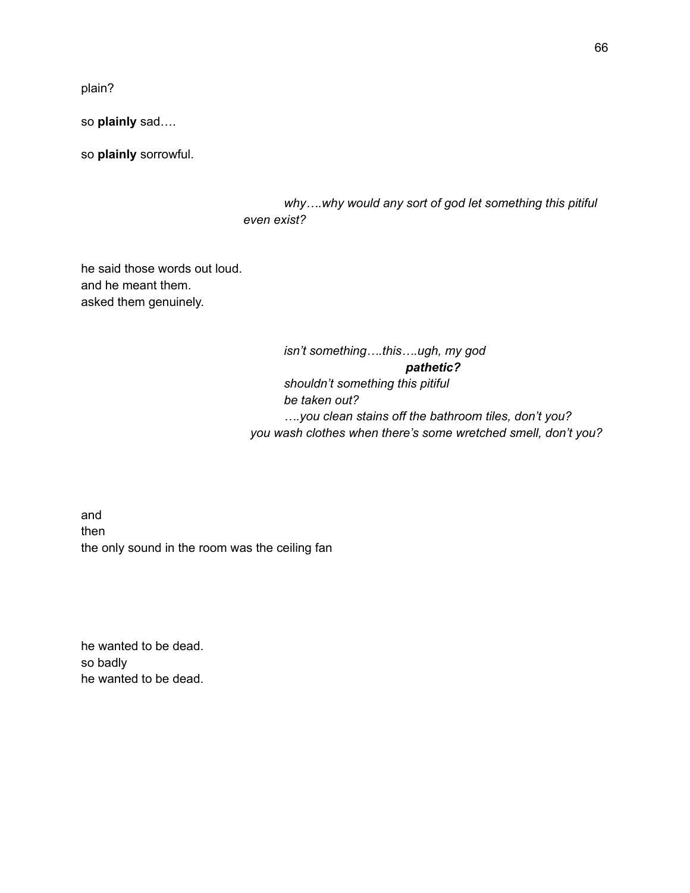plain?

so **plainly** sad….

so **plainly** sorrowful.

*why….why would any sort of god let something this pitiful even exist?*

he said those words out loud.
and he meant them.
asked them genuinely.

*isn't something….this….ugh, my god*
***pathetic?***
*shouldn't something this pitiful*
*be taken out?*
*….you clean stains off the bathroom tiles, don't you?*
*you wash clothes when there's some wretched smell, don't you?*

and
then
the only sound in the room was the ceiling fan

he wanted to be dead.
so badly
he wanted to be dead.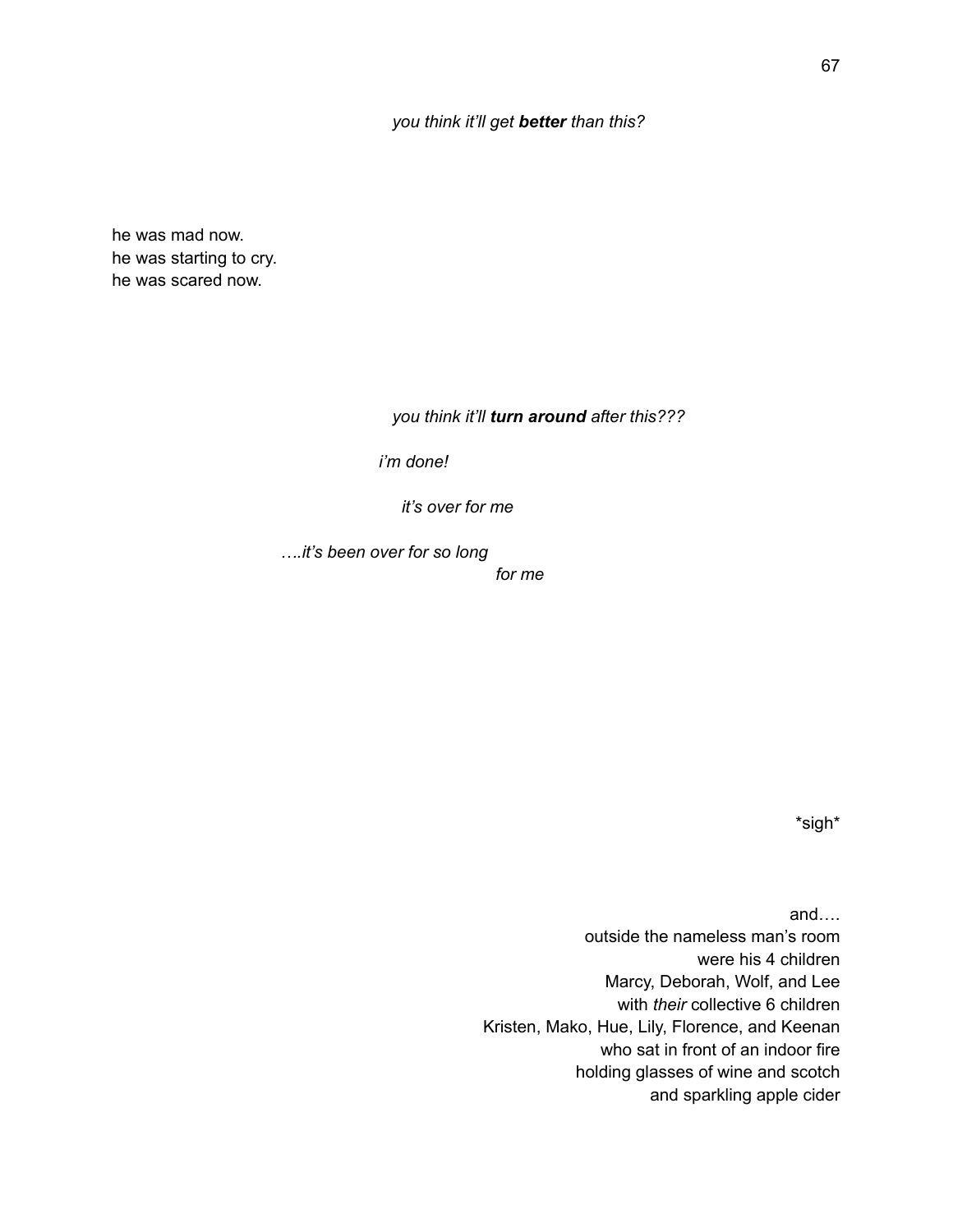*you think it'll get **better** than this?*

he was mad now.
he was starting to cry.
he was scared now.

*you think it'll **turn around** after this???*

*i'm done!*

*it's over for me*

*….it's been over for so long*
*for me*

*sigh*

and….
outside the nameless man's room
were his 4 children
Marcy, Deborah, Wolf, and Lee
with *their* collective 6 children
Kristen, Mako, Hue, Lily, Florence, and Keenan
who sat in front of an indoor fire
holding glasses of wine and scotch
and sparkling apple cider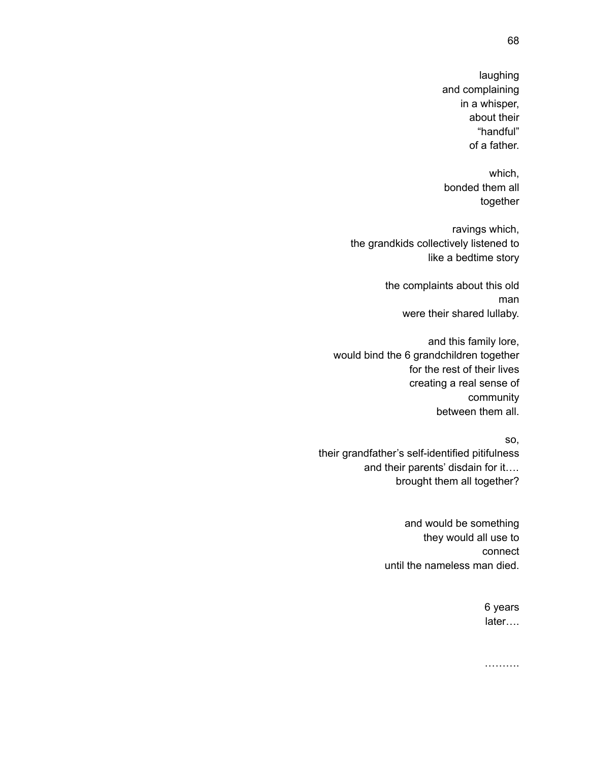laughing  
and complaining  
in a whisper,  
about their  
“handful”  
of a father.

which,  
bonded them all  
together

ravings which,  
the grandkids collectively listened to  
like a bedtime story

the complaints about this old  
man  
were their shared lullaby.

and this family lore,  
would bind the 6 grandchildren together  
for the rest of their lives  
creating a real sense of  
community  
between them all.

so,  
their grandfather’s self-identified pitifulness  
and their parents’ disdain for it….  
brought them all together?

and would be something  
they would all use to  
connect  
until the nameless man died.

6 years  
later….

……….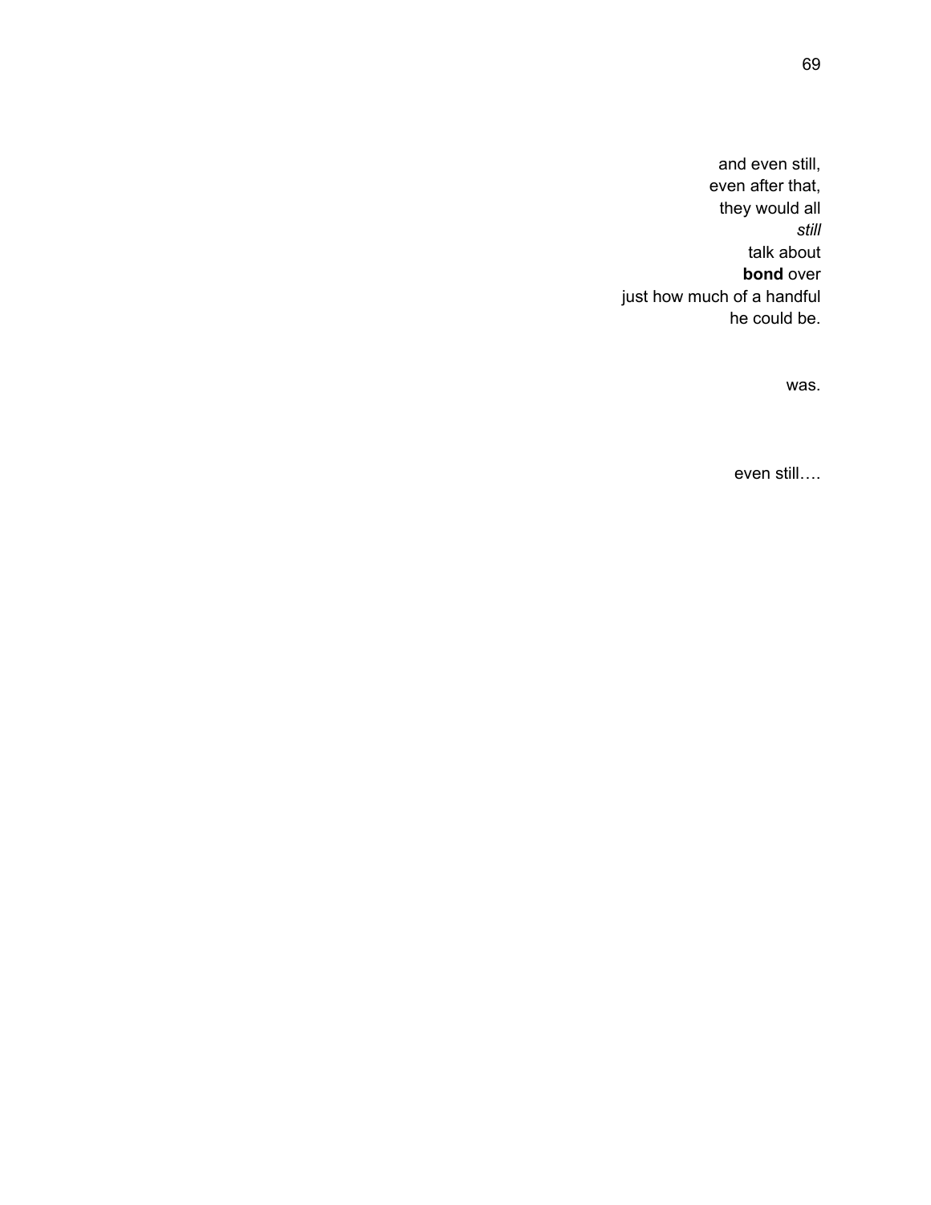and even still,
even after that,
they would all
*still*
talk about
**bond** over
just how much of a handful
he could be.

was.

even still….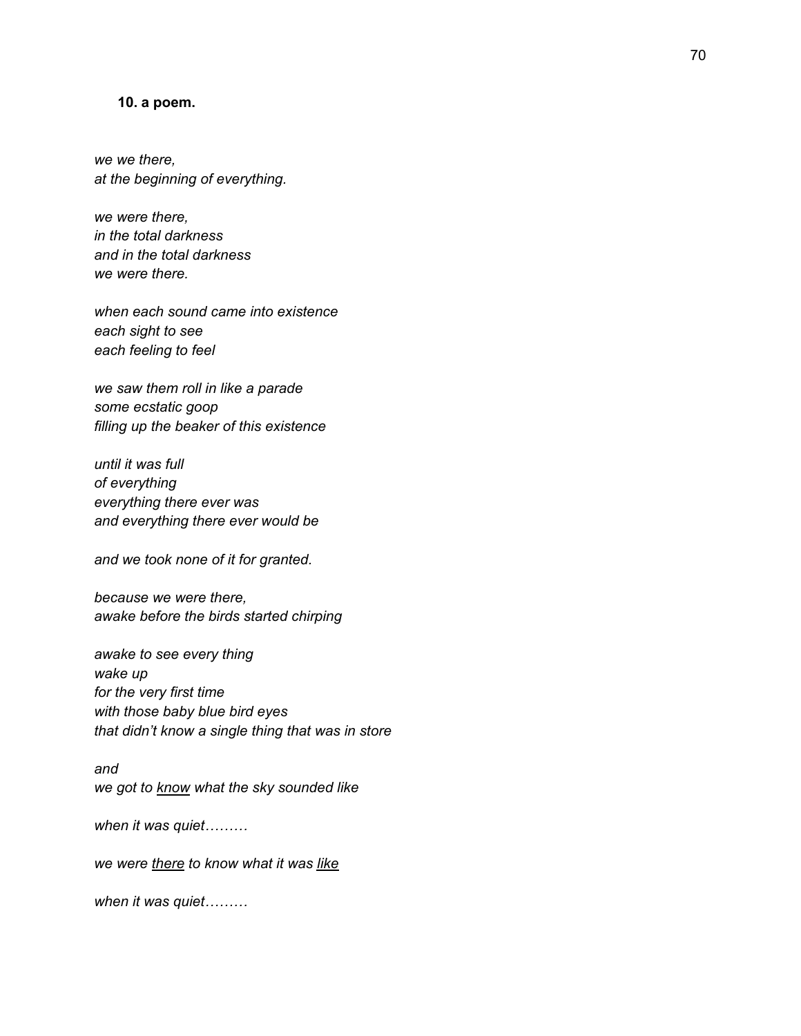**10. a poem.**

*we we there,*
*at the beginning of everything.*

*we were there,*
*in the total darkness*
*and in the total darkness*
*we were there.*

*when each sound came into existence*
*each sight to see*
*each feeling to feel*

*we saw them roll in like a parade*
*some ecstatic goop*
*filling up the beaker of this existence*

*until it was full*
*of everything*
*everything there ever was*
*and everything there ever would be*

*and we took none of it for granted.*

*because we were there,*
*awake before the birds started chirping*

*awake to see every thing*
*wake up*
*for the very first time*
*with those baby blue bird eyes*
*that didn't know a single thing that was in store*

*and*
*we got to <u>know</u> what the sky sounded like*

*when it was quiet………*

*we were <u>there</u> to know what it was <u>like</u>*

*when it was quiet………*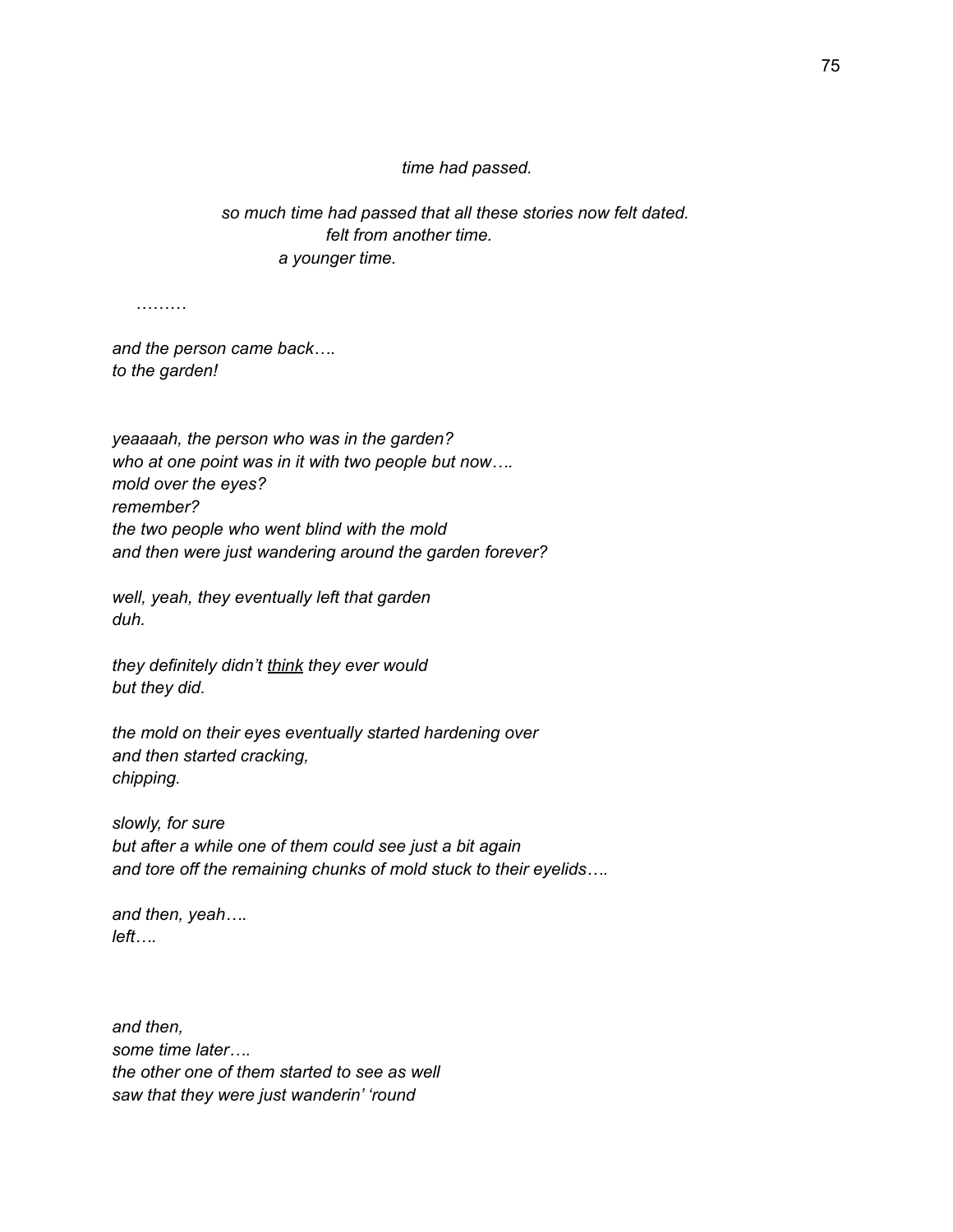*time had passed.*

*so much time had passed that all these stories now felt dated.*
*felt from another time.*
*a younger time.*

………

*and the person came back….*
*to the garden!*

*yeaaaah, the person who was in the garden?*
*who at one point was in it with two people but now….*
*mold over the eyes?*
*remember?*
*the two people who went blind with the mold*
*and then were just wandering around the garden forever?*

*well, yeah, they eventually left that garden*
*duh.*

*they definitely didn't <u>think</u> they ever would*
*but they did.*

*the mold on their eyes eventually started hardening over*
*and then started cracking,*
*chipping.*

*slowly, for sure*
*but after a while one of them could see just a bit again*
*and tore off the remaining chunks of mold stuck to their eyelids….*

*and then, yeah….*
*left….*

*and then,*
*some time later….*
*the other one of them started to see as well*
*saw that they were just wanderin' 'round*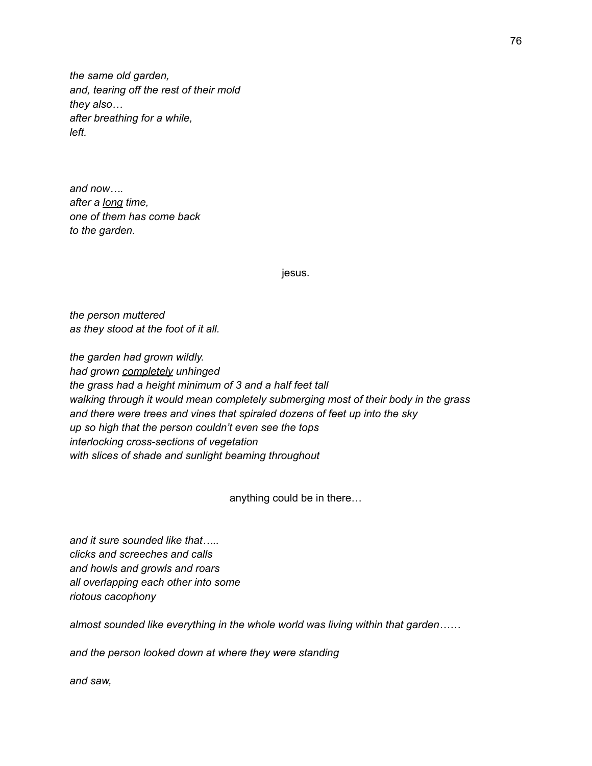*the same old garden,*
*and, tearing off the rest of their mold*
*they also…*
*after breathing for a while,*
*left.*

*and now….*
*after a <u>long</u> time,*
*one of them has come back*
*to the garden.*

jesus.

*the person muttered*
*as they stood at the foot of it all.*

*the garden had grown wildly.*
*had grown <u>completely</u> unhinged*
*the grass had a height minimum of 3 and a half feet tall*
*walking through it would mean completely submerging most of their body in the grass*
*and there were trees and vines that spiraled dozens of feet up into the sky*
*up so high that the person couldn't even see the tops*
*interlocking cross-sections of vegetation*
*with slices of shade and sunlight beaming throughout*

anything could be in there…

*and it sure sounded like that…..*
*clicks and screeches and calls*
*and howls and growls and roars*
*all overlapping each other into some*
*riotous cacophony*

*almost sounded like everything in the whole world was living within that garden……*

*and the person looked down at where they were standing*

*and saw,*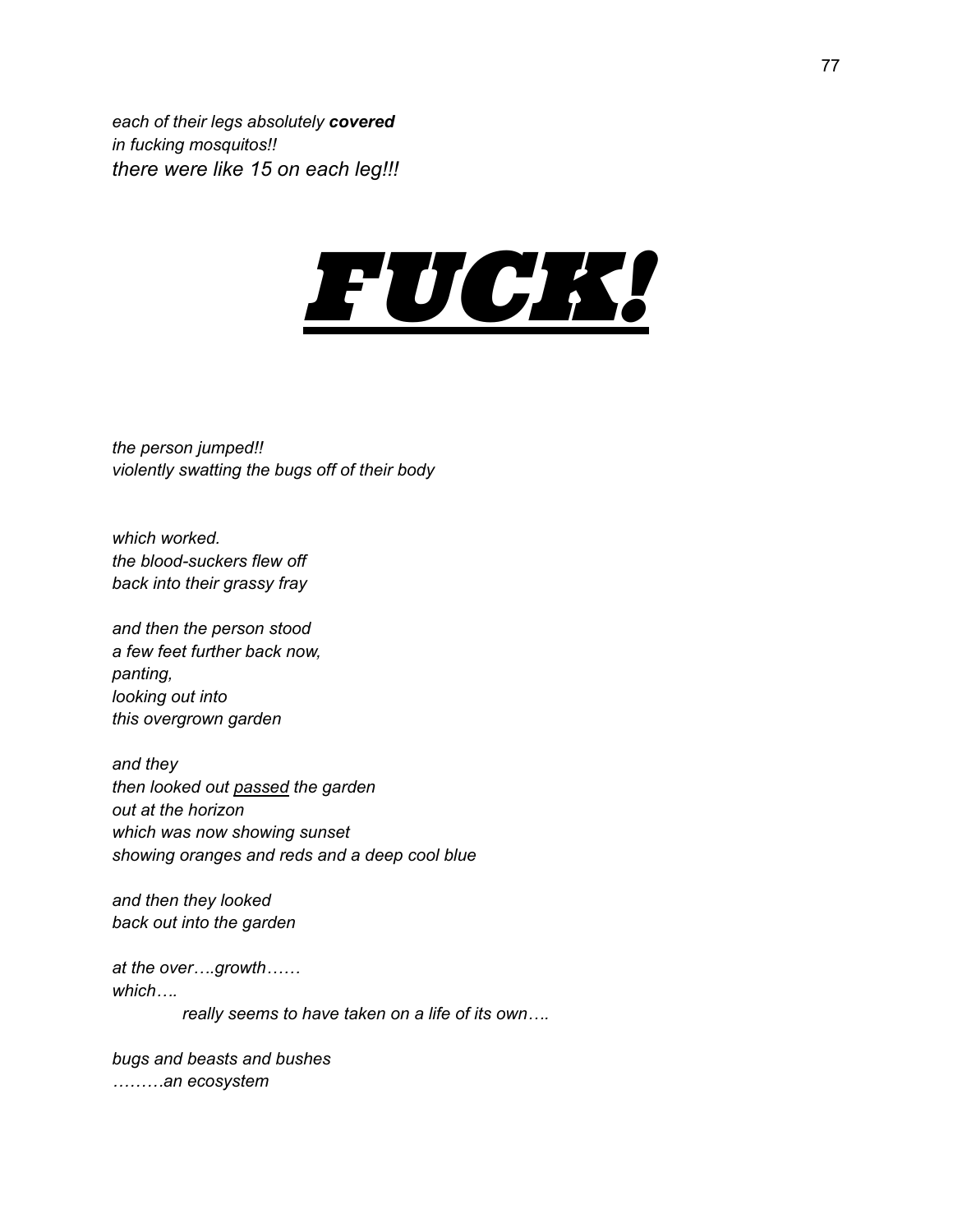*each of their legs absolutely **covered***
*in fucking mosquitos!!*
*there were like 15 on each leg!!!*

<u>***FUCK!***</u>

*the person jumped!!*
*violently swatting the bugs off of their body*

*which worked.*
*the blood-suckers flew off*
*back into their grassy fray*

*and then the person stood*
*a few feet further back now,*
*panting,*
*looking out into*
*this overgrown garden*

*and they*
*then looked out <u>passed</u> the garden*
*out at the horizon*
*which was now showing sunset*
*showing oranges and reds and a deep cool blue*

*and then they looked*
*back out into the garden*

*at the over….growth……*
*which….*
    *really seems to have taken on a life of its own….*

*bugs and beasts and bushes*
*………an ecosystem*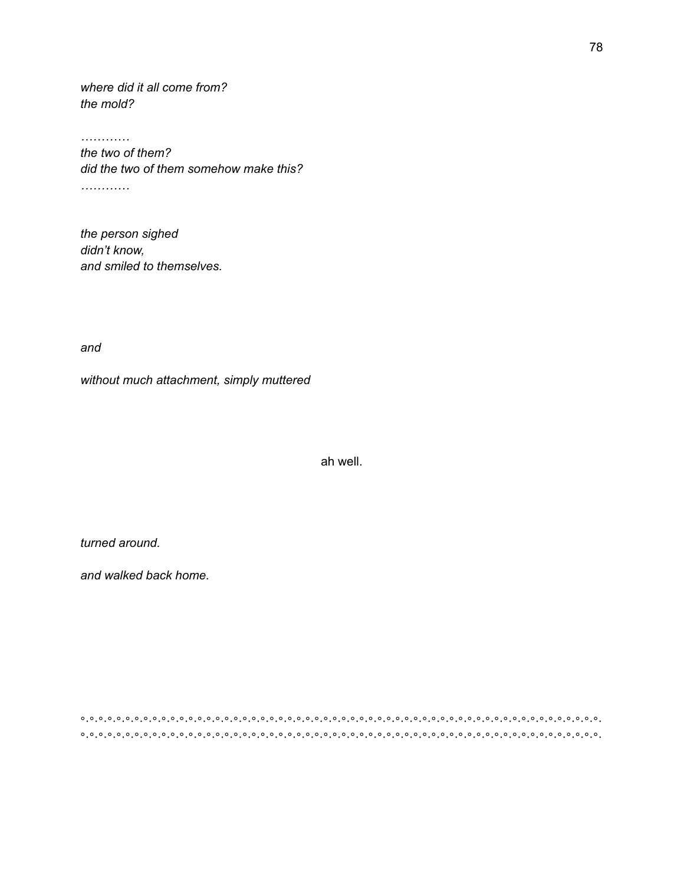*where did it all come from?*
*the mold?*

*…………*
*the two of them?*
*did the two of them somehow make this?*
*…………*

*the person sighed*
*didn't know,*
*and smiled to themselves.*

*and*

*without much attachment, simply muttered*

ah well.

*turned around.*

*and walked back home.*

∘.∘.∘.∘.∘.∘.∘.∘.∘.∘.∘.∘.∘.∘.∘.∘.∘.∘.∘.∘.∘.∘.∘.∘.∘.∘.∘.∘.∘.∘.∘.∘.∘.∘.∘.∘.∘.∘.∘.∘.∘.∘.∘.∘.∘.∘.∘.∘.∘.∘.∘.∘.∘.∘.∘.∘.∘.∘.∘.∘.∘.∘.∘.∘.
∘.∘.∘.∘.∘.∘.∘.∘.∘.∘.∘.∘.∘.∘.∘.∘.∘.∘.∘.∘.∘.∘.∘.∘.∘.∘.∘.∘.∘.∘.∘.∘.∘.∘.∘.∘.∘.∘.∘.∘.∘.∘.∘.∘.∘.∘.∘.∘.∘.∘.∘.∘.∘.∘.∘.∘.∘.∘.∘.∘.∘.∘.∘.∘.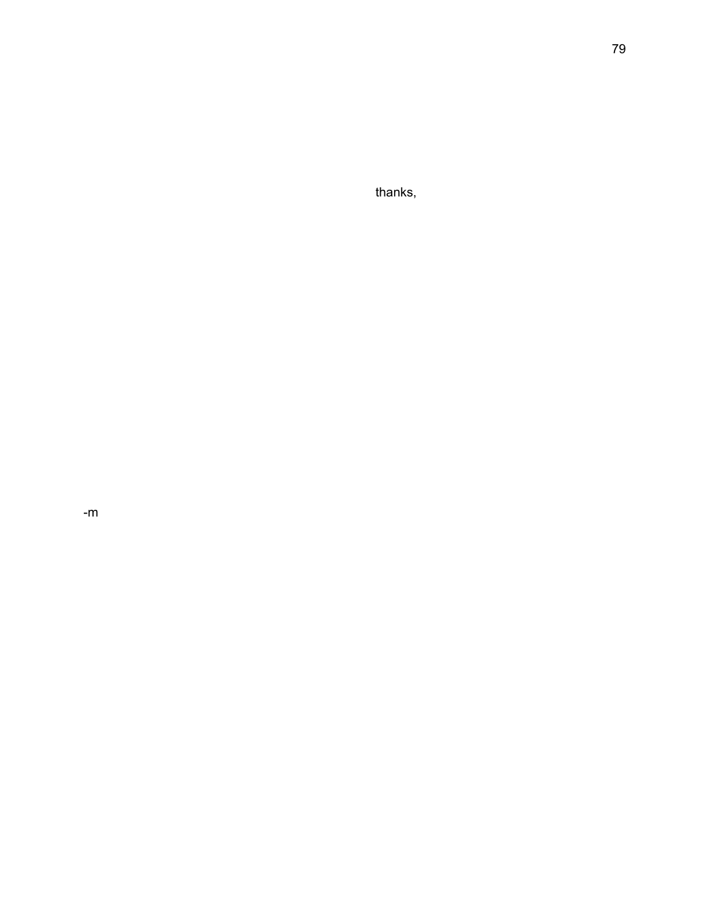thanks,

-m